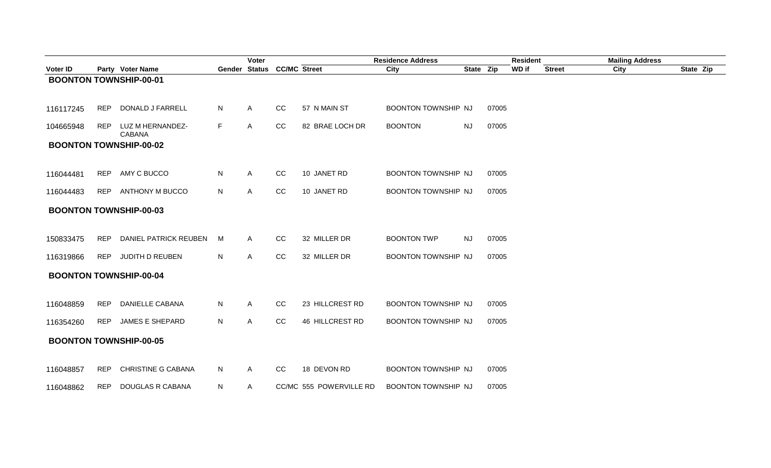| Voter ID | Party | Voter Name | Gender | Voter Status | CC/MC | Residence Address Street | City | State | Zip | Resident WD if | Mailing Address Street | City | State | Zip |
|---|---|---|---|---|---|---|---|---|---|---|---|---|---|---|
| **BOONTON TOWNSHIP-00-01** | | | | | | | | | | | | | | |
| 116117245 | REP | DONALD J FARRELL | N | A | CC | 57 N MAIN ST | BOONTON TOWNSHIP | NJ | 07005 | | | | | |
| 104665948 | REP | LUZ M HERNANDEZ-CABANA | F | A | CC | 82 BRAE LOCH DR | BOONTON | NJ | 07005 | | | | | |
| **BOONTON TOWNSHIP-00-02** | | | | | | | | | | | | | | |
| 116044481 | REP | AMY C BUCCO | N | A | CC | 10 JANET RD | BOONTON TOWNSHIP | NJ | 07005 | | | | | |
| 116044483 | REP | ANTHONY M BUCCO | N | A | CC | 10 JANET RD | BOONTON TOWNSHIP | NJ | 07005 | | | | | |
| **BOONTON TOWNSHIP-00-03** | | | | | | | | | | | | | | |
| 150833475 | REP | DANIEL PATRICK REUBEN | M | A | CC | 32 MILLER DR | BOONTON TWP | NJ | 07005 | | | | | |
| 116319866 | REP | JUDITH D REUBEN | N | A | CC | 32 MILLER DR | BOONTON TOWNSHIP | NJ | 07005 | | | | | |
| **BOONTON TOWNSHIP-00-04** | | | | | | | | | | | | | | |
| 116048859 | REP | DANIELLE CABANA | N | A | CC | 23 HILLCREST RD | BOONTON TOWNSHIP | NJ | 07005 | | | | | |
| 116354260 | REP | JAMES E SHEPARD | N | A | CC | 46 HILLCREST RD | BOONTON TOWNSHIP | NJ | 07005 | | | | | |
| **BOONTON TOWNSHIP-00-05** | | | | | | | | | | | | | | |
| 116048857 | REP | CHRISTINE G CABANA | N | A | CC | 18 DEVON RD | BOONTON TOWNSHIP | NJ | 07005 | | | | | |
| 116048862 | REP | DOUGLAS R CABANA | N | A | CC/MC | 555 POWERVILLE RD | BOONTON TOWNSHIP | NJ | 07005 | | | | | |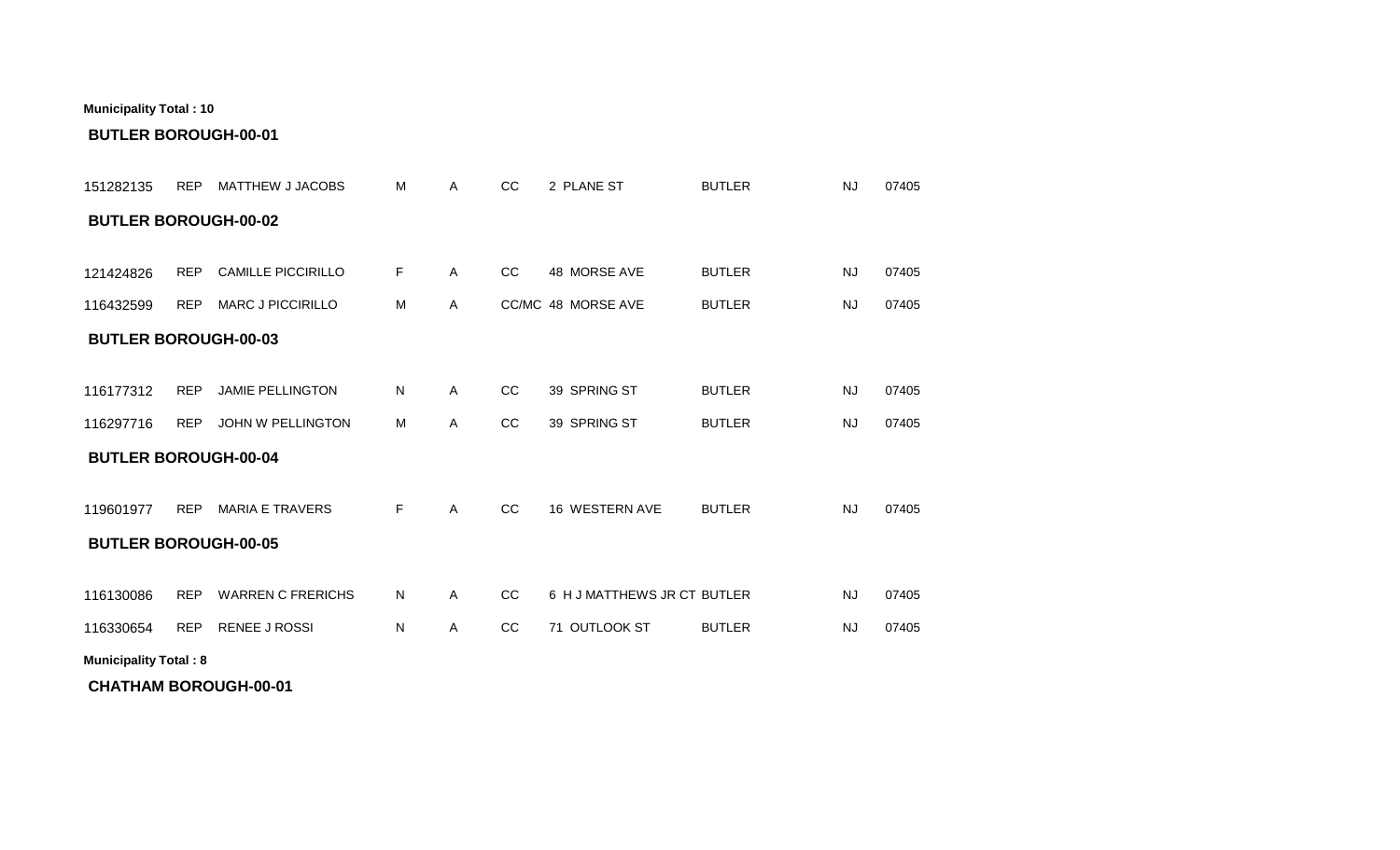**Municipality Total : 10**

**BUTLER BOROUGH-00-01**

| | | | | | | | | | |
|---|---|---|---|---|---|---|---|---|---|
| 151282135 | REP | MATTHEW J JACOBS | M | A | CC | 2 PLANE ST | BUTLER | NJ | 07405 |

**BUTLER BOROUGH-00-02**

| | | | | | | | | | |
|---|---|---|---|---|---|---|---|---|---|
| 121424826 | REP | CAMILLE PICCIRILLO | F | A | CC | 48 MORSE AVE | BUTLER | NJ | 07405 |
| 116432599 | REP | MARC J PICCIRILLO | M | A | CC/MC | 48 MORSE AVE | BUTLER | NJ | 07405 |

**BUTLER BOROUGH-00-03**

| | | | | | | | | | |
|---|---|---|---|---|---|---|---|---|---|
| 116177312 | REP | JAMIE PELLINGTON | N | A | CC | 39 SPRING ST | BUTLER | NJ | 07405 |
| 116297716 | REP | JOHN W PELLINGTON | M | A | CC | 39 SPRING ST | BUTLER | NJ | 07405 |

**BUTLER BOROUGH-00-04**

| | | | | | | | | | |
|---|---|---|---|---|---|---|---|---|---|
| 119601977 | REP | MARIA E TRAVERS | F | A | CC | 16 WESTERN AVE | BUTLER | NJ | 07405 |

**BUTLER BOROUGH-00-05**

| | | | | | | | | | |
|---|---|---|---|---|---|---|---|---|---|
| 116130086 | REP | WARREN C FRERICHS | N | A | CC | 6 H J MATTHEWS JR CT | BUTLER | NJ | 07405 |
| 116330654 | REP | RENEE J ROSSI | N | A | CC | 71 OUTLOOK ST | BUTLER | NJ | 07405 |

**Municipality Total : 8**

**CHATHAM BOROUGH-00-01**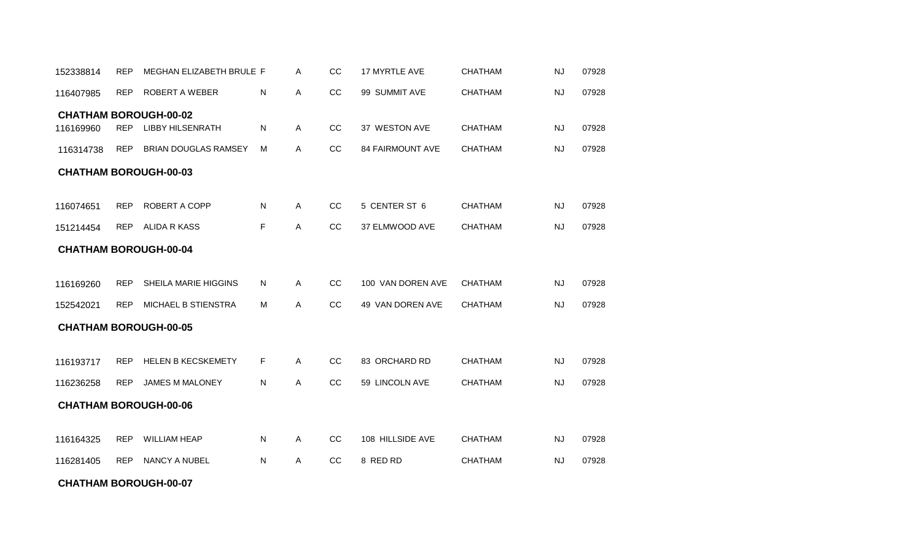| | | | | | | | | | |
|---|---|---|---|---|---|---|---|---|---|
| 152338814 | REP | MEGHAN ELIZABETH BRULE | F | A | CC | 17 MYRTLE AVE | CHATHAM | NJ | 07928 |
| 116407985 | REP | ROBERT A WEBER | N | A | CC | 99 SUMMIT AVE | CHATHAM | NJ | 07928 |

**CHATHAM BOROUGH-00-02**

| | | | | | | | | | |
|---|---|---|---|---|---|---|---|---|---|
| 116169960 | REP | LIBBY HILSENRATH | N | A | CC | 37 WESTON AVE | CHATHAM | NJ | 07928 |
| 116314738 | REP | BRIAN DOUGLAS RAMSEY | M | A | CC | 84 FAIRMOUNT AVE | CHATHAM | NJ | 07928 |

**CHATHAM BOROUGH-00-03**

| | | | | | | | | | |
|---|---|---|---|---|---|---|---|---|---|
| 116074651 | REP | ROBERT A COPP | N | A | CC | 5 CENTER ST 6 | CHATHAM | NJ | 07928 |
| 151214454 | REP | ALIDA R KASS | F | A | CC | 37 ELMWOOD AVE | CHATHAM | NJ | 07928 |

**CHATHAM BOROUGH-00-04**

| | | | | | | | | | |
|---|---|---|---|---|---|---|---|---|---|
| 116169260 | REP | SHEILA MARIE HIGGINS | N | A | CC | 100 VAN DOREN AVE | CHATHAM | NJ | 07928 |
| 152542021 | REP | MICHAEL B STIENSTRA | M | A | CC | 49 VAN DOREN AVE | CHATHAM | NJ | 07928 |

**CHATHAM BOROUGH-00-05**

| | | | | | | | | | |
|---|---|---|---|---|---|---|---|---|---|
| 116193717 | REP | HELEN B KECSKEMETY | F | A | CC | 83 ORCHARD RD | CHATHAM | NJ | 07928 |
| 116236258 | REP | JAMES M MALONEY | N | A | CC | 59 LINCOLN AVE | CHATHAM | NJ | 07928 |

**CHATHAM BOROUGH-00-06**

| | | | | | | | | | |
|---|---|---|---|---|---|---|---|---|---|
| 116164325 | REP | WILLIAM HEAP | N | A | CC | 108 HILLSIDE AVE | CHATHAM | NJ | 07928 |
| 116281405 | REP | NANCY A NUBEL | N | A | CC | 8 RED RD | CHATHAM | NJ | 07928 |

**CHATHAM BOROUGH-00-07**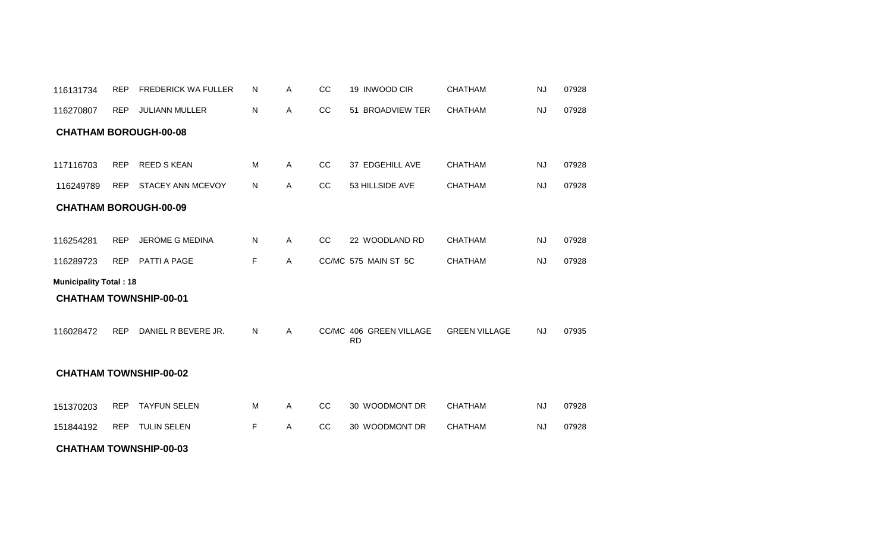| | | | | | | | | | |
|---|---|---|---|---|---|---|---|---|---|
| 116131734 | REP | FREDERICK WA FULLER | N | A | CC | 19 INWOOD CIR | CHATHAM | NJ | 07928 |
| 116270807 | REP | JULIANN MULLER | N | A | CC | 51 BROADVIEW TER | CHATHAM | NJ | 07928 |

**CHATHAM BOROUGH-00-08**

| | | | | | | | | | |
|---|---|---|---|---|---|---|---|---|---|
| 117116703 | REP | REED S KEAN | M | A | CC | 37 EDGEHILL AVE | CHATHAM | NJ | 07928 |
| 116249789 | REP | STACEY ANN MCEVOY | N | A | CC | 53 HILLSIDE AVE | CHATHAM | NJ | 07928 |

**CHATHAM BOROUGH-00-09**

| | | | | | | | | | |
|---|---|---|---|---|---|---|---|---|---|
| 116254281 | REP | JEROME G MEDINA | N | A | CC | 22 WOODLAND RD | CHATHAM | NJ | 07928 |
| 116289723 | REP | PATTI A PAGE | F | A | CC/MC | 575 MAIN ST 5C | CHATHAM | NJ | 07928 |

**Municipality Total : 18**

**CHATHAM TOWNSHIP-00-01**

| | | | | | | | | | |
|---|---|---|---|---|---|---|---|---|---|
| 116028472 | REP | DANIEL R BEVERE JR. | N | A | CC/MC | 406 GREEN VILLAGE RD | GREEN VILLAGE | NJ | 07935 |

**CHATHAM TOWNSHIP-00-02**

| | | | | | | | | | |
|---|---|---|---|---|---|---|---|---|---|
| 151370203 | REP | TAYFUN SELEN | M | A | CC | 30 WOODMONT DR | CHATHAM | NJ | 07928 |
| 151844192 | REP | TULIN SELEN | F | A | CC | 30 WOODMONT DR | CHATHAM | NJ | 07928 |

**CHATHAM TOWNSHIP-00-03**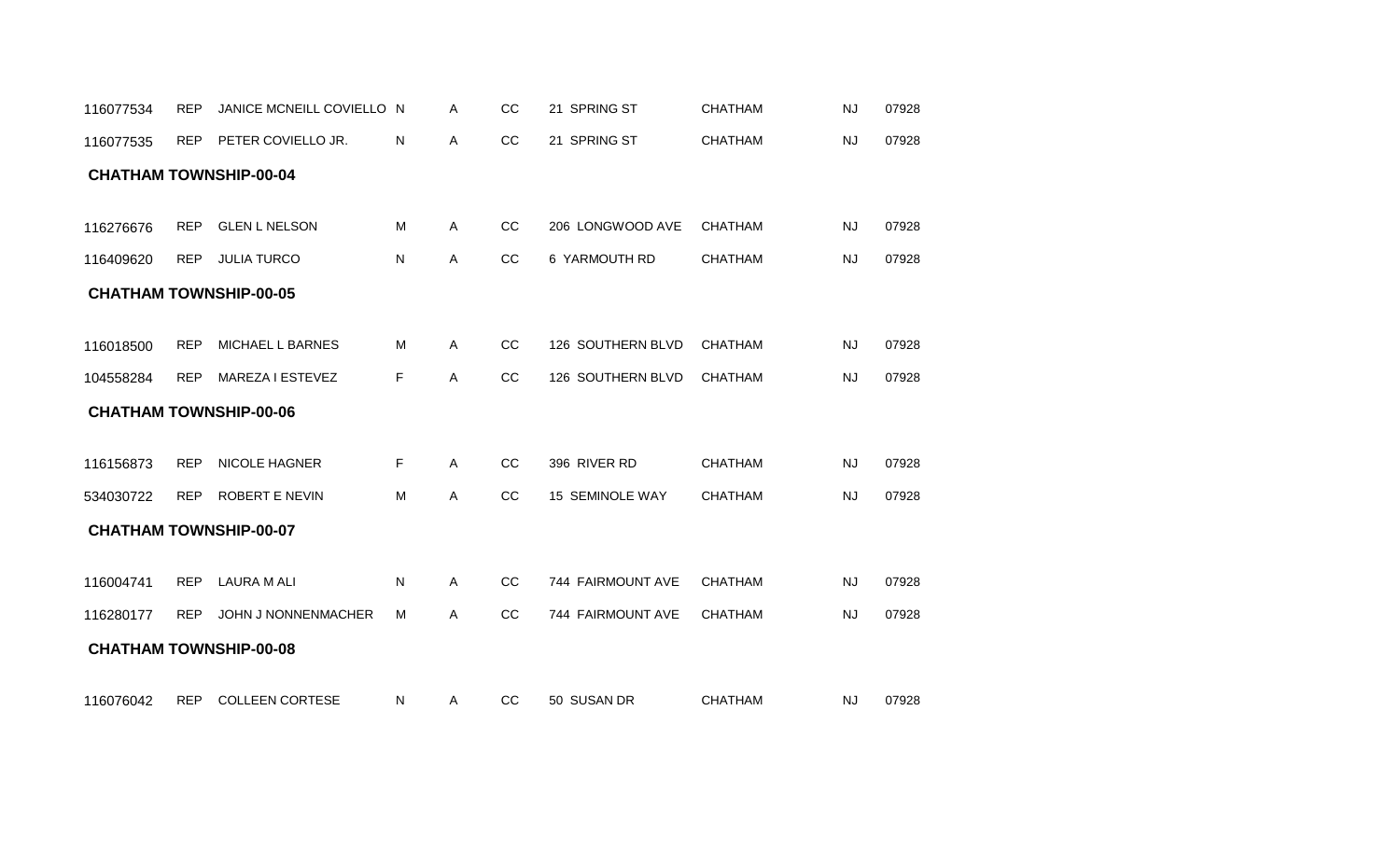| | | | | | | | | | |
|---|---|---|---|---|---|---|---|---|---|
| 116077534 | REP | JANICE MCNEILL COVIELLO | N | A | CC | 21 SPRING ST | CHATHAM | NJ | 07928 |
| 116077535 | REP | PETER COVIELLO JR. | N | A | CC | 21 SPRING ST | CHATHAM | NJ | 07928 |

**CHATHAM TOWNSHIP-00-04**

| | | | | | | | | | |
|---|---|---|---|---|---|---|---|---|---|
| 116276676 | REP | GLEN L NELSON | M | A | CC | 206 LONGWOOD AVE | CHATHAM | NJ | 07928 |
| 116409620 | REP | JULIA TURCO | N | A | CC | 6 YARMOUTH RD | CHATHAM | NJ | 07928 |

**CHATHAM TOWNSHIP-00-05**

| | | | | | | | | | |
|---|---|---|---|---|---|---|---|---|---|
| 116018500 | REP | MICHAEL L BARNES | M | A | CC | 126 SOUTHERN BLVD | CHATHAM | NJ | 07928 |
| 104558284 | REP | MAREZA I ESTEVEZ | F | A | CC | 126 SOUTHERN BLVD | CHATHAM | NJ | 07928 |

**CHATHAM TOWNSHIP-00-06**

| | | | | | | | | | |
|---|---|---|---|---|---|---|---|---|---|
| 116156873 | REP | NICOLE HAGNER | F | A | CC | 396 RIVER RD | CHATHAM | NJ | 07928 |
| 534030722 | REP | ROBERT E NEVIN | M | A | CC | 15 SEMINOLE WAY | CHATHAM | NJ | 07928 |

**CHATHAM TOWNSHIP-00-07**

| | | | | | | | | | |
|---|---|---|---|---|---|---|---|---|---|
| 116004741 | REP | LAURA M ALI | N | A | CC | 744 FAIRMOUNT AVE | CHATHAM | NJ | 07928 |
| 116280177 | REP | JOHN J NONNENMACHER | M | A | CC | 744 FAIRMOUNT AVE | CHATHAM | NJ | 07928 |

**CHATHAM TOWNSHIP-00-08**

| | | | | | | | | | |
|---|---|---|---|---|---|---|---|---|---|
| 116076042 | REP | COLLEEN CORTESE | N | A | CC | 50 SUSAN DR | CHATHAM | NJ | 07928 |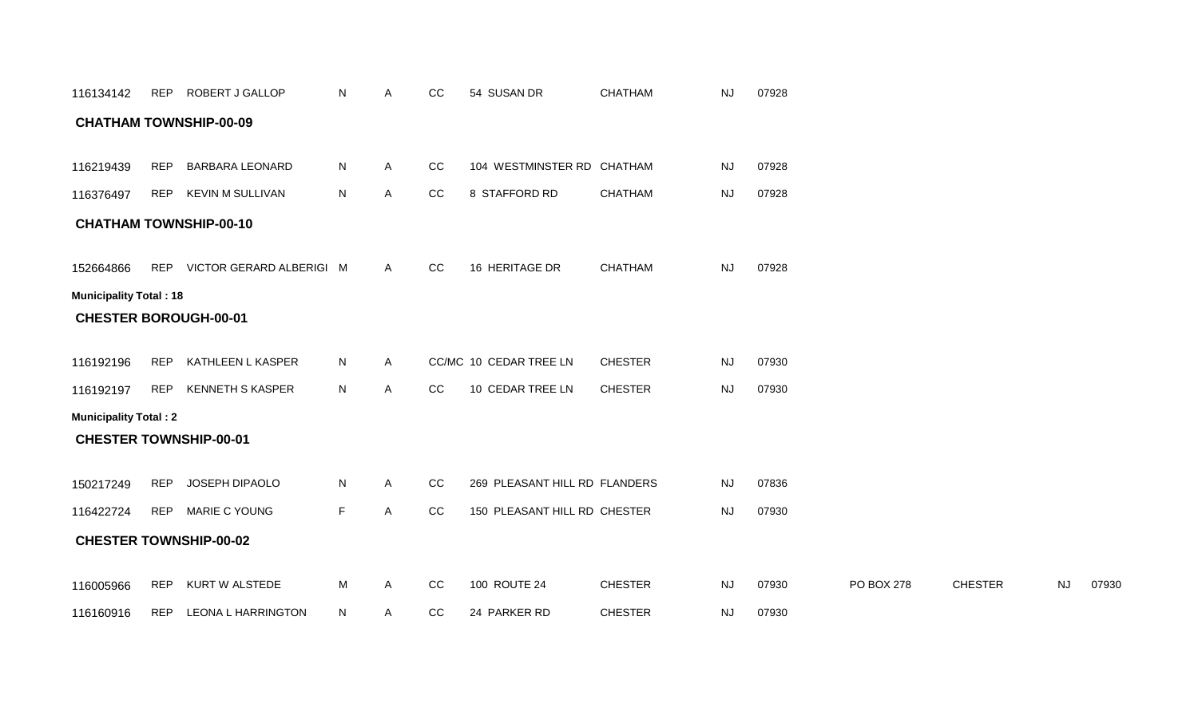| | | | | | | | | | | | | | |
|---|---|---|---|---|---|---|---|---|---|---|---|---|---|
| 116134142 | REP | ROBERT J GALLOP | N | A | CC | 54 SUSAN DR | CHATHAM | NJ | 07928 | | | | |

**CHATHAM TOWNSHIP-00-09**

| | | | | | | | | | | | | | |
|---|---|---|---|---|---|---|---|---|---|---|---|---|---|
| 116219439 | REP | BARBARA LEONARD | N | A | CC | 104 WESTMINSTER RD | CHATHAM | NJ | 07928 | | | | |
| 116376497 | REP | KEVIN M SULLIVAN | N | A | CC | 8 STAFFORD RD | CHATHAM | NJ | 07928 | | | | |

**CHATHAM TOWNSHIP-00-10**

| | | | | | | | | | | | | | |
|---|---|---|---|---|---|---|---|---|---|---|---|---|---|
| 152664866 | REP | VICTOR GERARD ALBERIGI | M | A | CC | 16 HERITAGE DR | CHATHAM | NJ | 07928 | | | | |

**Municipality Total : 18**

**CHESTER BOROUGH-00-01**

| | | | | | | | | | | | | | |
|---|---|---|---|---|---|---|---|---|---|---|---|---|---|
| 116192196 | REP | KATHLEEN L KASPER | N | A | CC/MC | 10 CEDAR TREE LN | CHESTER | NJ | 07930 | | | | |
| 116192197 | REP | KENNETH S KASPER | N | A | CC | 10 CEDAR TREE LN | CHESTER | NJ | 07930 | | | | |

**Municipality Total : 2**

**CHESTER TOWNSHIP-00-01**

| | | | | | | | | | | | | | |
|---|---|---|---|---|---|---|---|---|---|---|---|---|---|
| 150217249 | REP | JOSEPH DIPAOLO | N | A | CC | 269 PLEASANT HILL RD | FLANDERS | NJ | 07836 | | | | |
| 116422724 | REP | MARIE C YOUNG | F | A | CC | 150 PLEASANT HILL RD | CHESTER | NJ | 07930 | | | | |

**CHESTER TOWNSHIP-00-02**

| | | | | | | | | | | | | | |
|---|---|---|---|---|---|---|---|---|---|---|---|---|---|
| 116005966 | REP | KURT W ALSTEDE | M | A | CC | 100 ROUTE 24 | CHESTER | NJ | 07930 | PO BOX 278 | CHESTER | NJ | 07930 |
| 116160916 | REP | LEONA L HARRINGTON | N | A | CC | 24 PARKER RD | CHESTER | NJ | 07930 | | | | |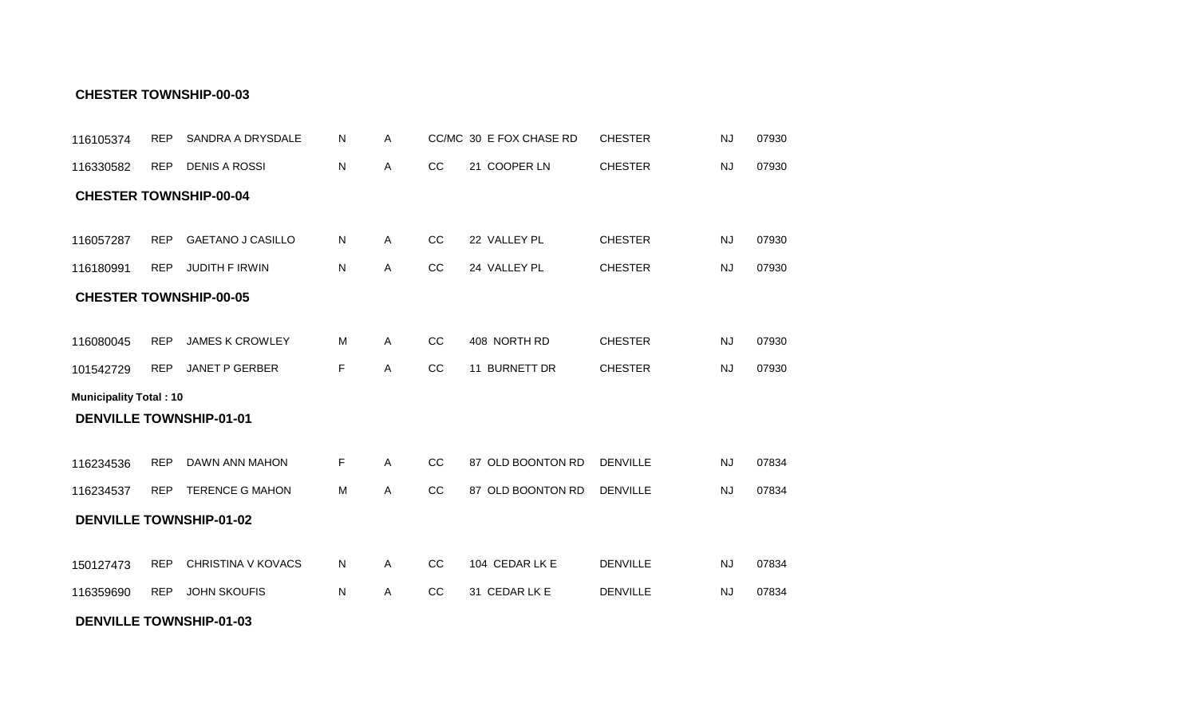**CHESTER TOWNSHIP-00-03**

| | | | | | | | | | |
|---|---|---|---|---|---|---|---|---|---|
| 116105374 | REP | SANDRA A DRYSDALE | N | A | CC/MC | 30 E FOX CHASE RD | CHESTER | NJ | 07930 |
| 116330582 | REP | DENIS A ROSSI | N | A | CC | 21 COOPER LN | CHESTER | NJ | 07930 |

**CHESTER TOWNSHIP-00-04**

| | | | | | | | | | |
|---|---|---|---|---|---|---|---|---|---|
| 116057287 | REP | GAETANO J CASILLO | N | A | CC | 22 VALLEY PL | CHESTER | NJ | 07930 |
| 116180991 | REP | JUDITH F IRWIN | N | A | CC | 24 VALLEY PL | CHESTER | NJ | 07930 |

**CHESTER TOWNSHIP-00-05**

| | | | | | | | | | |
|---|---|---|---|---|---|---|---|---|---|
| 116080045 | REP | JAMES K CROWLEY | M | A | CC | 408 NORTH RD | CHESTER | NJ | 07930 |
| 101542729 | REP | JANET P GERBER | F | A | CC | 11 BURNETT DR | CHESTER | NJ | 07930 |

**Municipality Total : 10**

**DENVILLE TOWNSHIP-01-01**

| | | | | | | | | | |
|---|---|---|---|---|---|---|---|---|---|
| 116234536 | REP | DAWN ANN MAHON | F | A | CC | 87 OLD BOONTON RD | DENVILLE | NJ | 07834 |
| 116234537 | REP | TERENCE G MAHON | M | A | CC | 87 OLD BOONTON RD | DENVILLE | NJ | 07834 |

**DENVILLE TOWNSHIP-01-02**

| | | | | | | | | | |
|---|---|---|---|---|---|---|---|---|---|
| 150127473 | REP | CHRISTINA V KOVACS | N | A | CC | 104 CEDAR LK E | DENVILLE | NJ | 07834 |
| 116359690 | REP | JOHN SKOUFIS | N | A | CC | 31 CEDAR LK E | DENVILLE | NJ | 07834 |

**DENVILLE TOWNSHIP-01-03**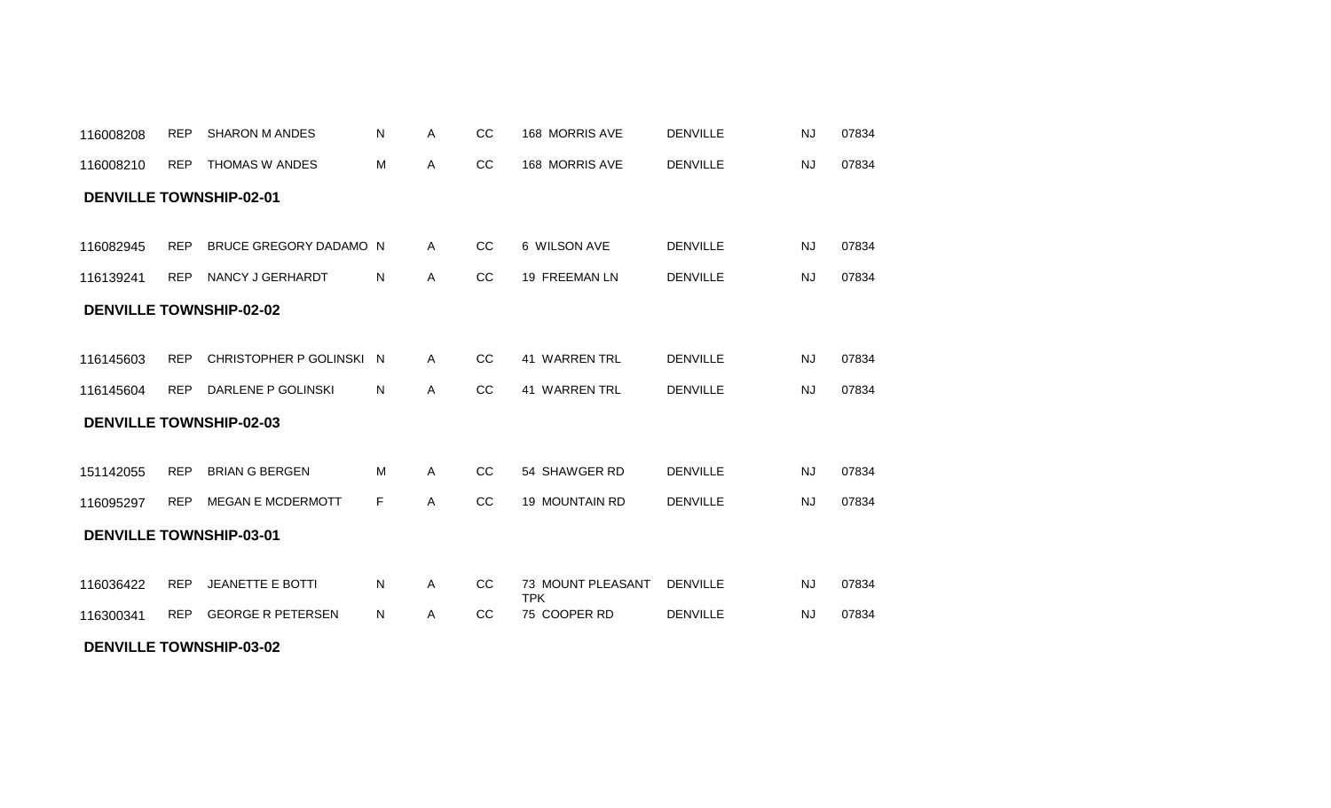| | | | | | | | | | |
|---|---|---|---|---|---|---|---|---|---|
| 116008208 | REP | SHARON M ANDES | N | A | CC | 168 MORRIS AVE | DENVILLE | NJ | 07834 |
| 116008210 | REP | THOMAS W ANDES | M | A | CC | 168 MORRIS AVE | DENVILLE | NJ | 07834 |

**DENVILLE TOWNSHIP-02-01**

| | | | | | | | | | |
|---|---|---|---|---|---|---|---|---|---|
| 116082945 | REP | BRUCE GREGORY DADAMO | N | A | CC | 6 WILSON AVE | DENVILLE | NJ | 07834 |
| 116139241 | REP | NANCY J GERHARDT | N | A | CC | 19 FREEMAN LN | DENVILLE | NJ | 07834 |

**DENVILLE TOWNSHIP-02-02**

| | | | | | | | | | |
|---|---|---|---|---|---|---|---|---|---|
| 116145603 | REP | CHRISTOPHER P GOLINSKI | N | A | CC | 41 WARREN TRL | DENVILLE | NJ | 07834 |
| 116145604 | REP | DARLENE P GOLINSKI | N | A | CC | 41 WARREN TRL | DENVILLE | NJ | 07834 |

**DENVILLE TOWNSHIP-02-03**

| | | | | | | | | | |
|---|---|---|---|---|---|---|---|---|---|
| 151142055 | REP | BRIAN G BERGEN | M | A | CC | 54 SHAWGER RD | DENVILLE | NJ | 07834 |
| 116095297 | REP | MEGAN E MCDERMOTT | F | A | CC | 19 MOUNTAIN RD | DENVILLE | NJ | 07834 |

**DENVILLE TOWNSHIP-03-01**

| | | | | | | | | | |
|---|---|---|---|---|---|---|---|---|---|
| 116036422 | REP | JEANETTE E BOTTI | N | A | CC | 73 MOUNT PLEASANT TPK | DENVILLE | NJ | 07834 |
| 116300341 | REP | GEORGE R PETERSEN | N | A | CC | 75 COOPER RD | DENVILLE | NJ | 07834 |

**DENVILLE TOWNSHIP-03-02**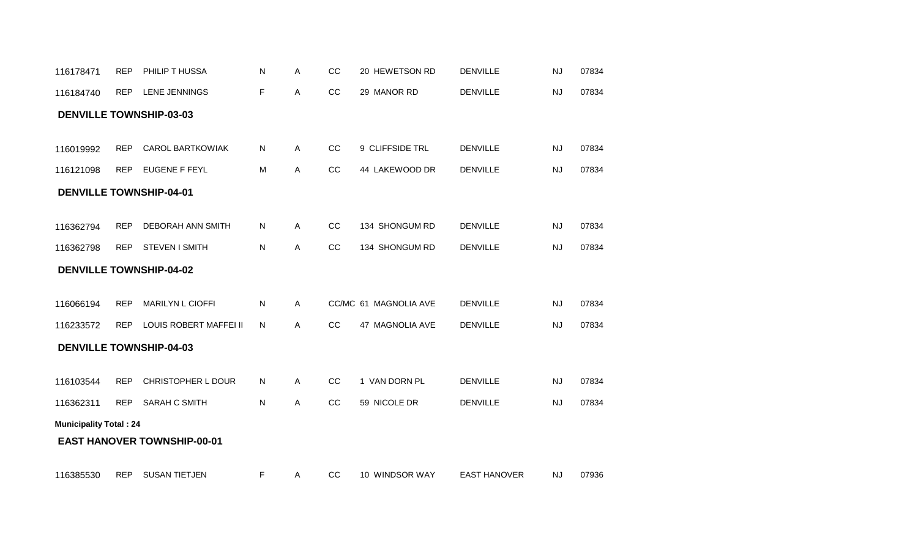| | | | | | | | | | |
|---|---|---|---|---|---|---|---|---|---|
| 116178471 | REP | PHILIP T HUSSA | N | A | CC | 20 HEWETSON RD | DENVILLE | NJ | 07834 |
| 116184740 | REP | LENE JENNINGS | F | A | CC | 29 MANOR RD | DENVILLE | NJ | 07834 |

**DENVILLE TOWNSHIP-03-03**

| | | | | | | | | | |
|---|---|---|---|---|---|---|---|---|---|
| 116019992 | REP | CAROL BARTKOWIAK | N | A | CC | 9 CLIFFSIDE TRL | DENVILLE | NJ | 07834 |
| 116121098 | REP | EUGENE F FEYL | M | A | CC | 44 LAKEWOOD DR | DENVILLE | NJ | 07834 |

**DENVILLE TOWNSHIP-04-01**

| | | | | | | | | | |
|---|---|---|---|---|---|---|---|---|---|
| 116362794 | REP | DEBORAH ANN SMITH | N | A | CC | 134 SHONGUM RD | DENVILLE | NJ | 07834 |
| 116362798 | REP | STEVEN I SMITH | N | A | CC | 134 SHONGUM RD | DENVILLE | NJ | 07834 |

**DENVILLE TOWNSHIP-04-02**

| | | | | | | | | | |
|---|---|---|---|---|---|---|---|---|---|
| 116066194 | REP | MARILYN L CIOFFI | N | A | CC/MC | 61 MAGNOLIA AVE | DENVILLE | NJ | 07834 |
| 116233572 | REP | LOUIS ROBERT MAFFEI II | N | A | CC | 47 MAGNOLIA AVE | DENVILLE | NJ | 07834 |

**DENVILLE TOWNSHIP-04-03**

| | | | | | | | | | |
|---|---|---|---|---|---|---|---|---|---|
| 116103544 | REP | CHRISTOPHER L DOUR | N | A | CC | 1 VAN DORN PL | DENVILLE | NJ | 07834 |
| 116362311 | REP | SARAH C SMITH | N | A | CC | 59 NICOLE DR | DENVILLE | NJ | 07834 |

**Municipality Total : 24**

**EAST HANOVER TOWNSHIP-00-01**

| | | | | | | | | | |
|---|---|---|---|---|---|---|---|---|---|
| 116385530 | REP | SUSAN TIETJEN | F | A | CC | 10 WINDSOR WAY | EAST HANOVER | NJ | 07936 |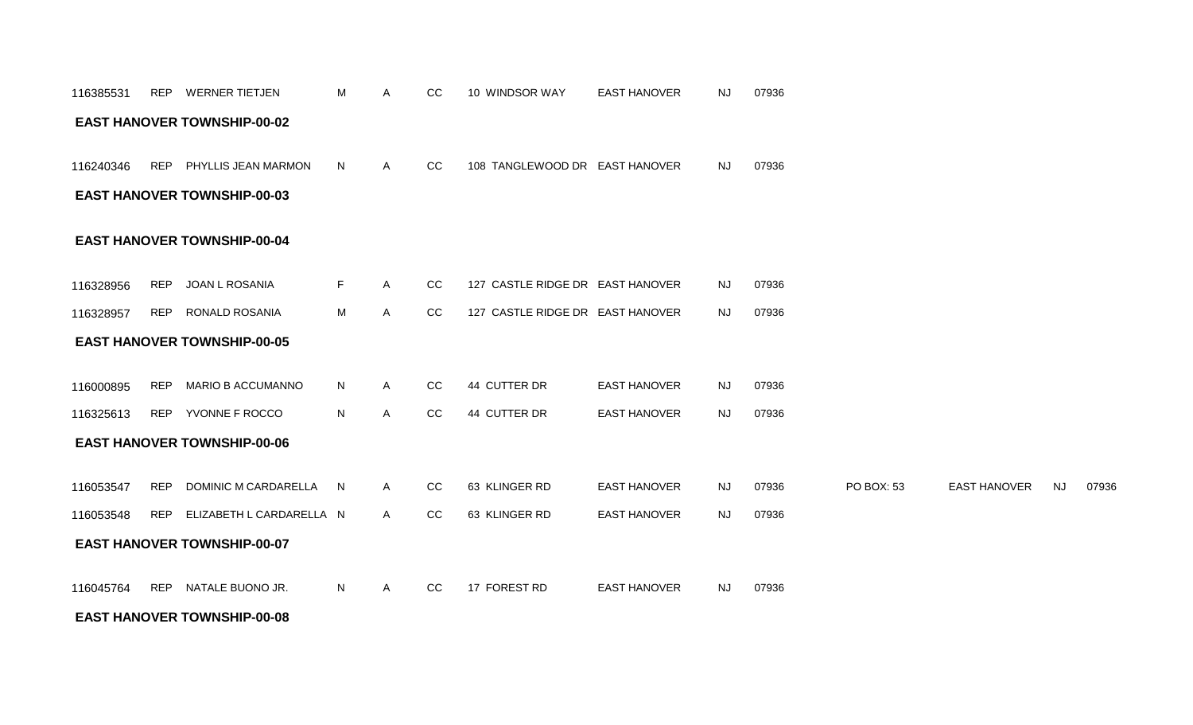| | | | | | | | | | | | | | |
|---|---|---|---|---|---|---|---|---|---|---|---|---|---|
| 116385531 | REP | WERNER TIETJEN | M | A | CC | 10 WINDSOR WAY | EAST HANOVER | NJ | 07936 | | | | |

**EAST HANOVER TOWNSHIP-00-02**

| | | | | | | | | | | | | | |
|---|---|---|---|---|---|---|---|---|---|---|---|---|---|
| 116240346 | REP | PHYLLIS JEAN MARMON | N | A | CC | 108 TANGLEWOOD DR | EAST HANOVER | NJ | 07936 | | | | |

**EAST HANOVER TOWNSHIP-00-03**

**EAST HANOVER TOWNSHIP-00-04**

| | | | | | | | | | | | | | |
|---|---|---|---|---|---|---|---|---|---|---|---|---|---|
| 116328956 | REP | JOAN L ROSANIA | F | A | CC | 127 CASTLE RIDGE DR | EAST HANOVER | NJ | 07936 | | | | |
| 116328957 | REP | RONALD ROSANIA | M | A | CC | 127 CASTLE RIDGE DR | EAST HANOVER | NJ | 07936 | | | | |

**EAST HANOVER TOWNSHIP-00-05**

| | | | | | | | | | | | | | |
|---|---|---|---|---|---|---|---|---|---|---|---|---|---|
| 116000895 | REP | MARIO B ACCUMANNO | N | A | CC | 44 CUTTER DR | EAST HANOVER | NJ | 07936 | | | | |
| 116325613 | REP | YVONNE F ROCCO | N | A | CC | 44 CUTTER DR | EAST HANOVER | NJ | 07936 | | | | |

**EAST HANOVER TOWNSHIP-00-06**

| | | | | | | | | | | | | | |
|---|---|---|---|---|---|---|---|---|---|---|---|---|---|
| 116053547 | REP | DOMINIC M CARDARELLA | N | A | CC | 63 KLINGER RD | EAST HANOVER | NJ | 07936 | PO BOX: 53 | EAST HANOVER | NJ | 07936 |
| 116053548 | REP | ELIZABETH L CARDARELLA | N | A | CC | 63 KLINGER RD | EAST HANOVER | NJ | 07936 | | | | |

**EAST HANOVER TOWNSHIP-00-07**

| | | | | | | | | | | | | | |
|---|---|---|---|---|---|---|---|---|---|---|---|---|---|
| 116045764 | REP | NATALE BUONO JR. | N | A | CC | 17 FOREST RD | EAST HANOVER | NJ | 07936 | | | | |

**EAST HANOVER TOWNSHIP-00-08**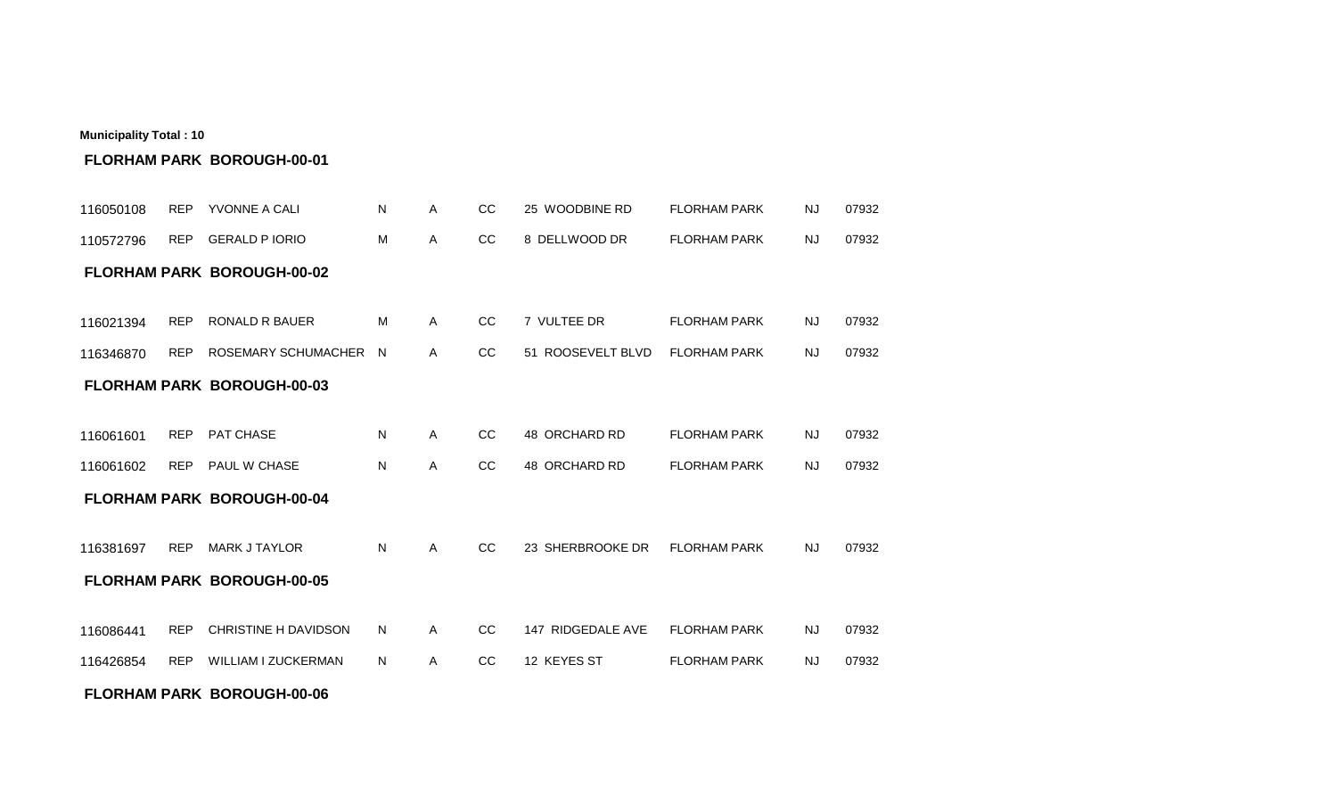**Municipality Total : 10**

**FLORHAM PARK BOROUGH-00-01**

| | | | | | | | | | |
|---|---|---|---|---|---|---|---|---|---|
| 116050108 | REP | YVONNE A CALI | N | A | CC | 25 WOODBINE RD | FLORHAM PARK | NJ | 07932 |
| 110572796 | REP | GERALD P IORIO | M | A | CC | 8 DELLWOOD DR | FLORHAM PARK | NJ | 07932 |

**FLORHAM PARK BOROUGH-00-02**

| | | | | | | | | | |
|---|---|---|---|---|---|---|---|---|---|
| 116021394 | REP | RONALD R BAUER | M | A | CC | 7 VULTEE DR | FLORHAM PARK | NJ | 07932 |
| 116346870 | REP | ROSEMARY SCHUMACHER | N | A | CC | 51 ROOSEVELT BLVD | FLORHAM PARK | NJ | 07932 |

**FLORHAM PARK BOROUGH-00-03**

| | | | | | | | | | |
|---|---|---|---|---|---|---|---|---|---|
| 116061601 | REP | PAT CHASE | N | A | CC | 48 ORCHARD RD | FLORHAM PARK | NJ | 07932 |
| 116061602 | REP | PAUL W CHASE | N | A | CC | 48 ORCHARD RD | FLORHAM PARK | NJ | 07932 |

**FLORHAM PARK BOROUGH-00-04**

| | | | | | | | | | |
|---|---|---|---|---|---|---|---|---|---|
| 116381697 | REP | MARK J TAYLOR | N | A | CC | 23 SHERBROOKE DR | FLORHAM PARK | NJ | 07932 |

**FLORHAM PARK BOROUGH-00-05**

| | | | | | | | | | |
|---|---|---|---|---|---|---|---|---|---|
| 116086441 | REP | CHRISTINE H DAVIDSON | N | A | CC | 147 RIDGEDALE AVE | FLORHAM PARK | NJ | 07932 |
| 116426854 | REP | WILLIAM I ZUCKERMAN | N | A | CC | 12 KEYES ST | FLORHAM PARK | NJ | 07932 |

**FLORHAM PARK BOROUGH-00-06**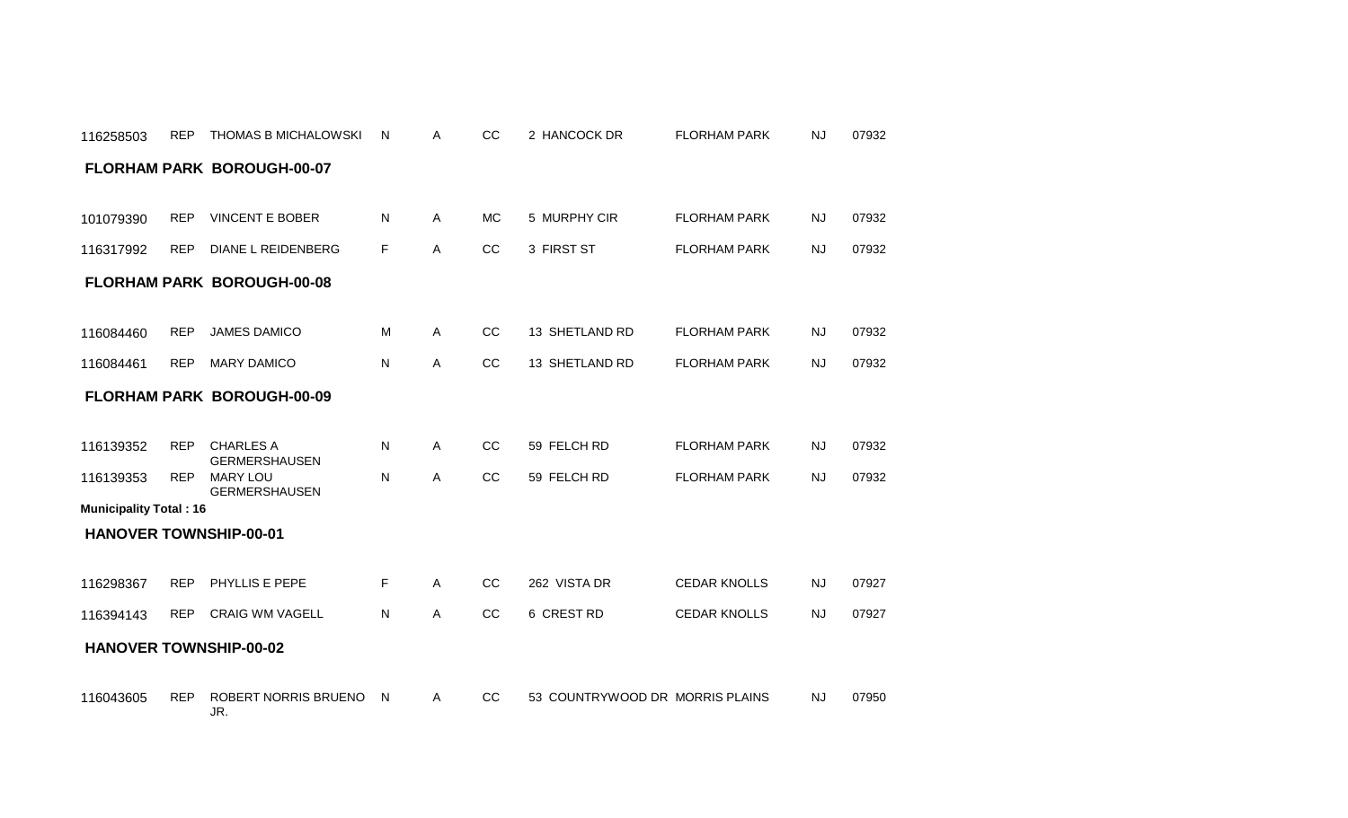| | | | | | | | | | |
|---|---|---|---|---|---|---|---|---|---|
| 116258503 | REP | THOMAS B MICHALOWSKI | N | A | CC | 2 HANCOCK DR | FLORHAM PARK | NJ | 07932 |

**FLORHAM PARK BOROUGH-00-07**

| | | | | | | | | | |
|---|---|---|---|---|---|---|---|---|---|
| 101079390 | REP | VINCENT E BOBER | N | A | MC | 5 MURPHY CIR | FLORHAM PARK | NJ | 07932 |
| 116317992 | REP | DIANE L REIDENBERG | F | A | CC | 3 FIRST ST | FLORHAM PARK | NJ | 07932 |

**FLORHAM PARK BOROUGH-00-08**

| | | | | | | | | | |
|---|---|---|---|---|---|---|---|---|---|
| 116084460 | REP | JAMES DAMICO | M | A | CC | 13 SHETLAND RD | FLORHAM PARK | NJ | 07932 |
| 116084461 | REP | MARY DAMICO | N | A | CC | 13 SHETLAND RD | FLORHAM PARK | NJ | 07932 |

**FLORHAM PARK BOROUGH-00-09**

| | | | | | | | | | |
|---|---|---|---|---|---|---|---|---|---|
| 116139352 | REP | CHARLES A GERMERSHAUSEN | N | A | CC | 59 FELCH RD | FLORHAM PARK | NJ | 07932 |
| 116139353 | REP | MARY LOU GERMERSHAUSEN | N | A | CC | 59 FELCH RD | FLORHAM PARK | NJ | 07932 |

**Municipality Total : 16**

**HANOVER TOWNSHIP-00-01**

| | | | | | | | | | |
|---|---|---|---|---|---|---|---|---|---|
| 116298367 | REP | PHYLLIS E PEPE | F | A | CC | 262 VISTA DR | CEDAR KNOLLS | NJ | 07927 |
| 116394143 | REP | CRAIG WM VAGELL | N | A | CC | 6 CREST RD | CEDAR KNOLLS | NJ | 07927 |

**HANOVER TOWNSHIP-00-02**

| | | | | | | | | | |
|---|---|---|---|---|---|---|---|---|---|
| 116043605 | REP | ROBERT NORRIS BRUENO JR. | N | A | CC | 53 COUNTRYWOOD DR | MORRIS PLAINS | NJ | 07950 |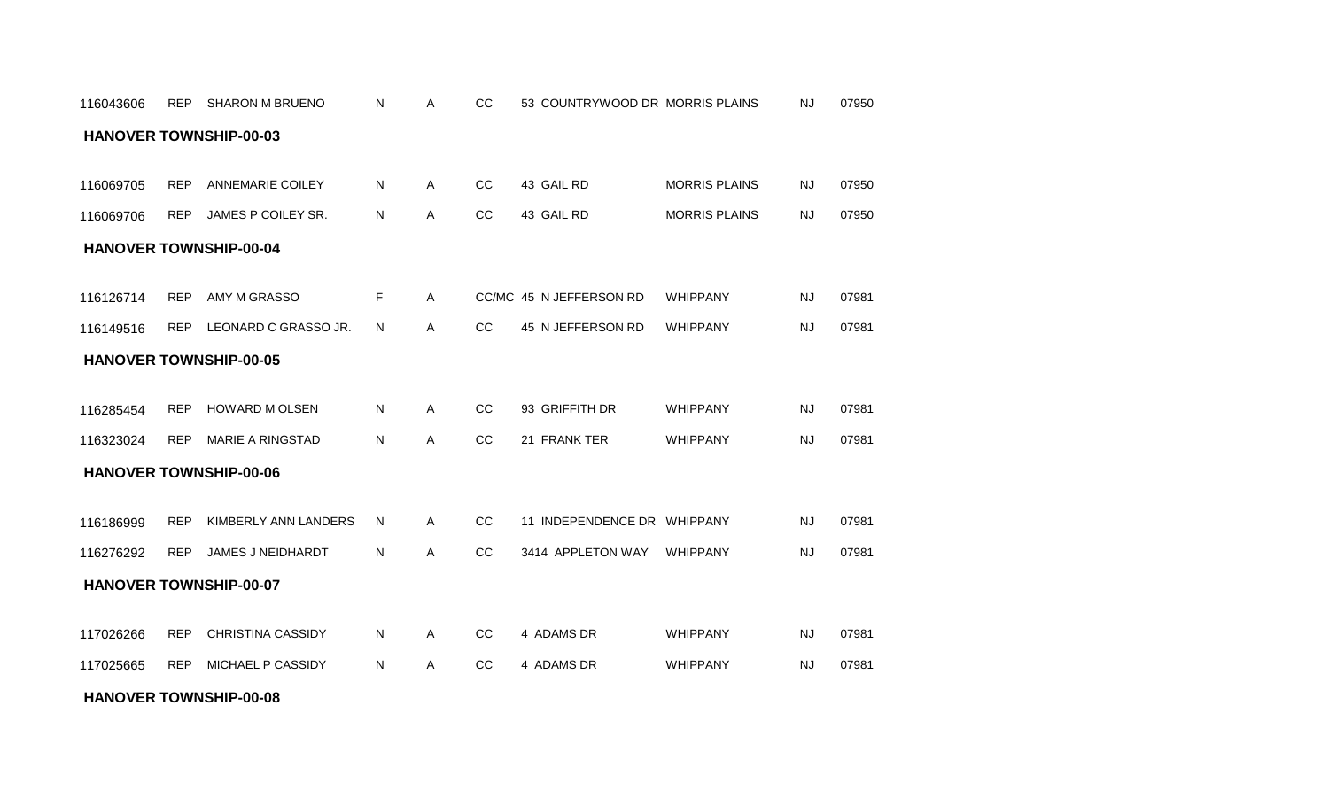| | | | | | | | | | |
|---|---|---|---|---|---|---|---|---|---|
| 116043606 | REP | SHARON M BRUENO | N | A | CC | 53 COUNTRYWOOD DR | MORRIS PLAINS | NJ | 07950 |

**HANOVER TOWNSHIP-00-03**

| | | | | | | | | | |
|---|---|---|---|---|---|---|---|---|---|
| 116069705 | REP | ANNEMARIE COILEY | N | A | CC | 43 GAIL RD | MORRIS PLAINS | NJ | 07950 |
| 116069706 | REP | JAMES P COILEY SR. | N | A | CC | 43 GAIL RD | MORRIS PLAINS | NJ | 07950 |

**HANOVER TOWNSHIP-00-04**

| | | | | | | | | | |
|---|---|---|---|---|---|---|---|---|---|
| 116126714 | REP | AMY M GRASSO | F | A | CC/MC | 45 N JEFFERSON RD | WHIPPANY | NJ | 07981 |
| 116149516 | REP | LEONARD C GRASSO JR. | N | A | CC | 45 N JEFFERSON RD | WHIPPANY | NJ | 07981 |

**HANOVER TOWNSHIP-00-05**

| | | | | | | | | | |
|---|---|---|---|---|---|---|---|---|---|
| 116285454 | REP | HOWARD M OLSEN | N | A | CC | 93 GRIFFITH DR | WHIPPANY | NJ | 07981 |
| 116323024 | REP | MARIE A RINGSTAD | N | A | CC | 21 FRANK TER | WHIPPANY | NJ | 07981 |

**HANOVER TOWNSHIP-00-06**

| | | | | | | | | | |
|---|---|---|---|---|---|---|---|---|---|
| 116186999 | REP | KIMBERLY ANN LANDERS | N | A | CC | 11 INDEPENDENCE DR | WHIPPANY | NJ | 07981 |
| 116276292 | REP | JAMES J NEIDHARDT | N | A | CC | 3414 APPLETON WAY | WHIPPANY | NJ | 07981 |

**HANOVER TOWNSHIP-00-07**

| | | | | | | | | | |
|---|---|---|---|---|---|---|---|---|---|
| 117026266 | REP | CHRISTINA CASSIDY | N | A | CC | 4 ADAMS DR | WHIPPANY | NJ | 07981 |
| 117025665 | REP | MICHAEL P CASSIDY | N | A | CC | 4 ADAMS DR | WHIPPANY | NJ | 07981 |

**HANOVER TOWNSHIP-00-08**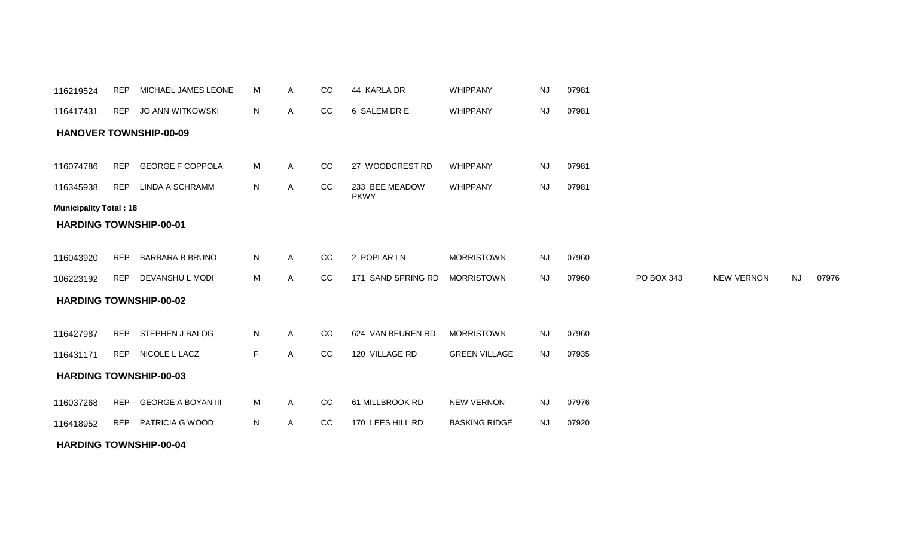| | | | | | | | | | | | | | |
|---|---|---|---|---|---|---|---|---|---|---|---|---|---|
| 116219524 | REP | MICHAEL JAMES LEONE | M | A | CC | 44 KARLA DR | WHIPPANY | NJ | 07981 | | | | |
| 116417431 | REP | JO ANN WITKOWSKI | N | A | CC | 6 SALEM DR E | WHIPPANY | NJ | 07981 | | | | |

**HANOVER TOWNSHIP-00-09**

| | | | | | | | | | | | | | |
|---|---|---|---|---|---|---|---|---|---|---|---|---|---|
| 116074786 | REP | GEORGE F COPPOLA | M | A | CC | 27 WOODCREST RD | WHIPPANY | NJ | 07981 | | | | |
| 116345938 | REP | LINDA A SCHRAMM | N | A | CC | 233 BEE MEADOW PKWY | WHIPPANY | NJ | 07981 | | | | |

**Municipality Total : 18**

**HARDING TOWNSHIP-00-01**

| | | | | | | | | | | | | | |
|---|---|---|---|---|---|---|---|---|---|---|---|---|---|
| 116043920 | REP | BARBARA B BRUNO | N | A | CC | 2 POPLAR LN | MORRISTOWN | NJ | 07960 | | | | |
| 106223192 | REP | DEVANSHU L MODI | M | A | CC | 171 SAND SPRING RD | MORRISTOWN | NJ | 07960 | PO BOX 343 | NEW VERNON | NJ | 07976 |

**HARDING TOWNSHIP-00-02**

| | | | | | | | | | | | | | |
|---|---|---|---|---|---|---|---|---|---|---|---|---|---|
| 116427987 | REP | STEPHEN J BALOG | N | A | CC | 624 VAN BEUREN RD | MORRISTOWN | NJ | 07960 | | | | |
| 116431171 | REP | NICOLE L LACZ | F | A | CC | 120 VILLAGE RD | GREEN VILLAGE | NJ | 07935 | | | | |

**HARDING TOWNSHIP-00-03**

| | | | | | | | | | | | | | |
|---|---|---|---|---|---|---|---|---|---|---|---|---|---|
| 116037268 | REP | GEORGE A BOYAN III | M | A | CC | 61 MILLBROOK RD | NEW VERNON | NJ | 07976 | | | | |
| 116418952 | REP | PATRICIA G WOOD | N | A | CC | 170 LEES HILL RD | BASKING RIDGE | NJ | 07920 | | | | |

**HARDING TOWNSHIP-00-04**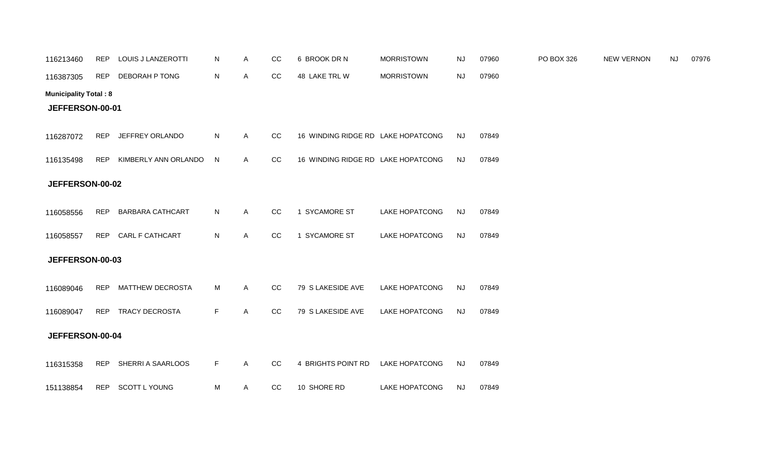| | | | | | | | | | | | | | |
|---|---|---|---|---|---|---|---|---|---|---|---|---|---|
| 116213460 | REP | LOUIS J LANZEROTTI | N | A | CC | 6 BROOK DR N | MORRISTOWN | NJ | 07960 | PO BOX 326 | NEW VERNON | NJ | 07976 |
| 116387305 | REP | DEBORAH P TONG | N | A | CC | 48 LAKE TRL W | MORRISTOWN | NJ | 07960 | | | | |

**Municipality Total : 8**

**JEFFERSON-00-01**

| | | | | | | | | | |
|---|---|---|---|---|---|---|---|---|---|
| 116287072 | REP | JEFFREY ORLANDO | N | A | CC | 16 WINDING RIDGE RD | LAKE HOPATCONG | NJ | 07849 |
| 116135498 | REP | KIMBERLY ANN ORLANDO | N | A | CC | 16 WINDING RIDGE RD | LAKE HOPATCONG | NJ | 07849 |

**JEFFERSON-00-02**

| | | | | | | | | | |
|---|---|---|---|---|---|---|---|---|---|
| 116058556 | REP | BARBARA CATHCART | N | A | CC | 1 SYCAMORE ST | LAKE HOPATCONG | NJ | 07849 |
| 116058557 | REP | CARL F CATHCART | N | A | CC | 1 SYCAMORE ST | LAKE HOPATCONG | NJ | 07849 |

**JEFFERSON-00-03**

| | | | | | | | | | |
|---|---|---|---|---|---|---|---|---|---|
| 116089046 | REP | MATTHEW DECROSTA | M | A | CC | 79 S LAKESIDE AVE | LAKE HOPATCONG | NJ | 07849 |
| 116089047 | REP | TRACY DECROSTA | F | A | CC | 79 S LAKESIDE AVE | LAKE HOPATCONG | NJ | 07849 |

**JEFFERSON-00-04**

| | | | | | | | | | |
|---|---|---|---|---|---|---|---|---|---|
| 116315358 | REP | SHERRI A SAARLOOS | F | A | CC | 4 BRIGHTS POINT RD | LAKE HOPATCONG | NJ | 07849 |
| 151138854 | REP | SCOTT L YOUNG | M | A | CC | 10 SHORE RD | LAKE HOPATCONG | NJ | 07849 |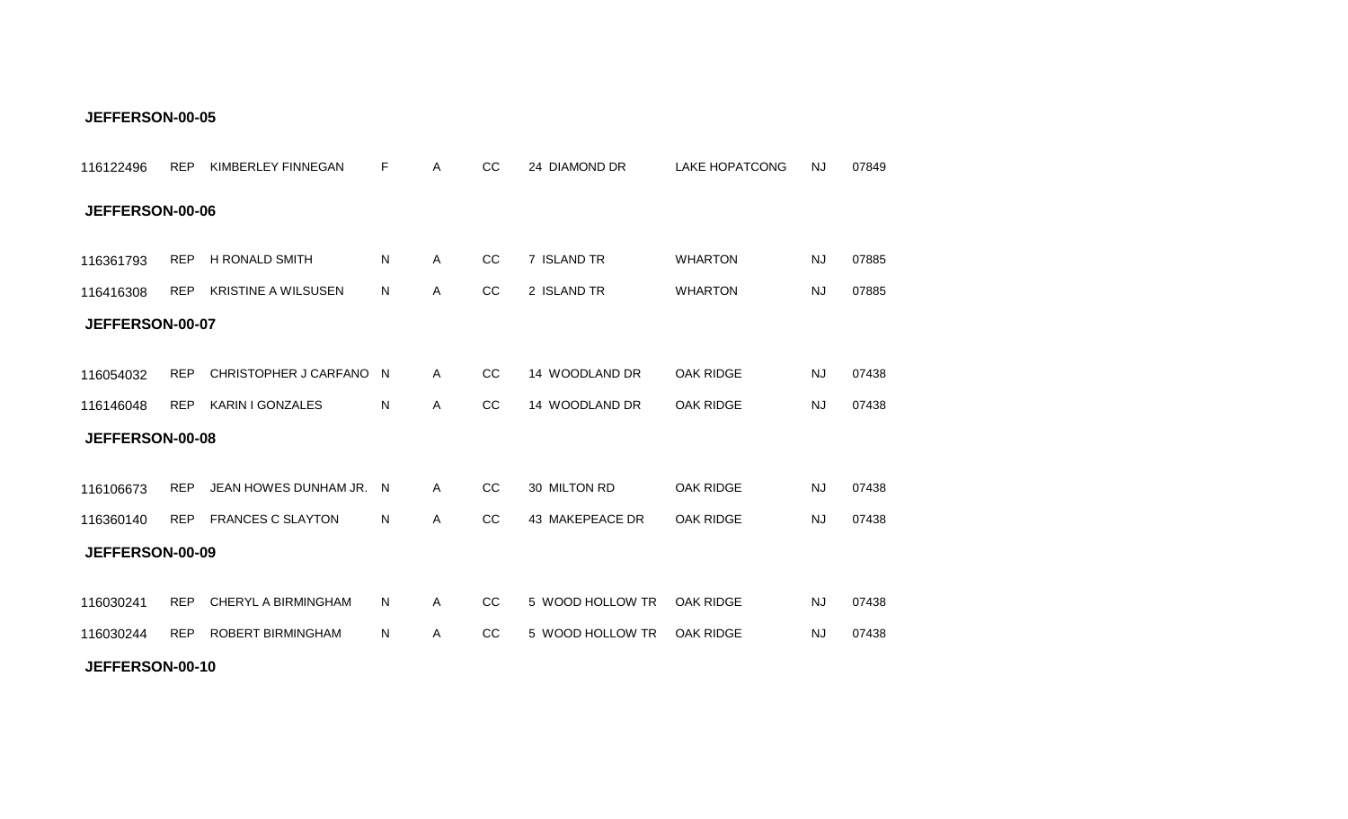**JEFFERSON-00-05**

| | | | | | | | | | |
|---|---|---|---|---|---|---|---|---|---|
| 116122496 | REP | KIMBERLEY FINNEGAN | F | A | CC | 24 DIAMOND DR | LAKE HOPATCONG | NJ | 07849 |

**JEFFERSON-00-06**

| | | | | | | | | | |
|---|---|---|---|---|---|---|---|---|---|
| 116361793 | REP | H RONALD SMITH | N | A | CC | 7 ISLAND TR | WHARTON | NJ | 07885 |
| 116416308 | REP | KRISTINE A WILSUSEN | N | A | CC | 2 ISLAND TR | WHARTON | NJ | 07885 |

**JEFFERSON-00-07**

| | | | | | | | | | |
|---|---|---|---|---|---|---|---|---|---|
| 116054032 | REP | CHRISTOPHER J CARFANO | N | A | CC | 14 WOODLAND DR | OAK RIDGE | NJ | 07438 |
| 116146048 | REP | KARIN I GONZALES | N | A | CC | 14 WOODLAND DR | OAK RIDGE | NJ | 07438 |

**JEFFERSON-00-08**

| | | | | | | | | | |
|---|---|---|---|---|---|---|---|---|---|
| 116106673 | REP | JEAN HOWES DUNHAM JR. | N | A | CC | 30 MILTON RD | OAK RIDGE | NJ | 07438 |
| 116360140 | REP | FRANCES C SLAYTON | N | A | CC | 43 MAKEPEACE DR | OAK RIDGE | NJ | 07438 |

**JEFFERSON-00-09**

| | | | | | | | | | |
|---|---|---|---|---|---|---|---|---|---|
| 116030241 | REP | CHERYL A BIRMINGHAM | N | A | CC | 5 WOOD HOLLOW TR | OAK RIDGE | NJ | 07438 |
| 116030244 | REP | ROBERT BIRMINGHAM | N | A | CC | 5 WOOD HOLLOW TR | OAK RIDGE | NJ | 07438 |

**JEFFERSON-00-10**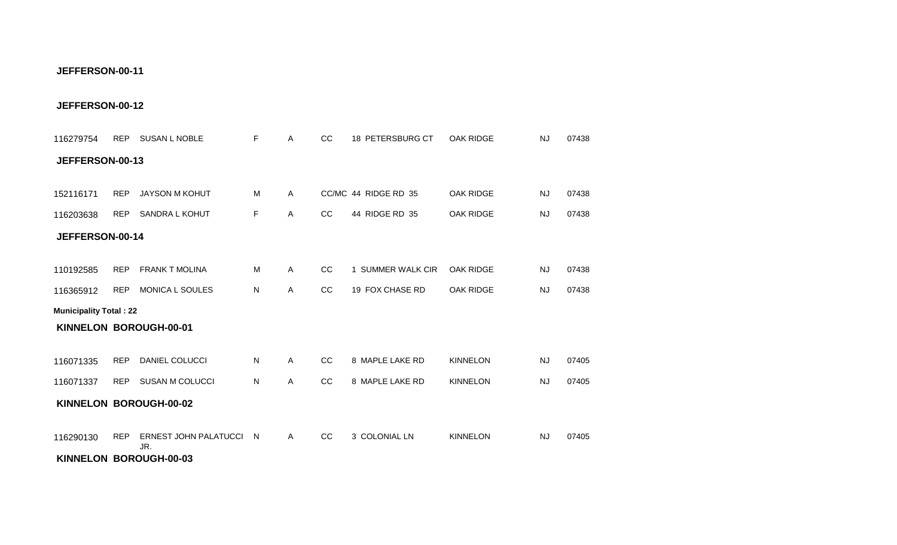**JEFFERSON-00-11**

**JEFFERSON-00-12**

| | | | | | | | | | |
|---|---|---|---|---|---|---|---|---|---|
| 116279754 | REP | SUSAN L NOBLE | F | A | CC | 18 PETERSBURG CT | OAK RIDGE | NJ | 07438 |

**JEFFERSON-00-13**

| | | | | | | | | | |
|---|---|---|---|---|---|---|---|---|---|
| 152116171 | REP | JAYSON M KOHUT | M | A | CC/MC | 44 RIDGE RD 35 | OAK RIDGE | NJ | 07438 |
| 116203638 | REP | SANDRA L KOHUT | F | A | CC | 44 RIDGE RD 35 | OAK RIDGE | NJ | 07438 |

**JEFFERSON-00-14**

| | | | | | | | | | |
|---|---|---|---|---|---|---|---|---|---|
| 110192585 | REP | FRANK T MOLINA | M | A | CC | 1 SUMMER WALK CIR | OAK RIDGE | NJ | 07438 |
| 116365912 | REP | MONICA L SOULES | N | A | CC | 19 FOX CHASE RD | OAK RIDGE | NJ | 07438 |

**Municipality Total : 22**

**KINNELON BOROUGH-00-01**

| | | | | | | | | | |
|---|---|---|---|---|---|---|---|---|---|
| 116071335 | REP | DANIEL COLUCCI | N | A | CC | 8 MAPLE LAKE RD | KINNELON | NJ | 07405 |
| 116071337 | REP | SUSAN M COLUCCI | N | A | CC | 8 MAPLE LAKE RD | KINNELON | NJ | 07405 |

**KINNELON BOROUGH-00-02**

| | | | | | | | | | |
|---|---|---|---|---|---|---|---|---|---|
| 116290130 | REP | ERNEST JOHN PALATUCCI JR. | N | A | CC | 3 COLONIAL LN | KINNELON | NJ | 07405 |

**KINNELON BOROUGH-00-03**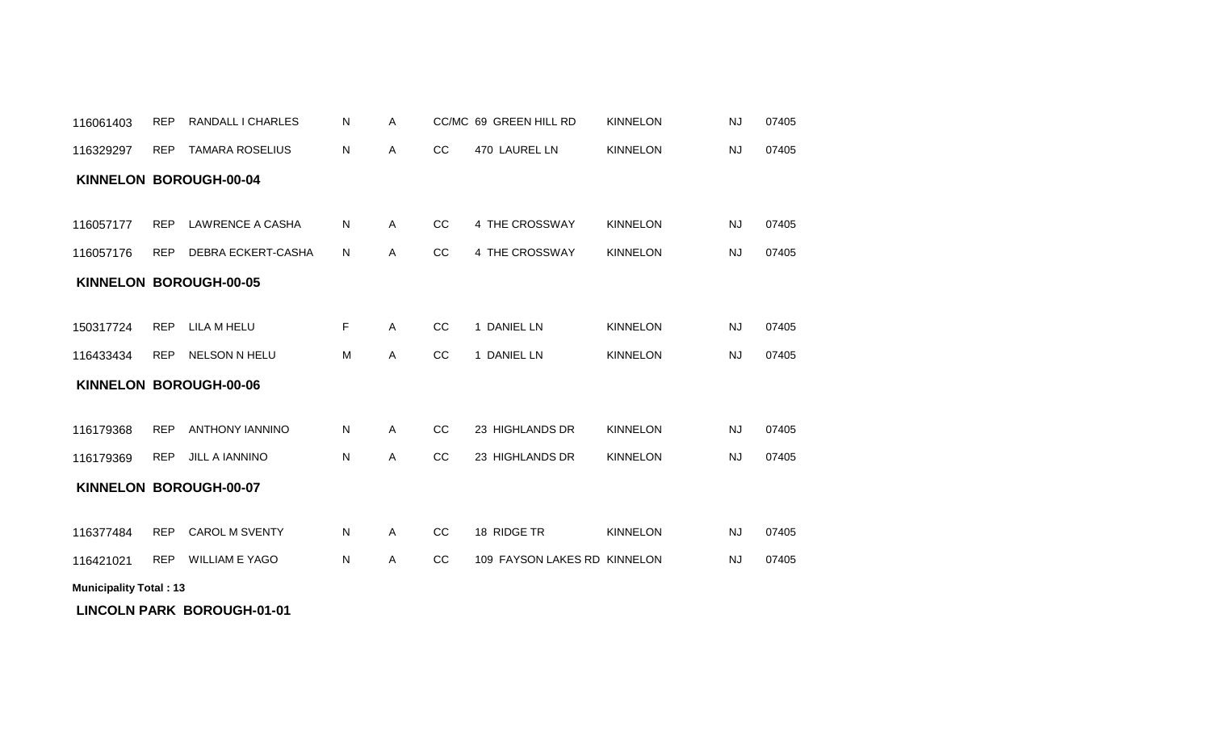| | | | | | | | | | |
|---|---|---|---|---|---|---|---|---|---|
| 116061403 | REP | RANDALL I CHARLES | N | A | CC/MC | 69 GREEN HILL RD | KINNELON | NJ | 07405 |
| 116329297 | REP | TAMARA ROSELIUS | N | A | CC | 470 LAUREL LN | KINNELON | NJ | 07405 |

**KINNELON BOROUGH-00-04**

| | | | | | | | | | |
|---|---|---|---|---|---|---|---|---|---|
| 116057177 | REP | LAWRENCE A CASHA | N | A | CC | 4 THE CROSSWAY | KINNELON | NJ | 07405 |
| 116057176 | REP | DEBRA ECKERT-CASHA | N | A | CC | 4 THE CROSSWAY | KINNELON | NJ | 07405 |

**KINNELON BOROUGH-00-05**

| | | | | | | | | | |
|---|---|---|---|---|---|---|---|---|---|
| 150317724 | REP | LILA M HELU | F | A | CC | 1 DANIEL LN | KINNELON | NJ | 07405 |
| 116433434 | REP | NELSON N HELU | M | A | CC | 1 DANIEL LN | KINNELON | NJ | 07405 |

**KINNELON BOROUGH-00-06**

| | | | | | | | | | |
|---|---|---|---|---|---|---|---|---|---|
| 116179368 | REP | ANTHONY IANNINO | N | A | CC | 23 HIGHLANDS DR | KINNELON | NJ | 07405 |
| 116179369 | REP | JILL A IANNINO | N | A | CC | 23 HIGHLANDS DR | KINNELON | NJ | 07405 |

**KINNELON BOROUGH-00-07**

| | | | | | | | | | |
|---|---|---|---|---|---|---|---|---|---|
| 116377484 | REP | CAROL M SVENTY | N | A | CC | 18 RIDGE TR | KINNELON | NJ | 07405 |
| 116421021 | REP | WILLIAM E YAGO | N | A | CC | 109 FAYSON LAKES RD | KINNELON | NJ | 07405 |

**Municipality Total : 13**

**LINCOLN PARK BOROUGH-01-01**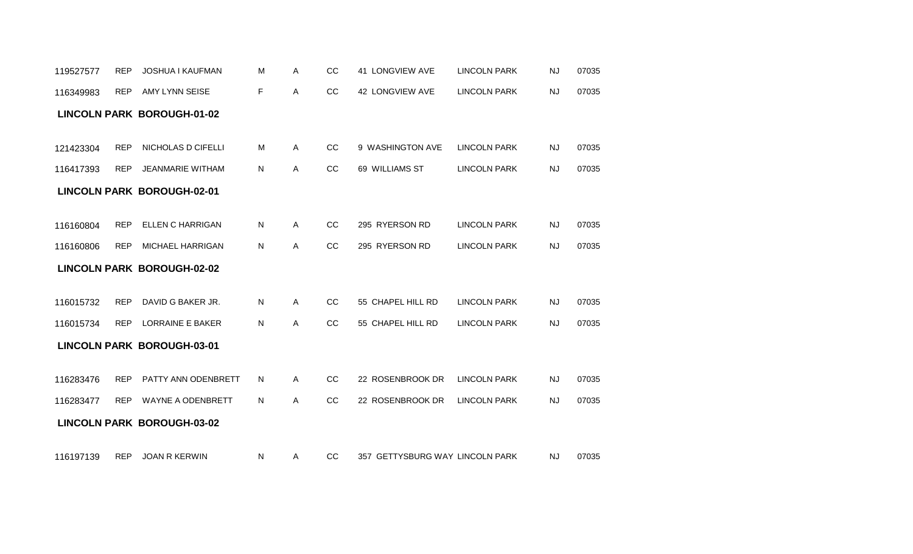| | | | | | | | | | |
|---|---|---|---|---|---|---|---|---|---|
| 119527577 | REP | JOSHUA I KAUFMAN | M | A | CC | 41 LONGVIEW AVE | LINCOLN PARK | NJ | 07035 |
| 116349983 | REP | AMY LYNN SEISE | F | A | CC | 42 LONGVIEW AVE | LINCOLN PARK | NJ | 07035 |

**LINCOLN PARK BOROUGH-01-02**

| | | | | | | | | | |
|---|---|---|---|---|---|---|---|---|---|
| 121423304 | REP | NICHOLAS D CIFELLI | M | A | CC | 9 WASHINGTON AVE | LINCOLN PARK | NJ | 07035 |
| 116417393 | REP | JEANMARIE WITHAM | N | A | CC | 69 WILLIAMS ST | LINCOLN PARK | NJ | 07035 |

**LINCOLN PARK BOROUGH-02-01**

| | | | | | | | | | |
|---|---|---|---|---|---|---|---|---|---|
| 116160804 | REP | ELLEN C HARRIGAN | N | A | CC | 295 RYERSON RD | LINCOLN PARK | NJ | 07035 |
| 116160806 | REP | MICHAEL HARRIGAN | N | A | CC | 295 RYERSON RD | LINCOLN PARK | NJ | 07035 |

**LINCOLN PARK BOROUGH-02-02**

| | | | | | | | | | |
|---|---|---|---|---|---|---|---|---|---|
| 116015732 | REP | DAVID G BAKER JR. | N | A | CC | 55 CHAPEL HILL RD | LINCOLN PARK | NJ | 07035 |
| 116015734 | REP | LORRAINE E BAKER | N | A | CC | 55 CHAPEL HILL RD | LINCOLN PARK | NJ | 07035 |

**LINCOLN PARK BOROUGH-03-01**

| | | | | | | | | | |
|---|---|---|---|---|---|---|---|---|---|
| 116283476 | REP | PATTY ANN ODENBRETT | N | A | CC | 22 ROSENBROOK DR | LINCOLN PARK | NJ | 07035 |
| 116283477 | REP | WAYNE A ODENBRETT | N | A | CC | 22 ROSENBROOK DR | LINCOLN PARK | NJ | 07035 |

**LINCOLN PARK BOROUGH-03-02**

| | | | | | | | | | |
|---|---|---|---|---|---|---|---|---|---|
| 116197139 | REP | JOAN R KERWIN | N | A | CC | 357 GETTYSBURG WAY | LINCOLN PARK | NJ | 07035 |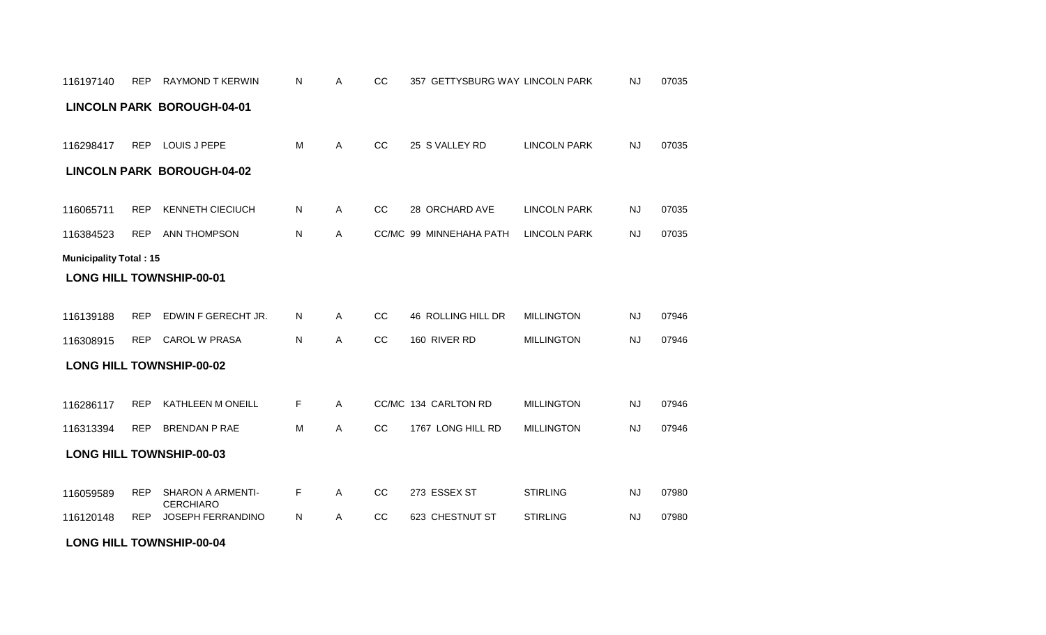| 116197140 | REP | RAYMOND T KERWIN | N | A | CC | 357 GETTYSBURG WAY | LINCOLN PARK | NJ | 07035 |
|---|---|---|---|---|---|---|---|---|---|

**LINCOLN PARK BOROUGH-04-01**

| 116298417 | REP | LOUIS J PEPE | M | A | CC | 25 S VALLEY RD | LINCOLN PARK | NJ | 07035 |
|---|---|---|---|---|---|---|---|---|---|

**LINCOLN PARK BOROUGH-04-02**

| 116065711 | REP | KENNETH CIECIUCH | N | A | CC | 28 ORCHARD AVE | LINCOLN PARK | NJ | 07035 |
|---|---|---|---|---|---|---|---|---|---|
| 116384523 | REP | ANN THOMPSON | N | A | CC/MC | 99 MINNEHAHA PATH | LINCOLN PARK | NJ | 07035 |

**Municipality Total : 15**

**LONG HILL TOWNSHIP-00-01**

| 116139188 | REP | EDWIN F GERECHT JR. | N | A | CC | 46 ROLLING HILL DR | MILLINGTON | NJ | 07946 |
|---|---|---|---|---|---|---|---|---|---|
| 116308915 | REP | CAROL W PRASA | N | A | CC | 160 RIVER RD | MILLINGTON | NJ | 07946 |

**LONG HILL TOWNSHIP-00-02**

| 116286117 | REP | KATHLEEN M ONEILL | F | A | CC/MC | 134 CARLTON RD | MILLINGTON | NJ | 07946 |
|---|---|---|---|---|---|---|---|---|---|
| 116313394 | REP | BRENDAN P RAE | M | A | CC | 1767 LONG HILL RD | MILLINGTON | NJ | 07946 |

**LONG HILL TOWNSHIP-00-03**

| 116059589 | REP | SHARON A ARMENTI-CERCHIARO | F | A | CC | 273 ESSEX ST | STIRLING | NJ | 07980 |
|---|---|---|---|---|---|---|---|---|---|
| 116120148 | REP | JOSEPH FERRANDINO | N | A | CC | 623 CHESTNUT ST | STIRLING | NJ | 07980 |

**LONG HILL TOWNSHIP-00-04**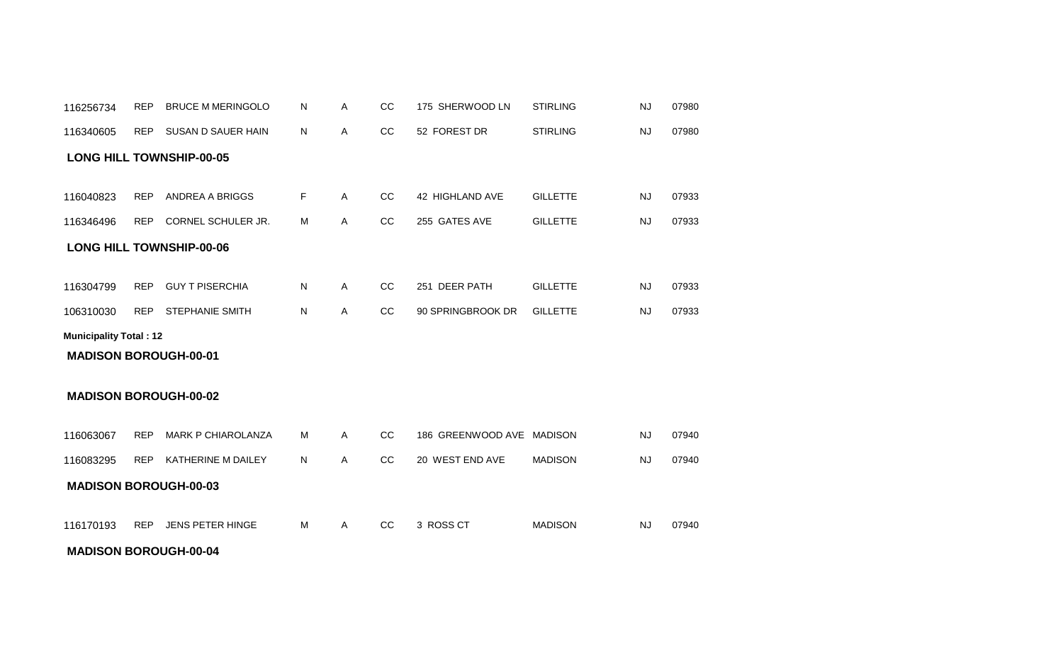| | | | | | | | | | |
|---|---|---|---|---|---|---|---|---|---|
| 116256734 | REP | BRUCE M MERINGOLO | N | A | CC | 175 SHERWOOD LN | STIRLING | NJ | 07980 |
| 116340605 | REP | SUSAN D SAUER HAIN | N | A | CC | 52 FOREST DR | STIRLING | NJ | 07980 |

**LONG HILL TOWNSHIP-00-05**

| | | | | | | | | | |
|---|---|---|---|---|---|---|---|---|---|
| 116040823 | REP | ANDREA A BRIGGS | F | A | CC | 42 HIGHLAND AVE | GILLETTE | NJ | 07933 |
| 116346496 | REP | CORNEL SCHULER JR. | M | A | CC | 255 GATES AVE | GILLETTE | NJ | 07933 |

**LONG HILL TOWNSHIP-00-06**

| | | | | | | | | | |
|---|---|---|---|---|---|---|---|---|---|
| 116304799 | REP | GUY T PISERCHIA | N | A | CC | 251 DEER PATH | GILLETTE | NJ | 07933 |
| 106310030 | REP | STEPHANIE SMITH | N | A | CC | 90 SPRINGBROOK DR | GILLETTE | NJ | 07933 |

**Municipality Total : 12**

**MADISON BOROUGH-00-01**

**MADISON BOROUGH-00-02**

| | | | | | | | | | |
|---|---|---|---|---|---|---|---|---|---|
| 116063067 | REP | MARK P CHIAROLANZA | M | A | CC | 186 GREENWOOD AVE | MADISON | NJ | 07940 |
| 116083295 | REP | KATHERINE M DAILEY | N | A | CC | 20 WEST END AVE | MADISON | NJ | 07940 |

**MADISON BOROUGH-00-03**

| | | | | | | | | | |
|---|---|---|---|---|---|---|---|---|---|
| 116170193 | REP | JENS PETER HINGE | M | A | CC | 3 ROSS CT | MADISON | NJ | 07940 |

**MADISON BOROUGH-00-04**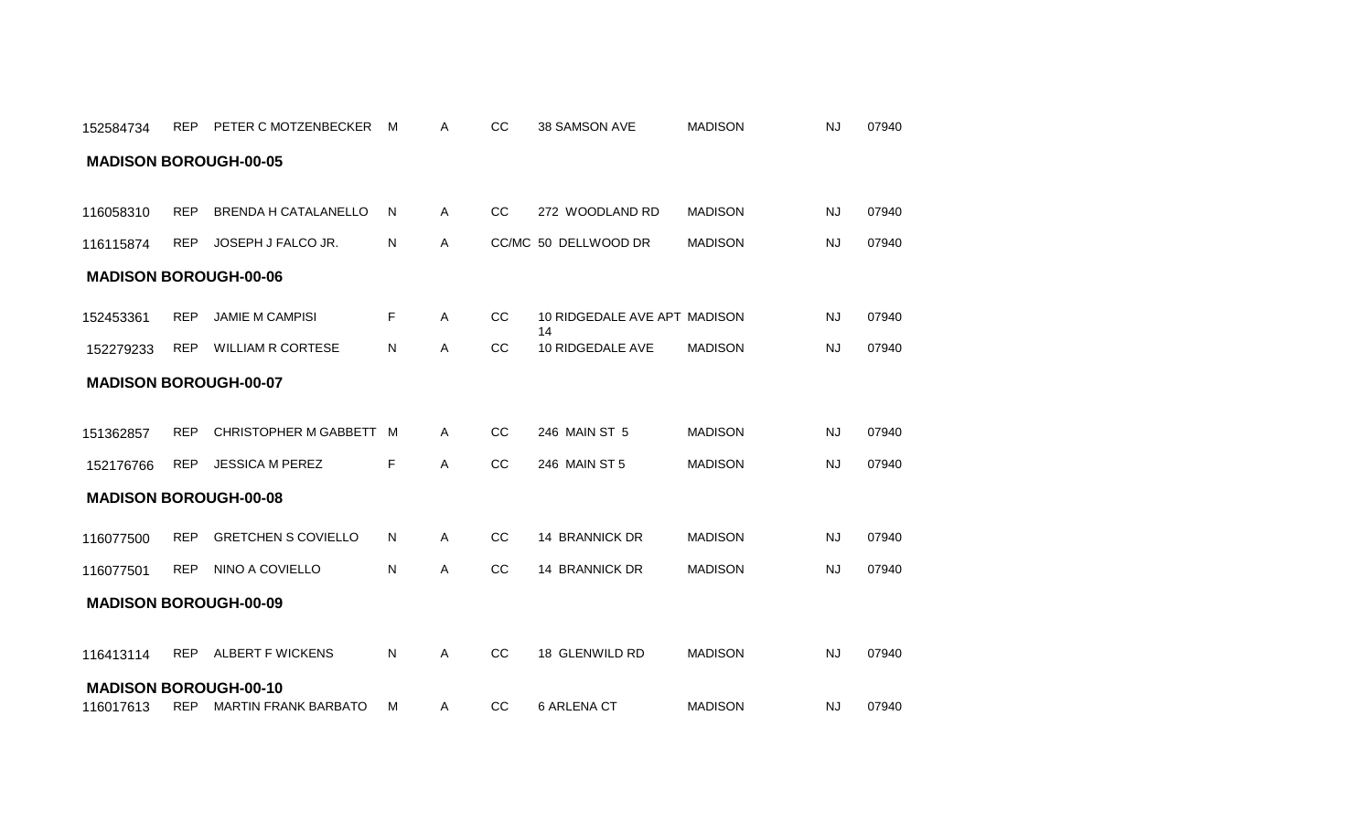| | | | | | | | | | |
|---|---|---|---|---|---|---|---|---|---|
| 152584734 | REP | PETER C MOTZENBECKER | M | A | CC | 38 SAMSON AVE | MADISON | NJ | 07940 |

**MADISON BOROUGH-00-05**

| | | | | | | | | | |
|---|---|---|---|---|---|---|---|---|---|
| 116058310 | REP | BRENDA H CATALANELLO | N | A | CC | 272 WOODLAND RD | MADISON | NJ | 07940 |
| 116115874 | REP | JOSEPH J FALCO JR. | N | A | CC/MC | 50 DELLWOOD DR | MADISON | NJ | 07940 |

**MADISON BOROUGH-00-06**

| | | | | | | | | | |
|---|---|---|---|---|---|---|---|---|---|
| 152453361 | REP | JAMIE M CAMPISI | F | A | CC | 10 RIDGEDALE AVE APT 14 | MADISON | NJ | 07940 |
| 152279233 | REP | WILLIAM R CORTESE | N | A | CC | 10 RIDGEDALE AVE | MADISON | NJ | 07940 |

**MADISON BOROUGH-00-07**

| | | | | | | | | | |
|---|---|---|---|---|---|---|---|---|---|
| 151362857 | REP | CHRISTOPHER M GABBETT | M | A | CC | 246 MAIN ST 5 | MADISON | NJ | 07940 |
| 152176766 | REP | JESSICA M PEREZ | F | A | CC | 246 MAIN ST 5 | MADISON | NJ | 07940 |

**MADISON BOROUGH-00-08**

| | | | | | | | | | |
|---|---|---|---|---|---|---|---|---|---|
| 116077500 | REP | GRETCHEN S COVIELLO | N | A | CC | 14 BRANNICK DR | MADISON | NJ | 07940 |
| 116077501 | REP | NINO A COVIELLO | N | A | CC | 14 BRANNICK DR | MADISON | NJ | 07940 |

**MADISON BOROUGH-00-09**

| | | | | | | | | | |
|---|---|---|---|---|---|---|---|---|---|
| 116413114 | REP | ALBERT F WICKENS | N | A | CC | 18 GLENWILD RD | MADISON | NJ | 07940 |

**MADISON BOROUGH-00-10**

| | | | | | | | | | |
|---|---|---|---|---|---|---|---|---|---|
| 116017613 | REP | MARTIN FRANK BARBATO | M | A | CC | 6 ARLENA CT | MADISON | NJ | 07940 |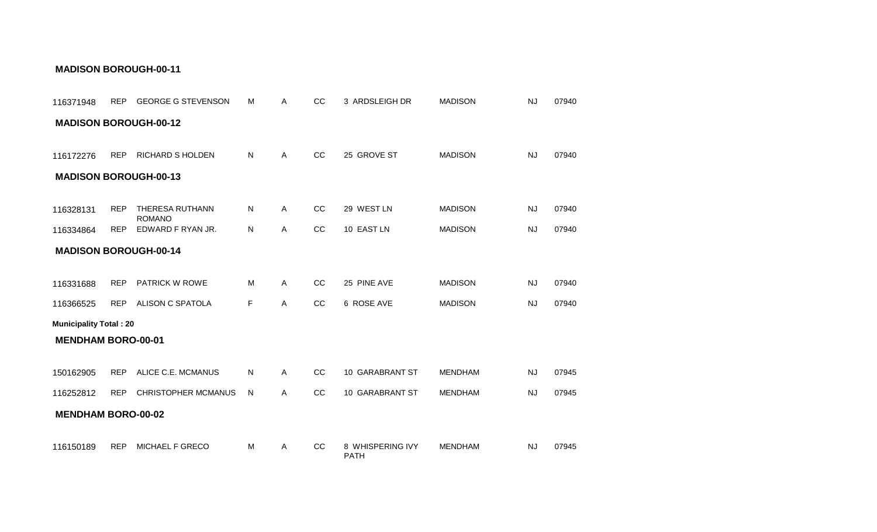**MADISON BOROUGH-00-11**

| | | | | | | | | | |
|---|---|---|---|---|---|---|---|---|---|
| 116371948 | REP | GEORGE G STEVENSON | M | A | CC | 3 ARDSLEIGH DR | MADISON | NJ | 07940 |

**MADISON BOROUGH-00-12**

| | | | | | | | | | |
|---|---|---|---|---|---|---|---|---|---|
| 116172276 | REP | RICHARD S HOLDEN | N | A | CC | 25 GROVE ST | MADISON | NJ | 07940 |

**MADISON BOROUGH-00-13**

| | | | | | | | | | |
|---|---|---|---|---|---|---|---|---|---|
| 116328131 | REP | THERESA RUTHANN ROMANO | N | A | CC | 29 WEST LN | MADISON | NJ | 07940 |
| 116334864 | REP | EDWARD F RYAN JR. | N | A | CC | 10 EAST LN | MADISON | NJ | 07940 |

**MADISON BOROUGH-00-14**

| | | | | | | | | | |
|---|---|---|---|---|---|---|---|---|---|
| 116331688 | REP | PATRICK W ROWE | M | A | CC | 25 PINE AVE | MADISON | NJ | 07940 |
| 116366525 | REP | ALISON C SPATOLA | F | A | CC | 6 ROSE AVE | MADISON | NJ | 07940 |

**Municipality Total : 20**

**MENDHAM BORO-00-01**

| | | | | | | | | | |
|---|---|---|---|---|---|---|---|---|---|
| 150162905 | REP | ALICE C.E. MCMANUS | N | A | CC | 10 GARABRANT ST | MENDHAM | NJ | 07945 |
| 116252812 | REP | CHRISTOPHER MCMANUS | N | A | CC | 10 GARABRANT ST | MENDHAM | NJ | 07945 |

**MENDHAM BORO-00-02**

| | | | | | | | | | |
|---|---|---|---|---|---|---|---|---|---|
| 116150189 | REP | MICHAEL F GRECO | M | A | CC | 8 WHISPERING IVY PATH | MENDHAM | NJ | 07945 |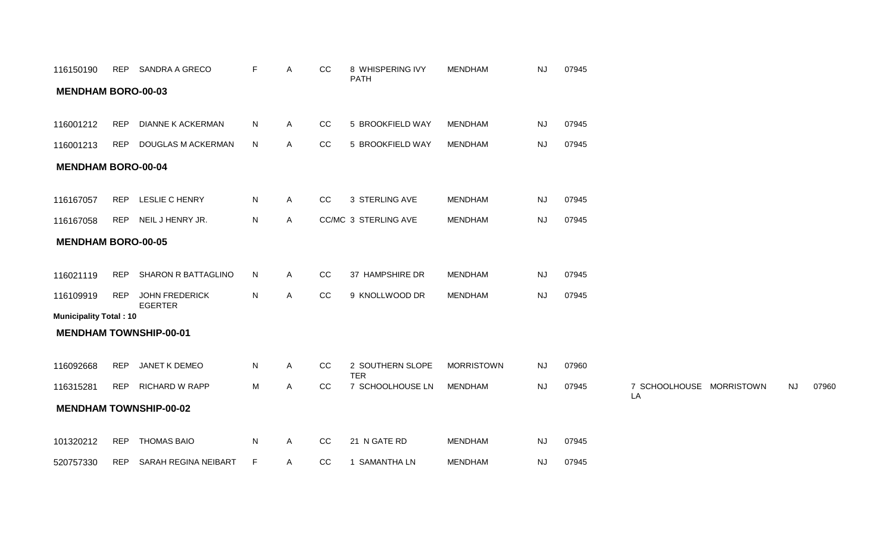| | | | | | | | | | | | | | |
|---|---|---|---|---|---|---|---|---|---|---|---|---|---|
| 116150190 | REP | SANDRA A GRECO | F | A | CC | 8 WHISPERING IVY PATH | MENDHAM | NJ | 07945 | | | | |

**MENDHAM BORO-00-03**

| | | | | | | | | | | | | | |
|---|---|---|---|---|---|---|---|---|---|---|---|---|---|
| 116001212 | REP | DIANNE K ACKERMAN | N | A | CC | 5 BROOKFIELD WAY | MENDHAM | NJ | 07945 | | | | |
| 116001213 | REP | DOUGLAS M ACKERMAN | N | A | CC | 5 BROOKFIELD WAY | MENDHAM | NJ | 07945 | | | | |

**MENDHAM BORO-00-04**

| | | | | | | | | | | | | | |
|---|---|---|---|---|---|---|---|---|---|---|---|---|---|
| 116167057 | REP | LESLIE C HENRY | N | A | CC | 3 STERLING AVE | MENDHAM | NJ | 07945 | | | | |
| 116167058 | REP | NEIL J HENRY JR. | N | A | CC/MC | 3 STERLING AVE | MENDHAM | NJ | 07945 | | | | |

**MENDHAM BORO-00-05**

| | | | | | | | | | | | | | |
|---|---|---|---|---|---|---|---|---|---|---|---|---|---|
| 116021119 | REP | SHARON R BATTAGLINO | N | A | CC | 37 HAMPSHIRE DR | MENDHAM | NJ | 07945 | | | | |
| 116109919 | REP | JOHN FREDERICK EGERTER | N | A | CC | 9 KNOLLWOOD DR | MENDHAM | NJ | 07945 | | | | |

**Municipality Total : 10**

**MENDHAM TOWNSHIP-00-01**

| | | | | | | | | | | | | | |
|---|---|---|---|---|---|---|---|---|---|---|---|---|---|
| 116092668 | REP | JANET K DEMEO | N | A | CC | 2 SOUTHERN SLOPE TER | MORRISTOWN | NJ | 07960 | | | | |
| 116315281 | REP | RICHARD W RAPP | M | A | CC | 7 SCHOOLHOUSE LN | MENDHAM | NJ | 07945 | 7 SCHOOLHOUSE LA | MORRISTOWN | NJ | 07960 |

**MENDHAM TOWNSHIP-00-02**

| | | | | | | | | | | | | | |
|---|---|---|---|---|---|---|---|---|---|---|---|---|---|
| 101320212 | REP | THOMAS BAIO | N | A | CC | 21 N GATE RD | MENDHAM | NJ | 07945 | | | | |
| 520757330 | REP | SARAH REGINA NEIBART | F | A | CC | 1 SAMANTHA LN | MENDHAM | NJ | 07945 | | | | |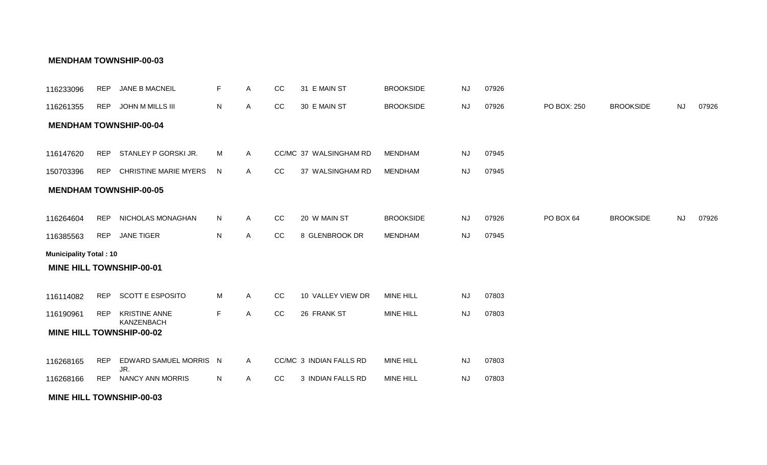**MENDHAM TOWNSHIP-00-03**

| | | | | | | | | | | | | | |
|---|---|---|---|---|---|---|---|---|---|---|---|---|---|
| 116233096 | REP | JANE B MACNEIL | F | A | CC | 31 E MAIN ST | BROOKSIDE | NJ | 07926 | | | | |
| 116261355 | REP | JOHN M MILLS III | N | A | CC | 30 E MAIN ST | BROOKSIDE | NJ | 07926 | PO BOX: 250 | BROOKSIDE | NJ | 07926 |

**MENDHAM TOWNSHIP-00-04**

| | | | | | | | | | | | | | |
|---|---|---|---|---|---|---|---|---|---|---|---|---|---|
| 116147620 | REP | STANLEY P GORSKI JR. | M | A | CC/MC | 37 WALSINGHAM RD | MENDHAM | NJ | 07945 | | | | |
| 150703396 | REP | CHRISTINE MARIE MYERS | N | A | CC | 37 WALSINGHAM RD | MENDHAM | NJ | 07945 | | | | |

**MENDHAM TOWNSHIP-00-05**

| | | | | | | | | | | | | | |
|---|---|---|---|---|---|---|---|---|---|---|---|---|---|
| 116264604 | REP | NICHOLAS MONAGHAN | N | A | CC | 20 W MAIN ST | BROOKSIDE | NJ | 07926 | PO BOX 64 | BROOKSIDE | NJ | 07926 |
| 116385563 | REP | JANE TIGER | N | A | CC | 8 GLENBROOK DR | MENDHAM | NJ | 07945 | | | | |

**Municipality Total : 10**

**MINE HILL TOWNSHIP-00-01**

| | | | | | | | | | |
|---|---|---|---|---|---|---|---|---|---|
| 116114082 | REP | SCOTT E ESPOSITO | M | A | CC | 10 VALLEY VIEW DR | MINE HILL | NJ | 07803 |
| 116190961 | REP | KRISTINE ANNE KANZENBACH | F | A | CC | 26 FRANK ST | MINE HILL | NJ | 07803 |

**MINE HILL TOWNSHIP-00-02**

| | | | | | | | | | |
|---|---|---|---|---|---|---|---|---|---|
| 116268165 | REP | EDWARD SAMUEL MORRIS JR. | N | A | CC/MC | 3 INDIAN FALLS RD | MINE HILL | NJ | 07803 |
| 116268166 | REP | NANCY ANN MORRIS | N | A | CC | 3 INDIAN FALLS RD | MINE HILL | NJ | 07803 |

**MINE HILL TOWNSHIP-00-03**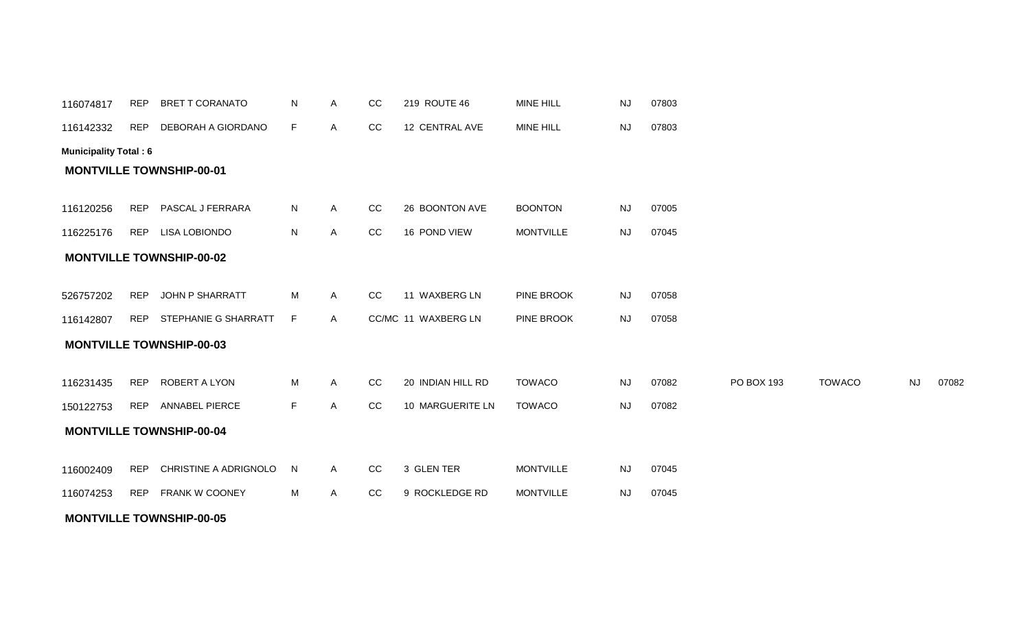| | | | | | | | | | | | | | |
|---|---|---|---|---|---|---|---|---|---|---|---|---|---|
| 116074817 | REP | BRET T CORANATO | N | A | CC | 219 ROUTE 46 | MINE HILL | NJ | 07803 | | | | |
| 116142332 | REP | DEBORAH A GIORDANO | F | A | CC | 12 CENTRAL AVE | MINE HILL | NJ | 07803 | | | | |

**Municipality Total : 6**

**MONTVILLE TOWNSHIP-00-01**

| | | | | | | | | | | | | | |
|---|---|---|---|---|---|---|---|---|---|---|---|---|---|
| 116120256 | REP | PASCAL J FERRARA | N | A | CC | 26 BOONTON AVE | BOONTON | NJ | 07005 | | | | |
| 116225176 | REP | LISA LOBIONDO | N | A | CC | 16 POND VIEW | MONTVILLE | NJ | 07045 | | | | |

**MONTVILLE TOWNSHIP-00-02**

| | | | | | | | | | | | | | |
|---|---|---|---|---|---|---|---|---|---|---|---|---|---|
| 526757202 | REP | JOHN P SHARRATT | M | A | CC | 11 WAXBERG LN | PINE BROOK | NJ | 07058 | | | | |
| 116142807 | REP | STEPHANIE G SHARRATT | F | A | CC/MC | 11 WAXBERG LN | PINE BROOK | NJ | 07058 | | | | |

**MONTVILLE TOWNSHIP-00-03**

| | | | | | | | | | | | | | |
|---|---|---|---|---|---|---|---|---|---|---|---|---|---|
| 116231435 | REP | ROBERT A LYON | M | A | CC | 20 INDIAN HILL RD | TOWACO | NJ | 07082 | PO BOX 193 | TOWACO | NJ | 07082 |
| 150122753 | REP | ANNABEL PIERCE | F | A | CC | 10 MARGUERITE LN | TOWACO | NJ | 07082 | | | | |

**MONTVILLE TOWNSHIP-00-04**

| | | | | | | | | | | | | | |
|---|---|---|---|---|---|---|---|---|---|---|---|---|---|
| 116002409 | REP | CHRISTINE A ADRIGNOLO | N | A | CC | 3 GLEN TER | MONTVILLE | NJ | 07045 | | | | |
| 116074253 | REP | FRANK W COONEY | M | A | CC | 9 ROCKLEDGE RD | MONTVILLE | NJ | 07045 | | | | |

**MONTVILLE TOWNSHIP-00-05**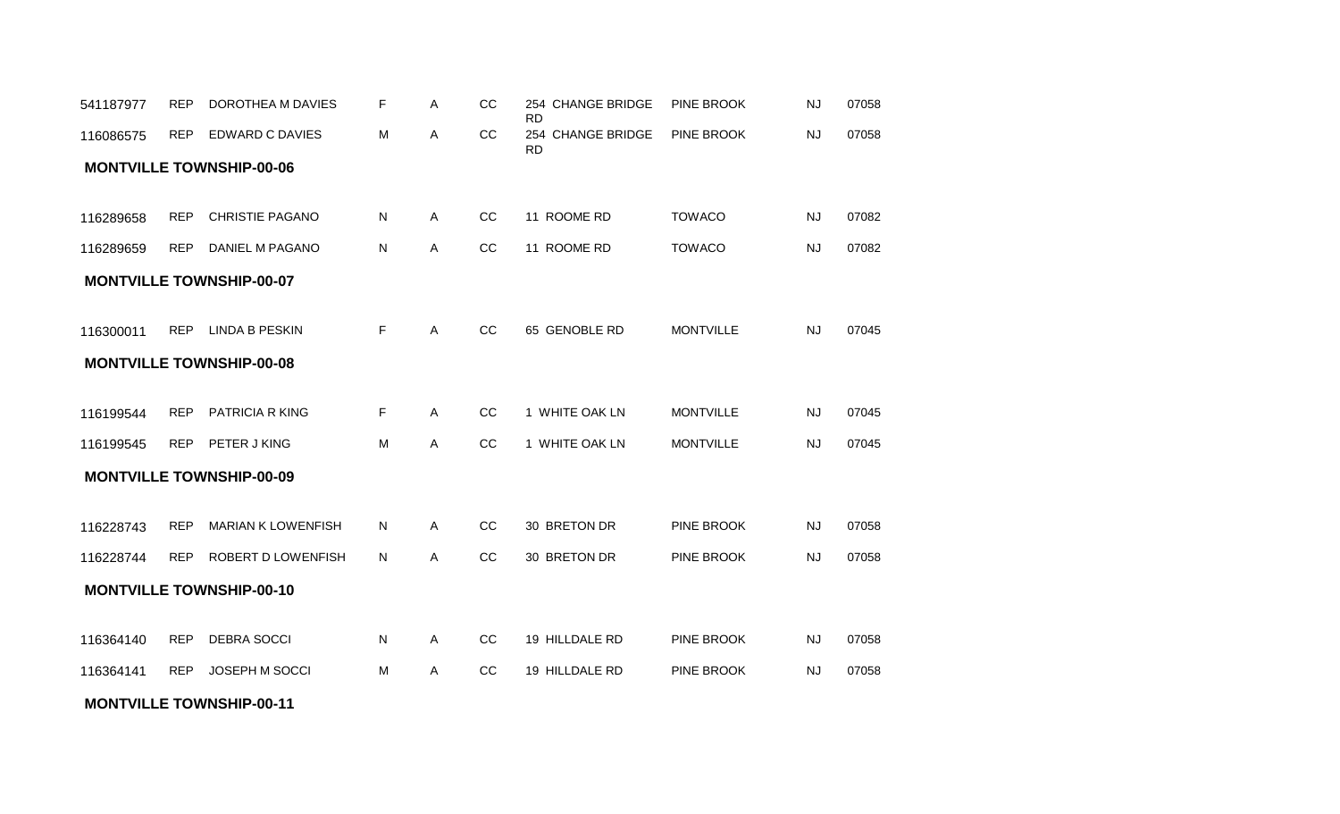| | | | | | | | | | |
|---|---|---|---|---|---|---|---|---|---|
| 541187977 | REP | DOROTHEA M DAVIES | F | A | CC | 254 CHANGE BRIDGE RD | PINE BROOK | NJ | 07058 |
| 116086575 | REP | EDWARD C DAVIES | M | A | CC | 254 CHANGE BRIDGE RD | PINE BROOK | NJ | 07058 |

**MONTVILLE TOWNSHIP-00-06**

| | | | | | | | | | |
|---|---|---|---|---|---|---|---|---|---|
| 116289658 | REP | CHRISTIE PAGANO | N | A | CC | 11 ROOME RD | TOWACO | NJ | 07082 |
| 116289659 | REP | DANIEL M PAGANO | N | A | CC | 11 ROOME RD | TOWACO | NJ | 07082 |

**MONTVILLE TOWNSHIP-00-07**

| | | | | | | | | | |
|---|---|---|---|---|---|---|---|---|---|
| 116300011 | REP | LINDA B PESKIN | F | A | CC | 65 GENOBLE RD | MONTVILLE | NJ | 07045 |

**MONTVILLE TOWNSHIP-00-08**

| | | | | | | | | | |
|---|---|---|---|---|---|---|---|---|---|
| 116199544 | REP | PATRICIA R KING | F | A | CC | 1 WHITE OAK LN | MONTVILLE | NJ | 07045 |
| 116199545 | REP | PETER J KING | M | A | CC | 1 WHITE OAK LN | MONTVILLE | NJ | 07045 |

**MONTVILLE TOWNSHIP-00-09**

| | | | | | | | | | |
|---|---|---|---|---|---|---|---|---|---|
| 116228743 | REP | MARIAN K LOWENFISH | N | A | CC | 30 BRETON DR | PINE BROOK | NJ | 07058 |
| 116228744 | REP | ROBERT D LOWENFISH | N | A | CC | 30 BRETON DR | PINE BROOK | NJ | 07058 |

**MONTVILLE TOWNSHIP-00-10**

| | | | | | | | | | |
|---|---|---|---|---|---|---|---|---|---|
| 116364140 | REP | DEBRA SOCCI | N | A | CC | 19 HILLDALE RD | PINE BROOK | NJ | 07058 |
| 116364141 | REP | JOSEPH M SOCCI | M | A | CC | 19 HILLDALE RD | PINE BROOK | NJ | 07058 |

**MONTVILLE TOWNSHIP-00-11**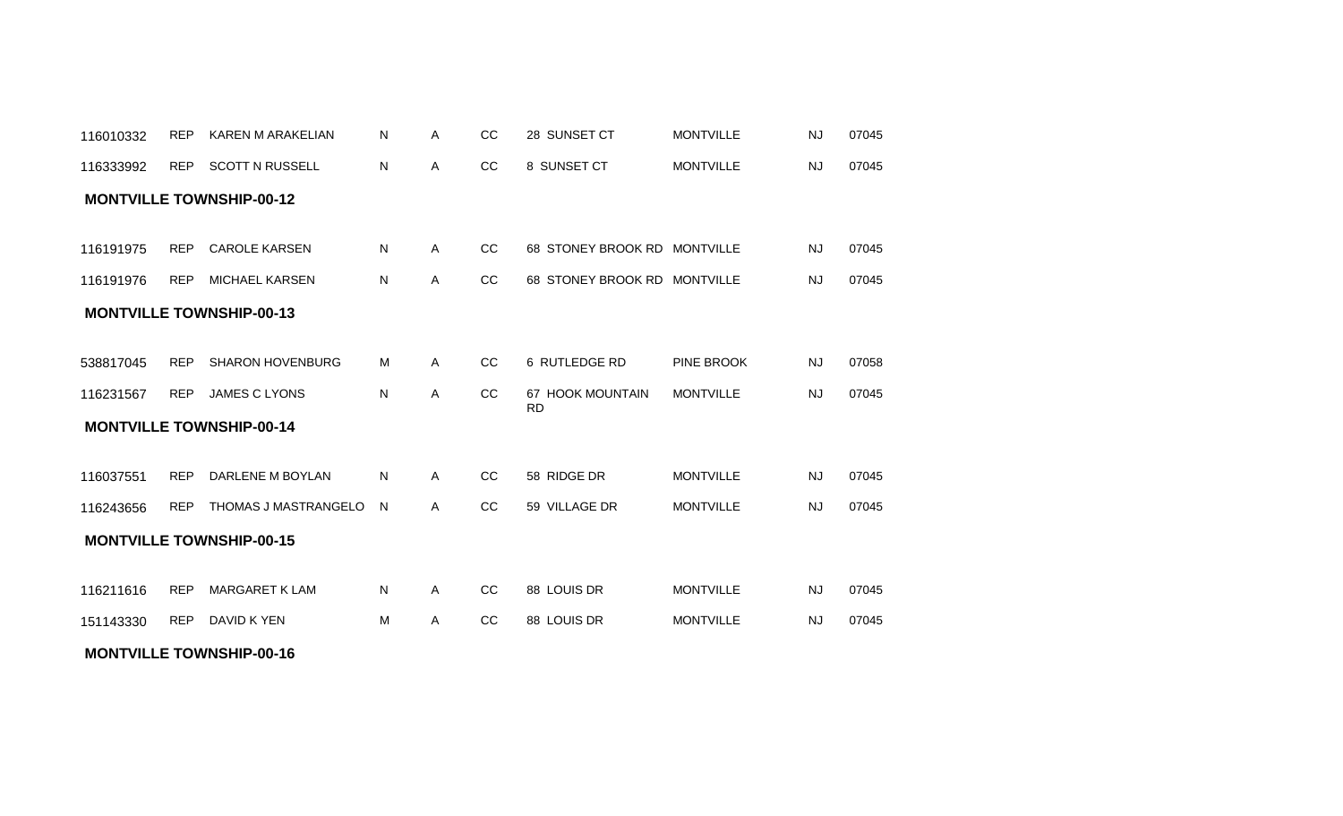| | | | | | | | | | |
|---|---|---|---|---|---|---|---|---|---|
| 116010332 | REP | KAREN M ARAKELIAN | N | A | CC | 28 SUNSET CT | MONTVILLE | NJ | 07045 |
| 116333992 | REP | SCOTT N RUSSELL | N | A | CC | 8 SUNSET CT | MONTVILLE | NJ | 07045 |

**MONTVILLE TOWNSHIP-00-12**

| | | | | | | | | | |
|---|---|---|---|---|---|---|---|---|---|
| 116191975 | REP | CAROLE KARSEN | N | A | CC | 68 STONEY BROOK RD | MONTVILLE | NJ | 07045 |
| 116191976 | REP | MICHAEL KARSEN | N | A | CC | 68 STONEY BROOK RD | MONTVILLE | NJ | 07045 |

**MONTVILLE TOWNSHIP-00-13**

| | | | | | | | | | |
|---|---|---|---|---|---|---|---|---|---|
| 538817045 | REP | SHARON HOVENBURG | M | A | CC | 6 RUTLEDGE RD | PINE BROOK | NJ | 07058 |
| 116231567 | REP | JAMES C LYONS | N | A | CC | 67 HOOK MOUNTAIN RD | MONTVILLE | NJ | 07045 |

**MONTVILLE TOWNSHIP-00-14**

| | | | | | | | | | |
|---|---|---|---|---|---|---|---|---|---|
| 116037551 | REP | DARLENE M BOYLAN | N | A | CC | 58 RIDGE DR | MONTVILLE | NJ | 07045 |
| 116243656 | REP | THOMAS J MASTRANGELO | N | A | CC | 59 VILLAGE DR | MONTVILLE | NJ | 07045 |

**MONTVILLE TOWNSHIP-00-15**

| | | | | | | | | | |
|---|---|---|---|---|---|---|---|---|---|
| 116211616 | REP | MARGARET K LAM | N | A | CC | 88 LOUIS DR | MONTVILLE | NJ | 07045 |
| 151143330 | REP | DAVID K YEN | M | A | CC | 88 LOUIS DR | MONTVILLE | NJ | 07045 |

**MONTVILLE TOWNSHIP-00-16**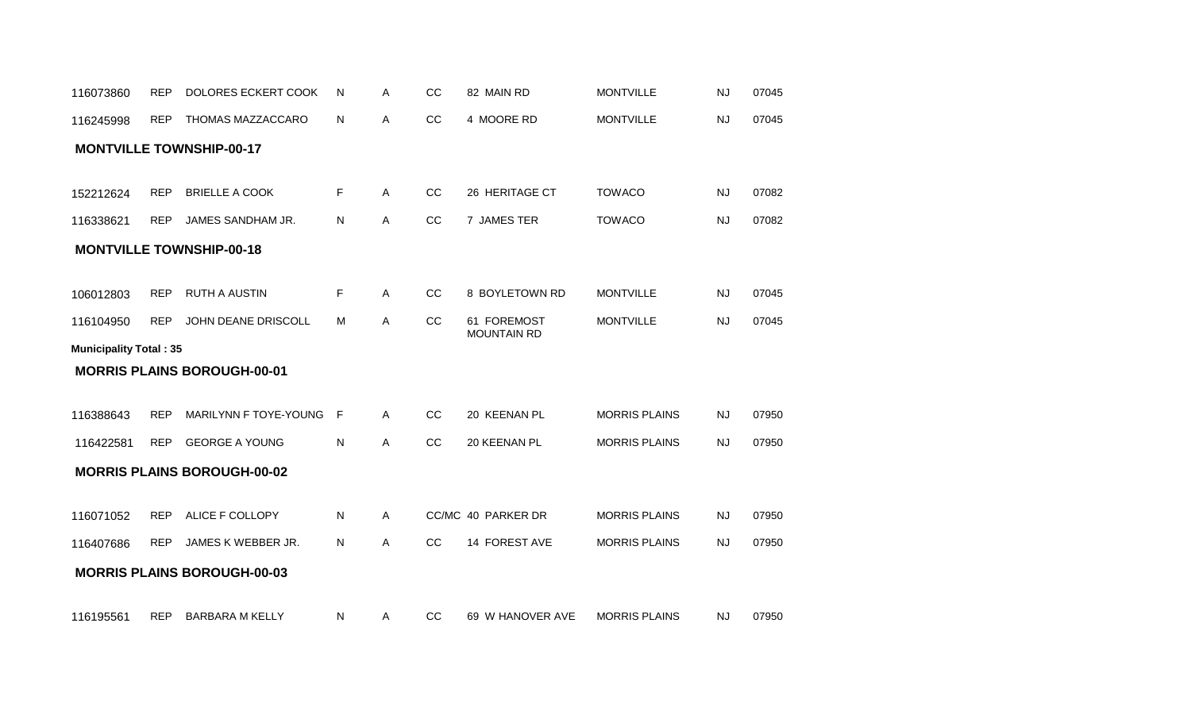| | | | | | | | | | |
|---|---|---|---|---|---|---|---|---|---|
| 116073860 | REP | DOLORES ECKERT COOK | N | A | CC | 82 MAIN RD | MONTVILLE | NJ | 07045 |
| 116245998 | REP | THOMAS MAZZACCARO | N | A | CC | 4 MOORE RD | MONTVILLE | NJ | 07045 |

**MONTVILLE TOWNSHIP-00-17**

| | | | | | | | | | |
|---|---|---|---|---|---|---|---|---|---|
| 152212624 | REP | BRIELLE A COOK | F | A | CC | 26 HERITAGE CT | TOWACO | NJ | 07082 |
| 116338621 | REP | JAMES SANDHAM JR. | N | A | CC | 7 JAMES TER | TOWACO | NJ | 07082 |

**MONTVILLE TOWNSHIP-00-18**

| | | | | | | | | | |
|---|---|---|---|---|---|---|---|---|---|
| 106012803 | REP | RUTH A AUSTIN | F | A | CC | 8 BOYLETOWN RD | MONTVILLE | NJ | 07045 |
| 116104950 | REP | JOHN DEANE DRISCOLL | M | A | CC | 61 FOREMOST MOUNTAIN RD | MONTVILLE | NJ | 07045 |

**Municipality Total : 35**

**MORRIS PLAINS BOROUGH-00-01**

| | | | | | | | | | |
|---|---|---|---|---|---|---|---|---|---|
| 116388643 | REP | MARILYNN F TOYE-YOUNG | F | A | CC | 20 KEENAN PL | MORRIS PLAINS | NJ | 07950 |
| 116422581 | REP | GEORGE A YOUNG | N | A | CC | 20 KEENAN PL | MORRIS PLAINS | NJ | 07950 |

**MORRIS PLAINS BOROUGH-00-02**

| | | | | | | | | | |
|---|---|---|---|---|---|---|---|---|---|
| 116071052 | REP | ALICE F COLLOPY | N | A | CC/MC | 40 PARKER DR | MORRIS PLAINS | NJ | 07950 |
| 116407686 | REP | JAMES K WEBBER JR. | N | A | CC | 14 FOREST AVE | MORRIS PLAINS | NJ | 07950 |

**MORRIS PLAINS BOROUGH-00-03**

| | | | | | | | | | |
|---|---|---|---|---|---|---|---|---|---|
| 116195561 | REP | BARBARA M KELLY | N | A | CC | 69 W HANOVER AVE | MORRIS PLAINS | NJ | 07950 |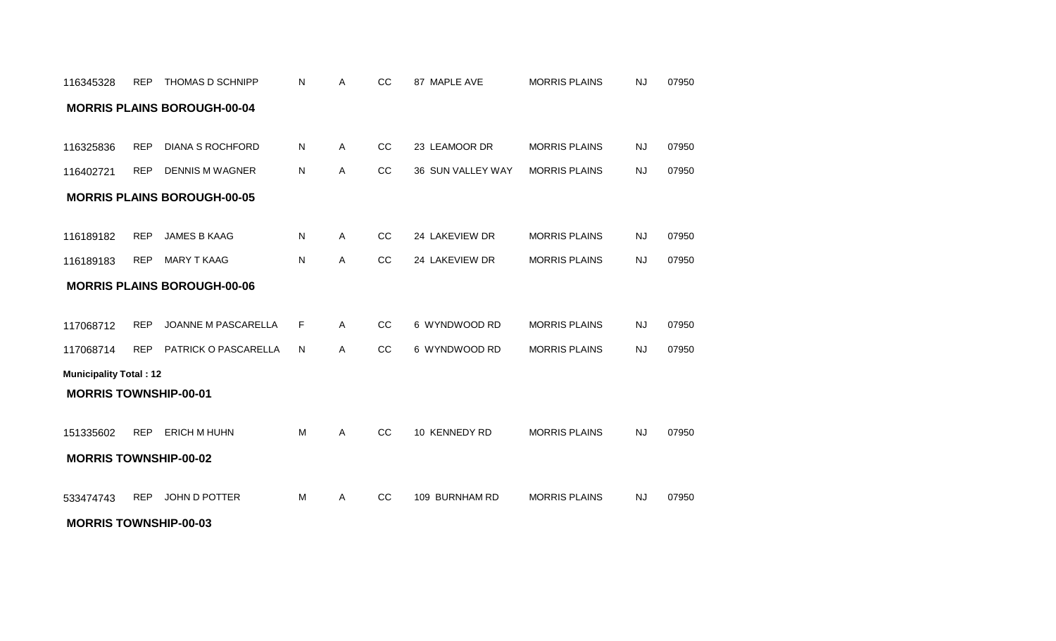| | | | | | | | | | |
|---|---|---|---|---|---|---|---|---|---|
| 116345328 | REP | THOMAS D SCHNIPP | N | A | CC | 87 MAPLE AVE | MORRIS PLAINS | NJ | 07950 |

**MORRIS PLAINS BOROUGH-00-04**

| | | | | | | | | | |
|---|---|---|---|---|---|---|---|---|---|
| 116325836 | REP | DIANA S ROCHFORD | N | A | CC | 23 LEAMOOR DR | MORRIS PLAINS | NJ | 07950 |
| 116402721 | REP | DENNIS M WAGNER | N | A | CC | 36 SUN VALLEY WAY | MORRIS PLAINS | NJ | 07950 |

**MORRIS PLAINS BOROUGH-00-05**

| | | | | | | | | | |
|---|---|---|---|---|---|---|---|---|---|
| 116189182 | REP | JAMES B KAAG | N | A | CC | 24 LAKEVIEW DR | MORRIS PLAINS | NJ | 07950 |
| 116189183 | REP | MARY T KAAG | N | A | CC | 24 LAKEVIEW DR | MORRIS PLAINS | NJ | 07950 |

**MORRIS PLAINS BOROUGH-00-06**

| | | | | | | | | | |
|---|---|---|---|---|---|---|---|---|---|
| 117068712 | REP | JOANNE M PASCARELLA | F | A | CC | 6 WYNDWOOD RD | MORRIS PLAINS | NJ | 07950 |
| 117068714 | REP | PATRICK O PASCARELLA | N | A | CC | 6 WYNDWOOD RD | MORRIS PLAINS | NJ | 07950 |

**Municipality Total : 12**

**MORRIS TOWNSHIP-00-01**

| | | | | | | | | | |
|---|---|---|---|---|---|---|---|---|---|
| 151335602 | REP | ERICH M HUHN | M | A | CC | 10 KENNEDY RD | MORRIS PLAINS | NJ | 07950 |

**MORRIS TOWNSHIP-00-02**

| | | | | | | | | | |
|---|---|---|---|---|---|---|---|---|---|
| 533474743 | REP | JOHN D POTTER | M | A | CC | 109 BURNHAM RD | MORRIS PLAINS | NJ | 07950 |

**MORRIS TOWNSHIP-00-03**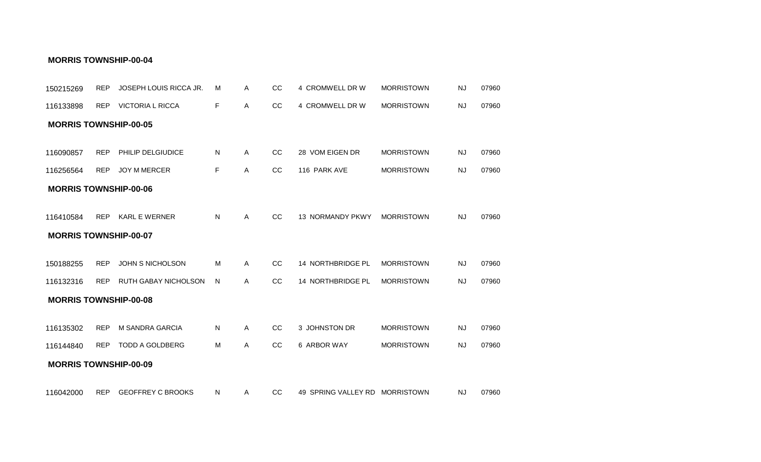**MORRIS TOWNSHIP-00-04**

| | | | | | | | | | |
|---|---|---|---|---|---|---|---|---|---|
| 150215269 | REP | JOSEPH LOUIS RICCA JR. | M | A | CC | 4 CROMWELL DR W | MORRISTOWN | NJ | 07960 |
| 116133898 | REP | VICTORIA L RICCA | F | A | CC | 4 CROMWELL DR W | MORRISTOWN | NJ | 07960 |

**MORRIS TOWNSHIP-00-05**

| | | | | | | | | | |
|---|---|---|---|---|---|---|---|---|---|
| 116090857 | REP | PHILIP DELGIUDICE | N | A | CC | 28 VOM EIGEN DR | MORRISTOWN | NJ | 07960 |
| 116256564 | REP | JOY M MERCER | F | A | CC | 116 PARK AVE | MORRISTOWN | NJ | 07960 |

**MORRIS TOWNSHIP-00-06**

| | | | | | | | | | |
|---|---|---|---|---|---|---|---|---|---|
| 116410584 | REP | KARL E WERNER | N | A | CC | 13 NORMANDY PKWY | MORRISTOWN | NJ | 07960 |

**MORRIS TOWNSHIP-00-07**

| | | | | | | | | | |
|---|---|---|---|---|---|---|---|---|---|
| 150188255 | REP | JOHN S NICHOLSON | M | A | CC | 14 NORTHBRIDGE PL | MORRISTOWN | NJ | 07960 |
| 116132316 | REP | RUTH GABAY NICHOLSON | N | A | CC | 14 NORTHBRIDGE PL | MORRISTOWN | NJ | 07960 |

**MORRIS TOWNSHIP-00-08**

| | | | | | | | | | |
|---|---|---|---|---|---|---|---|---|---|
| 116135302 | REP | M SANDRA GARCIA | N | A | CC | 3 JOHNSTON DR | MORRISTOWN | NJ | 07960 |
| 116144840 | REP | TODD A GOLDBERG | M | A | CC | 6 ARBOR WAY | MORRISTOWN | NJ | 07960 |

**MORRIS TOWNSHIP-00-09**

| | | | | | | | | | |
|---|---|---|---|---|---|---|---|---|---|
| 116042000 | REP | GEOFFREY C BROOKS | N | A | CC | 49 SPRING VALLEY RD | MORRISTOWN | NJ | 07960 |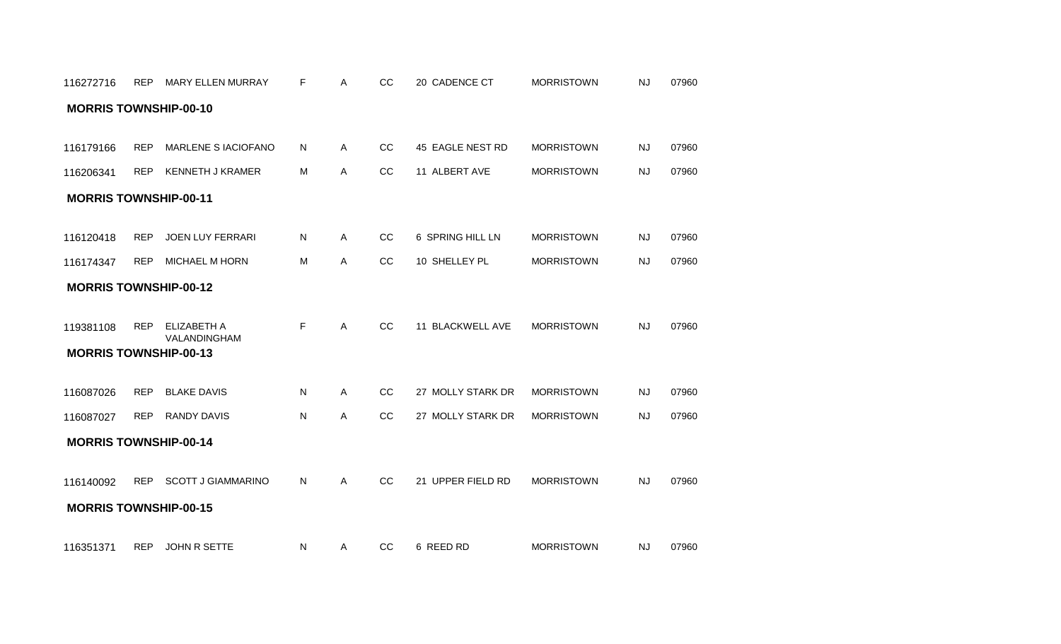| | | | | | | | | | |
|---|---|---|---|---|---|---|---|---|---|
| 116272716 | REP | MARY ELLEN MURRAY | F | A | CC | 20 CADENCE CT | MORRISTOWN | NJ | 07960 |

**MORRIS TOWNSHIP-00-10**

| | | | | | | | | | |
|---|---|---|---|---|---|---|---|---|---|
| 116179166 | REP | MARLENE S IACIOFANO | N | A | CC | 45 EAGLE NEST RD | MORRISTOWN | NJ | 07960 |
| 116206341 | REP | KENNETH J KRAMER | M | A | CC | 11 ALBERT AVE | MORRISTOWN | NJ | 07960 |

**MORRIS TOWNSHIP-00-11**

| | | | | | | | | | |
|---|---|---|---|---|---|---|---|---|---|
| 116120418 | REP | JOEN LUY FERRARI | N | A | CC | 6 SPRING HILL LN | MORRISTOWN | NJ | 07960 |
| 116174347 | REP | MICHAEL M HORN | M | A | CC | 10 SHELLEY PL | MORRISTOWN | NJ | 07960 |

**MORRIS TOWNSHIP-00-12**

| | | | | | | | | | |
|---|---|---|---|---|---|---|---|---|---|
| 119381108 | REP | ELIZABETH A VALANDINGHAM | F | A | CC | 11 BLACKWELL AVE | MORRISTOWN | NJ | 07960 |

**MORRIS TOWNSHIP-00-13**

| | | | | | | | | | |
|---|---|---|---|---|---|---|---|---|---|
| 116087026 | REP | BLAKE DAVIS | N | A | CC | 27 MOLLY STARK DR | MORRISTOWN | NJ | 07960 |
| 116087027 | REP | RANDY DAVIS | N | A | CC | 27 MOLLY STARK DR | MORRISTOWN | NJ | 07960 |

**MORRIS TOWNSHIP-00-14**

| | | | | | | | | | |
|---|---|---|---|---|---|---|---|---|---|
| 116140092 | REP | SCOTT J GIAMMARINO | N | A | CC | 21 UPPER FIELD RD | MORRISTOWN | NJ | 07960 |

**MORRIS TOWNSHIP-00-15**

| | | | | | | | | | |
|---|---|---|---|---|---|---|---|---|---|
| 116351371 | REP | JOHN R SETTE | N | A | CC | 6 REED RD | MORRISTOWN | NJ | 07960 |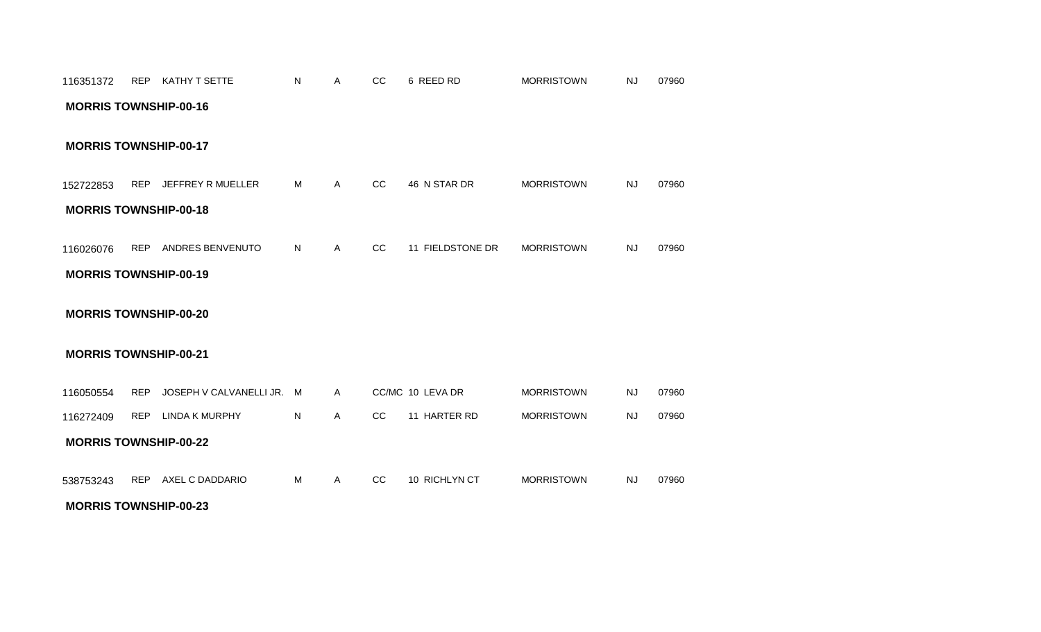| | | | | | | | | | |
|---|---|---|---|---|---|---|---|---|---|
| 116351372 | REP | KATHY T SETTE | N | A | CC | 6 REED RD | MORRISTOWN | NJ | 07960 |

**MORRIS TOWNSHIP-00-16**

**MORRIS TOWNSHIP-00-17**

| | | | | | | | | | |
|---|---|---|---|---|---|---|---|---|---|
| 152722853 | REP | JEFFREY R MUELLER | M | A | CC | 46 N STAR DR | MORRISTOWN | NJ | 07960 |

**MORRIS TOWNSHIP-00-18**

| | | | | | | | | | |
|---|---|---|---|---|---|---|---|---|---|
| 116026076 | REP | ANDRES BENVENUTO | N | A | CC | 11 FIELDSTONE DR | MORRISTOWN | NJ | 07960 |

**MORRIS TOWNSHIP-00-19**

**MORRIS TOWNSHIP-00-20**

**MORRIS TOWNSHIP-00-21**

| | | | | | | | | | |
|---|---|---|---|---|---|---|---|---|---|
| 116050554 | REP | JOSEPH V CALVANELLI JR. | M | A | CC/MC | 10 LEVA DR | MORRISTOWN | NJ | 07960 |
| 116272409 | REP | LINDA K MURPHY | N | A | CC | 11 HARTER RD | MORRISTOWN | NJ | 07960 |

**MORRIS TOWNSHIP-00-22**

| | | | | | | | | | |
|---|---|---|---|---|---|---|---|---|---|
| 538753243 | REP | AXEL C DADDARIO | M | A | CC | 10 RICHLYN CT | MORRISTOWN | NJ | 07960 |

**MORRIS TOWNSHIP-00-23**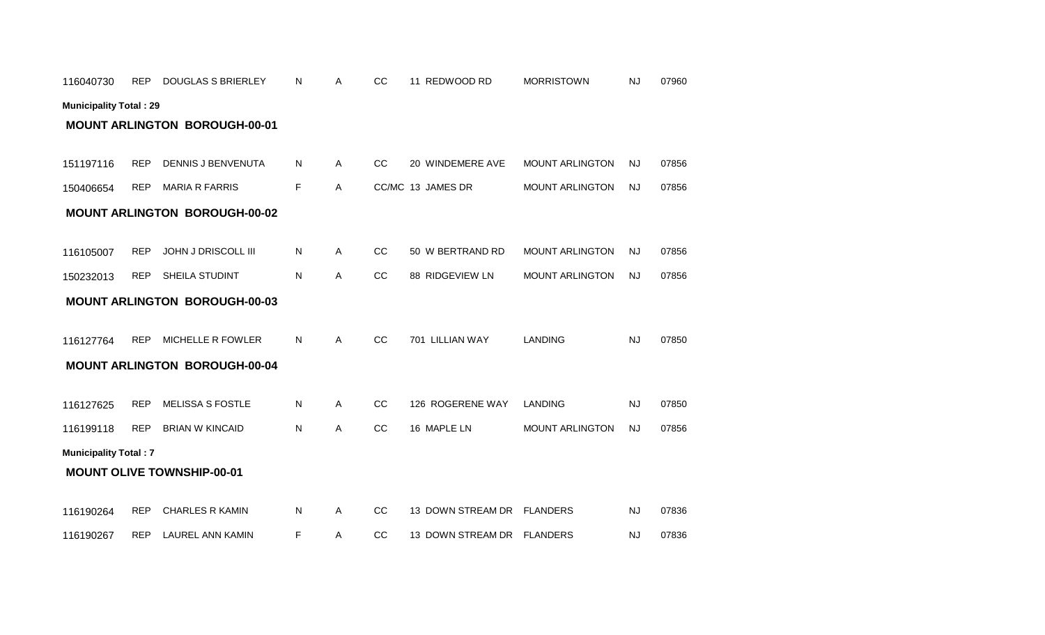| | | | | | | | | | |
|---|---|---|---|---|---|---|---|---|---|
| 116040730 | REP | DOUGLAS S BRIERLEY | N | A | CC | 11 REDWOOD RD | MORRISTOWN | NJ | 07960 |

**Municipality Total : 29**

### MOUNT ARLINGTON BOROUGH-00-01

| | | | | | | | | | |
|---|---|---|---|---|---|---|---|---|---|
| 151197116 | REP | DENNIS J BENVENUTA | N | A | CC | 20 WINDEMERE AVE | MOUNT ARLINGTON | NJ | 07856 |
| 150406654 | REP | MARIA R FARRIS | F | A | CC/MC | 13 JAMES DR | MOUNT ARLINGTON | NJ | 07856 |

### MOUNT ARLINGTON BOROUGH-00-02

| | | | | | | | | | |
|---|---|---|---|---|---|---|---|---|---|
| 116105007 | REP | JOHN J DRISCOLL III | N | A | CC | 50 W BERTRAND RD | MOUNT ARLINGTON | NJ | 07856 |
| 150232013 | REP | SHEILA STUDINT | N | A | CC | 88 RIDGEVIEW LN | MOUNT ARLINGTON | NJ | 07856 |

### MOUNT ARLINGTON BOROUGH-00-03

| | | | | | | | | | |
|---|---|---|---|---|---|---|---|---|---|
| 116127764 | REP | MICHELLE R FOWLER | N | A | CC | 701 LILLIAN WAY | LANDING | NJ | 07850 |

### MOUNT ARLINGTON BOROUGH-00-04

| | | | | | | | | | |
|---|---|---|---|---|---|---|---|---|---|
| 116127625 | REP | MELISSA S FOSTLE | N | A | CC | 126 ROGERENE WAY | LANDING | NJ | 07850 |
| 116199118 | REP | BRIAN W KINCAID | N | A | CC | 16 MAPLE LN | MOUNT ARLINGTON | NJ | 07856 |

**Municipality Total : 7**

### MOUNT OLIVE TOWNSHIP-00-01

| | | | | | | | | | |
|---|---|---|---|---|---|---|---|---|---|
| 116190264 | REP | CHARLES R KAMIN | N | A | CC | 13 DOWN STREAM DR | FLANDERS | NJ | 07836 |
| 116190267 | REP | LAUREL ANN KAMIN | F | A | CC | 13 DOWN STREAM DR | FLANDERS | NJ | 07836 |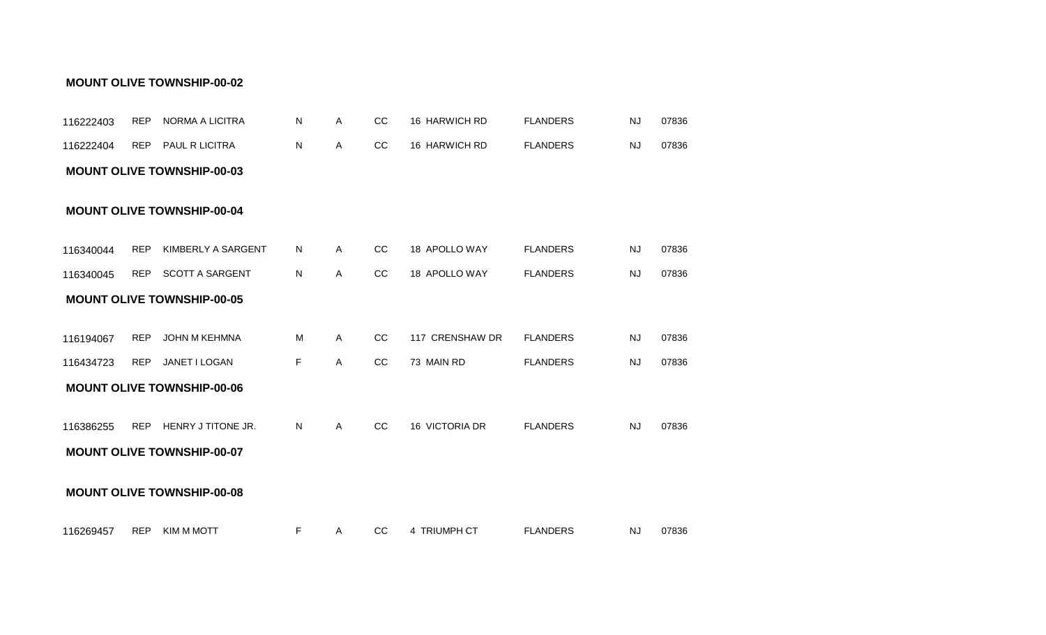**MOUNT OLIVE TOWNSHIP-00-02**

| | | | | | | | | | |
|---|---|---|---|---|---|---|---|---|---|
| 116222403 | REP | NORMA A LICITRA | N | A | CC | 16 HARWICH RD | FLANDERS | NJ | 07836 |
| 116222404 | REP | PAUL R LICITRA | N | A | CC | 16 HARWICH RD | FLANDERS | NJ | 07836 |

**MOUNT OLIVE TOWNSHIP-00-03**

**MOUNT OLIVE TOWNSHIP-00-04**

| | | | | | | | | | |
|---|---|---|---|---|---|---|---|---|---|
| 116340044 | REP | KIMBERLY A SARGENT | N | A | CC | 18 APOLLO WAY | FLANDERS | NJ | 07836 |
| 116340045 | REP | SCOTT A SARGENT | N | A | CC | 18 APOLLO WAY | FLANDERS | NJ | 07836 |

**MOUNT OLIVE TOWNSHIP-00-05**

| | | | | | | | | | |
|---|---|---|---|---|---|---|---|---|---|
| 116194067 | REP | JOHN M KEHMNA | M | A | CC | 117 CRENSHAW DR | FLANDERS | NJ | 07836 |
| 116434723 | REP | JANET I LOGAN | F | A | CC | 73 MAIN RD | FLANDERS | NJ | 07836 |

**MOUNT OLIVE TOWNSHIP-00-06**

| | | | | | | | | | |
|---|---|---|---|---|---|---|---|---|---|
| 116386255 | REP | HENRY J TITONE JR. | N | A | CC | 16 VICTORIA DR | FLANDERS | NJ | 07836 |

**MOUNT OLIVE TOWNSHIP-00-07**

**MOUNT OLIVE TOWNSHIP-00-08**

| | | | | | | | | | |
|---|---|---|---|---|---|---|---|---|---|
| 116269457 | REP | KIM M MOTT | F | A | CC | 4 TRIUMPH CT | FLANDERS | NJ | 07836 |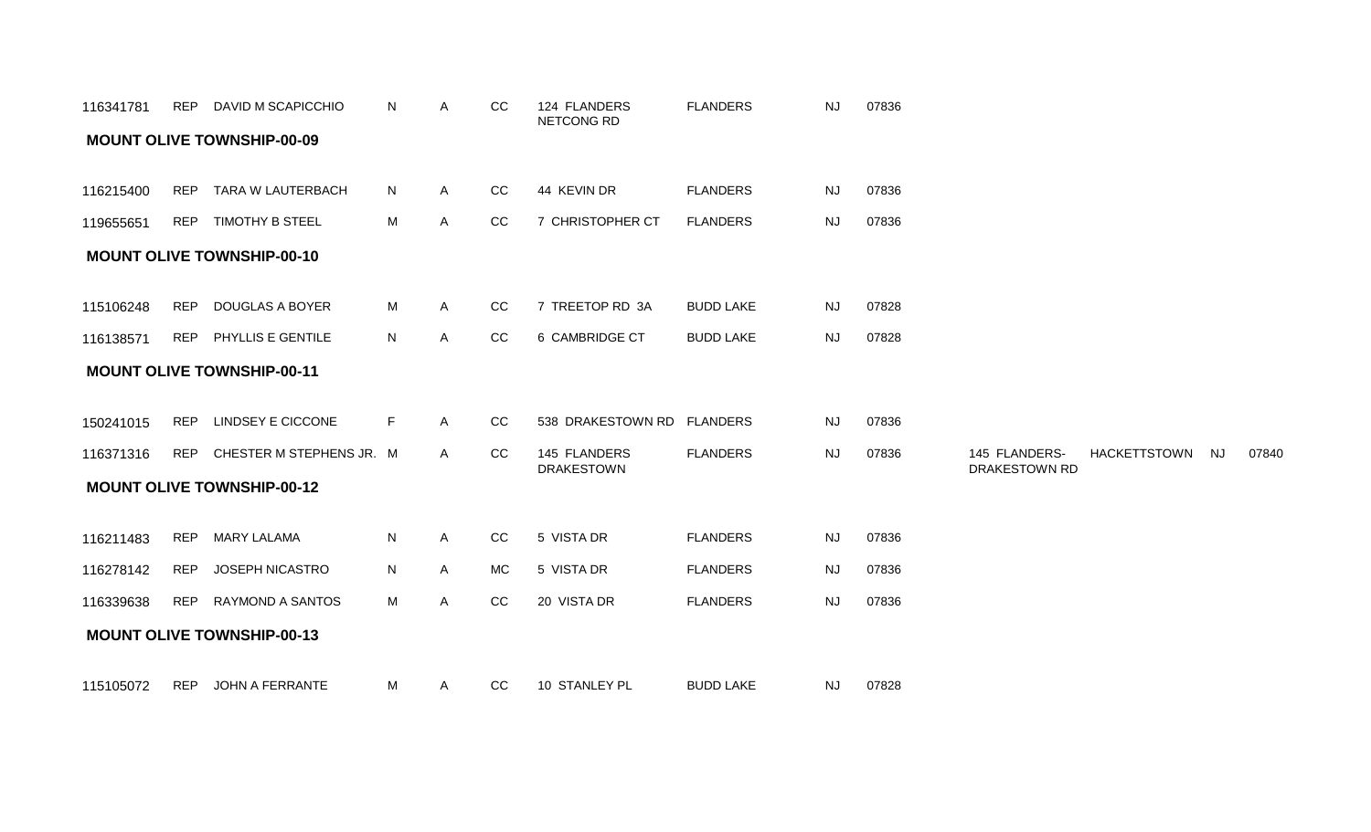| | | | | | | | | | | | | | |
|---|---|---|---|---|---|---|---|---|---|---|---|---|---|
| 116341781 | REP | DAVID M SCAPICCHIO | N | A | CC | 124 FLANDERS NETCONG RD | FLANDERS | NJ | 07836 | | | | |

**MOUNT OLIVE TOWNSHIP-00-09**

| | | | | | | | | | | | | | |
|---|---|---|---|---|---|---|---|---|---|---|---|---|---|
| 116215400 | REP | TARA W LAUTERBACH | N | A | CC | 44 KEVIN DR | FLANDERS | NJ | 07836 | | | | |
| 119655651 | REP | TIMOTHY B STEEL | M | A | CC | 7 CHRISTOPHER CT | FLANDERS | NJ | 07836 | | | | |

**MOUNT OLIVE TOWNSHIP-00-10**

| | | | | | | | | | | | | | |
|---|---|---|---|---|---|---|---|---|---|---|---|---|---|
| 115106248 | REP | DOUGLAS A BOYER | M | A | CC | 7 TREETOP RD 3A | BUDD LAKE | NJ | 07828 | | | | |
| 116138571 | REP | PHYLLIS E GENTILE | N | A | CC | 6 CAMBRIDGE CT | BUDD LAKE | NJ | 07828 | | | | |

**MOUNT OLIVE TOWNSHIP-00-11**

| | | | | | | | | | | | | | |
|---|---|---|---|---|---|---|---|---|---|---|---|---|---|
| 150241015 | REP | LINDSEY E CICCONE | F | A | CC | 538 DRAKESTOWN RD | FLANDERS | NJ | 07836 | | | | |
| 116371316 | REP | CHESTER M STEPHENS JR. | M | A | CC | 145 FLANDERS DRAKESTOWN | FLANDERS | NJ | 07836 | 145 FLANDERS-DRAKESTOWN RD | HACKETTSTOWN | NJ | 07840 |

**MOUNT OLIVE TOWNSHIP-00-12**

| | | | | | | | | | | | | | |
|---|---|---|---|---|---|---|---|---|---|---|---|---|---|
| 116211483 | REP | MARY LALAMA | N | A | CC | 5 VISTA DR | FLANDERS | NJ | 07836 | | | | |
| 116278142 | REP | JOSEPH NICASTRO | N | A | MC | 5 VISTA DR | FLANDERS | NJ | 07836 | | | | |
| 116339638 | REP | RAYMOND A SANTOS | M | A | CC | 20 VISTA DR | FLANDERS | NJ | 07836 | | | | |

**MOUNT OLIVE TOWNSHIP-00-13**

| | | | | | | | | | | | | | |
|---|---|---|---|---|---|---|---|---|---|---|---|---|---|
| 115105072 | REP | JOHN A FERRANTE | M | A | CC | 10 STANLEY PL | BUDD LAKE | NJ | 07828 | | | | |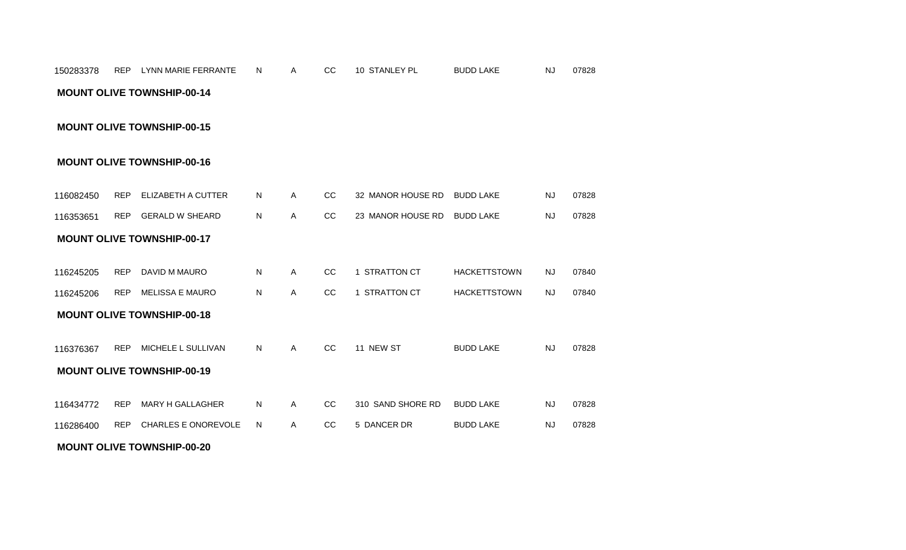| | | | | | | | | | |
|---|---|---|---|---|---|---|---|---|---|
| 150283378 | REP | LYNN MARIE FERRANTE | N | A | CC | 10 STANLEY PL | BUDD LAKE | NJ | 07828 |

**MOUNT OLIVE TOWNSHIP-00-14**

**MOUNT OLIVE TOWNSHIP-00-15**

**MOUNT OLIVE TOWNSHIP-00-16**

| | | | | | | | | | |
|---|---|---|---|---|---|---|---|---|---|
| 116082450 | REP | ELIZABETH A CUTTER | N | A | CC | 32 MANOR HOUSE RD | BUDD LAKE | NJ | 07828 |
| 116353651 | REP | GERALD W SHEARD | N | A | CC | 23 MANOR HOUSE RD | BUDD LAKE | NJ | 07828 |

**MOUNT OLIVE TOWNSHIP-00-17**

| | | | | | | | | | |
|---|---|---|---|---|---|---|---|---|---|
| 116245205 | REP | DAVID M MAURO | N | A | CC | 1 STRATTON CT | HACKETTSTOWN | NJ | 07840 |
| 116245206 | REP | MELISSA E MAURO | N | A | CC | 1 STRATTON CT | HACKETTSTOWN | NJ | 07840 |

**MOUNT OLIVE TOWNSHIP-00-18**

| | | | | | | | | | |
|---|---|---|---|---|---|---|---|---|---|
| 116376367 | REP | MICHELE L SULLIVAN | N | A | CC | 11 NEW ST | BUDD LAKE | NJ | 07828 |

**MOUNT OLIVE TOWNSHIP-00-19**

| | | | | | | | | | |
|---|---|---|---|---|---|---|---|---|---|
| 116434772 | REP | MARY H GALLAGHER | N | A | CC | 310 SAND SHORE RD | BUDD LAKE | NJ | 07828 |
| 116286400 | REP | CHARLES E ONOREVOLE | N | A | CC | 5 DANCER DR | BUDD LAKE | NJ | 07828 |

**MOUNT OLIVE TOWNSHIP-00-20**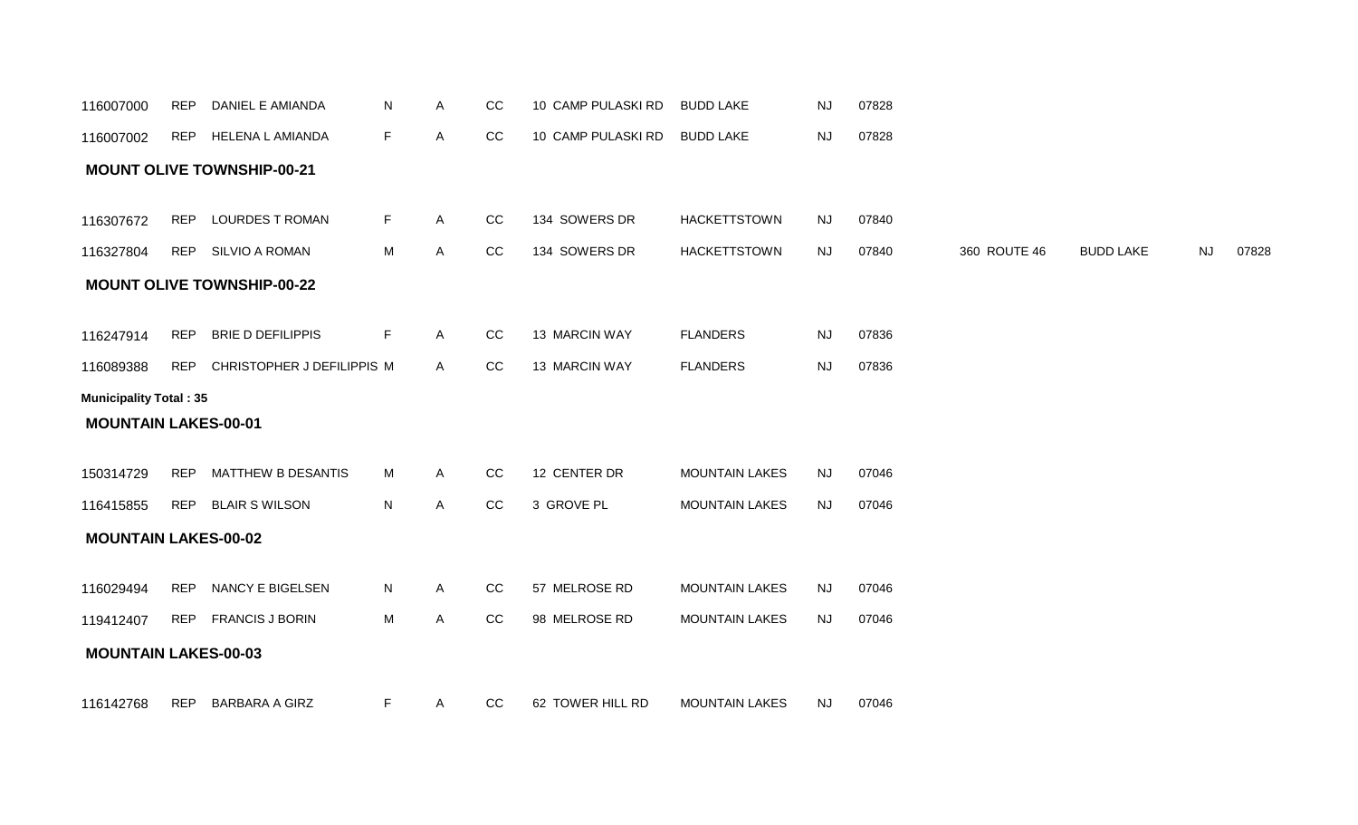| | | | | | | | | | | | | | |
|---|---|---|---|---|---|---|---|---|---|---|---|---|---|
| 116007000 | REP | DANIEL E AMIANDA | N | A | CC | 10 CAMP PULASKI RD | BUDD LAKE | NJ | 07828 | | | | |
| 116007002 | REP | HELENA L AMIANDA | F | A | CC | 10 CAMP PULASKI RD | BUDD LAKE | NJ | 07828 | | | | |

**MOUNT OLIVE TOWNSHIP-00-21**

| | | | | | | | | | | | | | |
|---|---|---|---|---|---|---|---|---|---|---|---|---|---|
| 116307672 | REP | LOURDES T ROMAN | F | A | CC | 134 SOWERS DR | HACKETTSTOWN | NJ | 07840 | | | | |
| 116327804 | REP | SILVIO A ROMAN | M | A | CC | 134 SOWERS DR | HACKETTSTOWN | NJ | 07840 | 360 ROUTE 46 | BUDD LAKE | NJ | 07828 |

**MOUNT OLIVE TOWNSHIP-00-22**

| | | | | | | | | | |
|---|---|---|---|---|---|---|---|---|---|
| 116247914 | REP | BRIE D DEFILIPPIS | F | A | CC | 13 MARCIN WAY | FLANDERS | NJ | 07836 |
| 116089388 | REP | CHRISTOPHER J DEFILIPPIS | M | A | CC | 13 MARCIN WAY | FLANDERS | NJ | 07836 |

**Municipality Total : 35**

**MOUNTAIN LAKES-00-01**

| | | | | | | | | | |
|---|---|---|---|---|---|---|---|---|---|
| 150314729 | REP | MATTHEW B DESANTIS | M | A | CC | 12 CENTER DR | MOUNTAIN LAKES | NJ | 07046 |
| 116415855 | REP | BLAIR S WILSON | N | A | CC | 3 GROVE PL | MOUNTAIN LAKES | NJ | 07046 |

**MOUNTAIN LAKES-00-02**

| | | | | | | | | | |
|---|---|---|---|---|---|---|---|---|---|
| 116029494 | REP | NANCY E BIGELSEN | N | A | CC | 57 MELROSE RD | MOUNTAIN LAKES | NJ | 07046 |
| 119412407 | REP | FRANCIS J BORIN | M | A | CC | 98 MELROSE RD | MOUNTAIN LAKES | NJ | 07046 |

**MOUNTAIN LAKES-00-03**

| | | | | | | | | | |
|---|---|---|---|---|---|---|---|---|---|
| 116142768 | REP | BARBARA A GIRZ | F | A | CC | 62 TOWER HILL RD | MOUNTAIN LAKES | NJ | 07046 |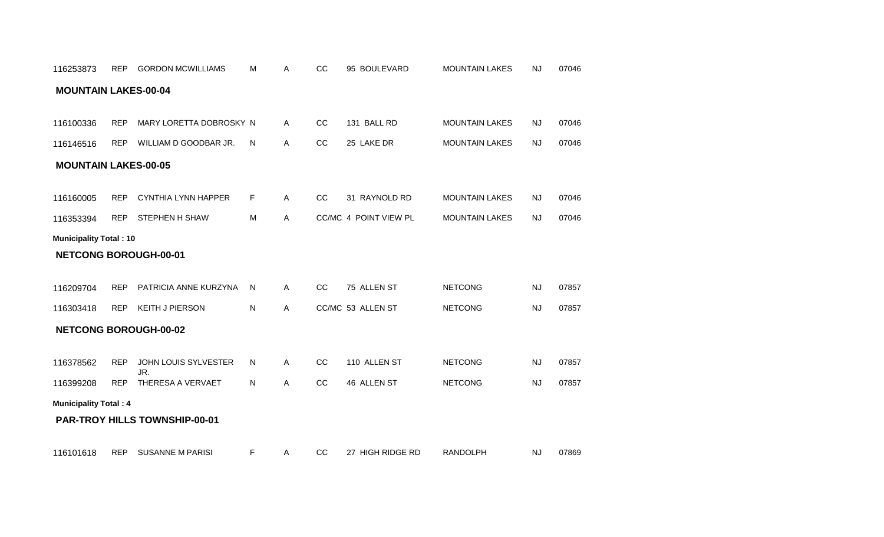| | | | | | | | | | |
|---|---|---|---|---|---|---|---|---|---|
| 116253873 | REP | GORDON MCWILLIAMS | M | A | CC | 95 BOULEVARD | MOUNTAIN LAKES | NJ | 07046 |

**MOUNTAIN LAKES-00-04**

| | | | | | | | | | |
|---|---|---|---|---|---|---|---|---|---|
| 116100336 | REP | MARY LORETTA DOBROSKY | N | A | CC | 131 BALL RD | MOUNTAIN LAKES | NJ | 07046 |
| 116146516 | REP | WILLIAM D GOODBAR JR. | N | A | CC | 25 LAKE DR | MOUNTAIN LAKES | NJ | 07046 |

**MOUNTAIN LAKES-00-05**

| | | | | | | | | | |
|---|---|---|---|---|---|---|---|---|---|
| 116160005 | REP | CYNTHIA LYNN HAPPER | F | A | CC | 31 RAYNOLD RD | MOUNTAIN LAKES | NJ | 07046 |
| 116353394 | REP | STEPHEN H SHAW | M | A | CC/MC | 4 POINT VIEW PL | MOUNTAIN LAKES | NJ | 07046 |

**Municipality Total : 10**

**NETCONG BOROUGH-00-01**

| | | | | | | | | | |
|---|---|---|---|---|---|---|---|---|---|
| 116209704 | REP | PATRICIA ANNE KURZYNA | N | A | CC | 75 ALLEN ST | NETCONG | NJ | 07857 |
| 116303418 | REP | KEITH J PIERSON | N | A | CC/MC | 53 ALLEN ST | NETCONG | NJ | 07857 |

**NETCONG BOROUGH-00-02**

| | | | | | | | | | |
|---|---|---|---|---|---|---|---|---|---|
| 116378562 | REP | JOHN LOUIS SYLVESTER JR. | N | A | CC | 110 ALLEN ST | NETCONG | NJ | 07857 |
| 116399208 | REP | THERESA A VERVAET | N | A | CC | 46 ALLEN ST | NETCONG | NJ | 07857 |

**Municipality Total : 4**

**PAR-TROY HILLS TOWNSHIP-00-01**

| | | | | | | | | | |
|---|---|---|---|---|---|---|---|---|---|
| 116101618 | REP | SUSANNE M PARISI | F | A | CC | 27 HIGH RIDGE RD | RANDOLPH | NJ | 07869 |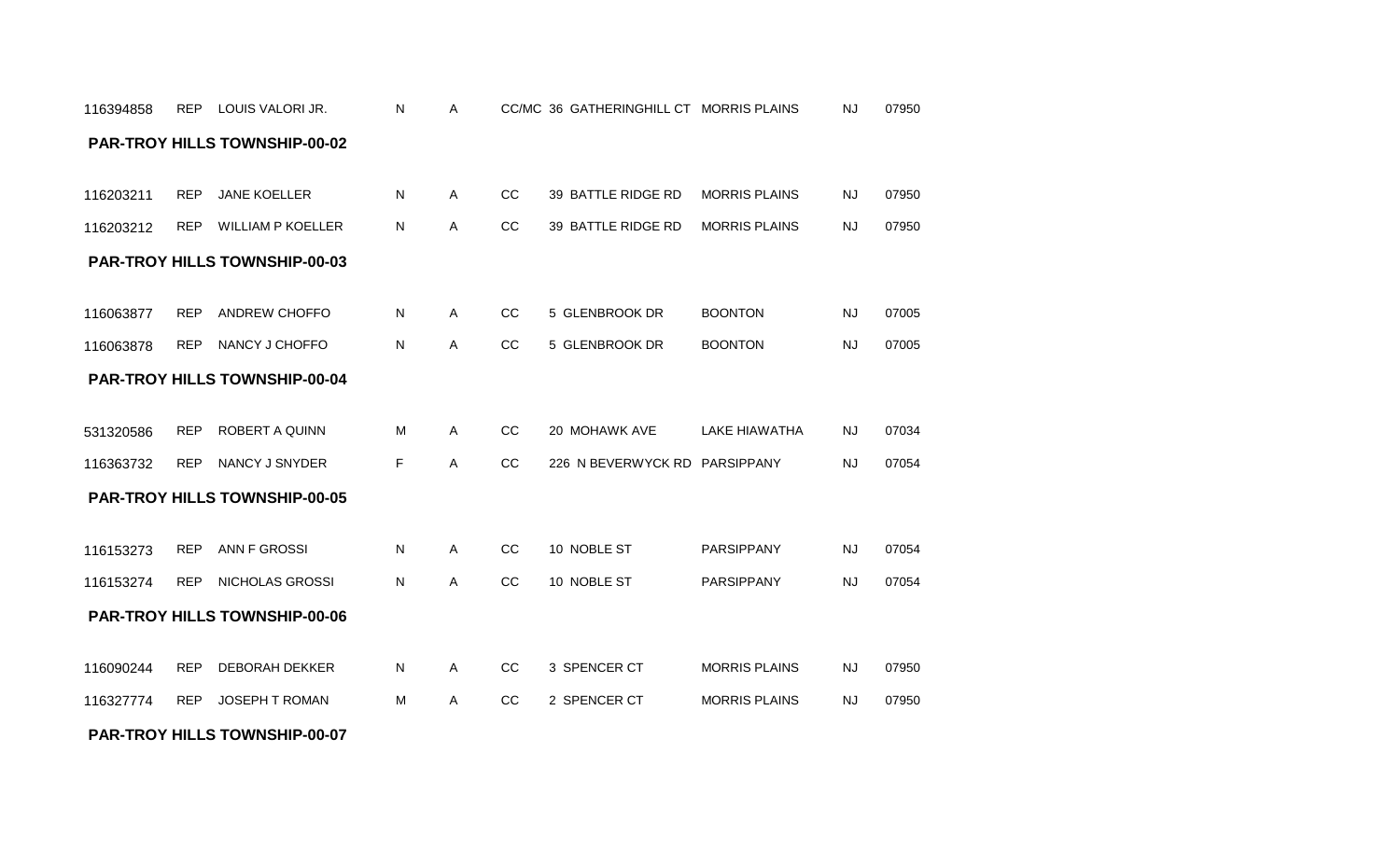| | | | | | | | | | |
|---|---|---|---|---|---|---|---|---|---|
| 116394858 | REP | LOUIS VALORI JR. | N | A | CC/MC | 36 GATHERINGHILL CT | MORRIS PLAINS | NJ | 07950 |

**PAR-TROY HILLS TOWNSHIP-00-02**

| | | | | | | | | | |
|---|---|---|---|---|---|---|---|---|---|
| 116203211 | REP | JANE KOELLER | N | A | CC | 39 BATTLE RIDGE RD | MORRIS PLAINS | NJ | 07950 |
| 116203212 | REP | WILLIAM P KOELLER | N | A | CC | 39 BATTLE RIDGE RD | MORRIS PLAINS | NJ | 07950 |

**PAR-TROY HILLS TOWNSHIP-00-03**

| | | | | | | | | | |
|---|---|---|---|---|---|---|---|---|---|
| 116063877 | REP | ANDREW CHOFFO | N | A | CC | 5 GLENBROOK DR | BOONTON | NJ | 07005 |
| 116063878 | REP | NANCY J CHOFFO | N | A | CC | 5 GLENBROOK DR | BOONTON | NJ | 07005 |

**PAR-TROY HILLS TOWNSHIP-00-04**

| | | | | | | | | | |
|---|---|---|---|---|---|---|---|---|---|
| 531320586 | REP | ROBERT A QUINN | M | A | CC | 20 MOHAWK AVE | LAKE HIAWATHA | NJ | 07034 |
| 116363732 | REP | NANCY J SNYDER | F | A | CC | 226 N BEVERWYCK RD | PARSIPPANY | NJ | 07054 |

**PAR-TROY HILLS TOWNSHIP-00-05**

| | | | | | | | | | |
|---|---|---|---|---|---|---|---|---|---|
| 116153273 | REP | ANN F GROSSI | N | A | CC | 10 NOBLE ST | PARSIPPANY | NJ | 07054 |
| 116153274 | REP | NICHOLAS GROSSI | N | A | CC | 10 NOBLE ST | PARSIPPANY | NJ | 07054 |

**PAR-TROY HILLS TOWNSHIP-00-06**

| | | | | | | | | | |
|---|---|---|---|---|---|---|---|---|---|
| 116090244 | REP | DEBORAH DEKKER | N | A | CC | 3 SPENCER CT | MORRIS PLAINS | NJ | 07950 |
| 116327774 | REP | JOSEPH T ROMAN | M | A | CC | 2 SPENCER CT | MORRIS PLAINS | NJ | 07950 |

**PAR-TROY HILLS TOWNSHIP-00-07**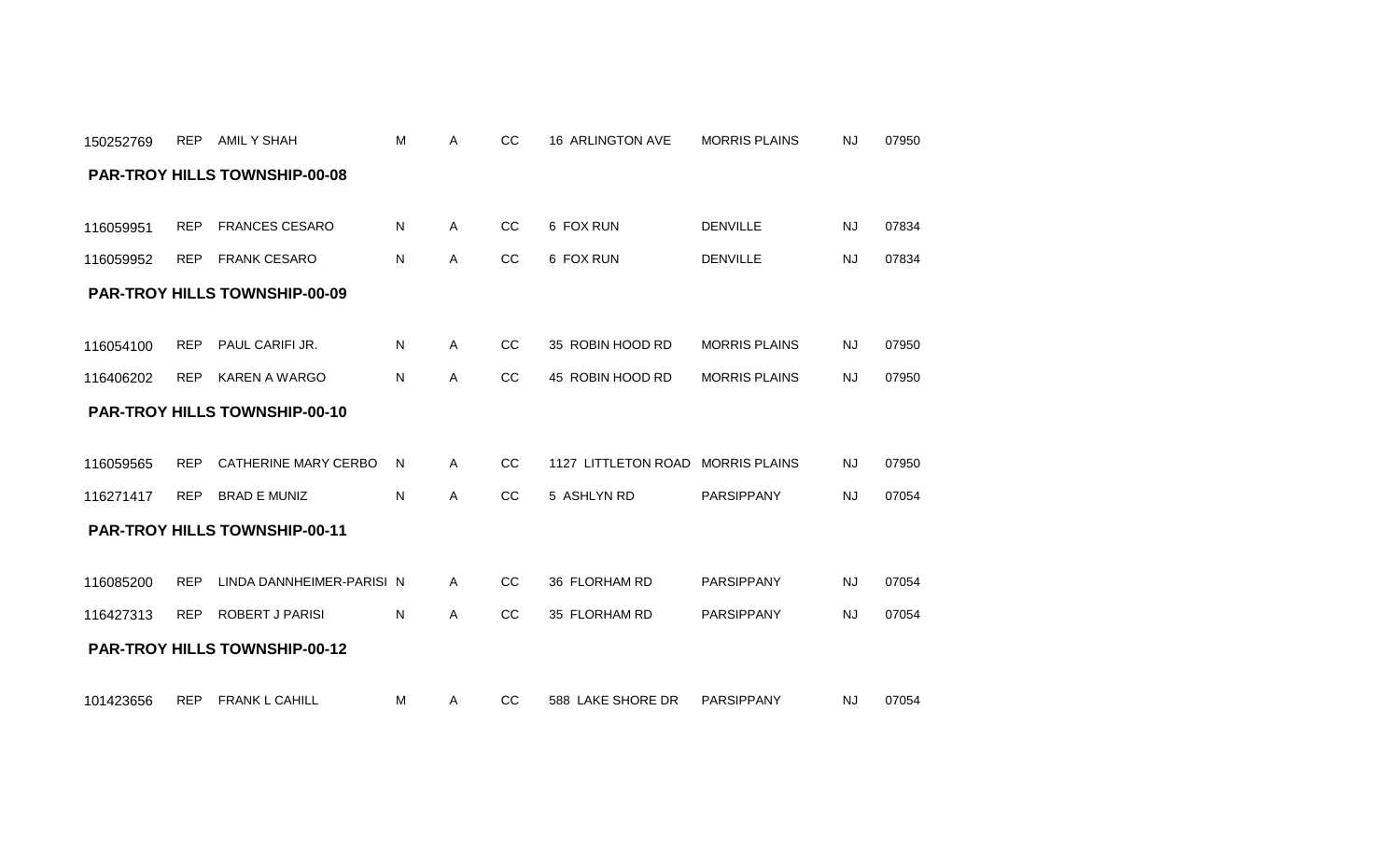| | | | | | | | | | |
|---|---|---|---|---|---|---|---|---|---|
| 150252769 | REP | AMIL Y SHAH | M | A | CC | 16 ARLINGTON AVE | MORRIS PLAINS | NJ | 07950 |

**PAR-TROY HILLS TOWNSHIP-00-08**

| | | | | | | | | | |
|---|---|---|---|---|---|---|---|---|---|
| 116059951 | REP | FRANCES CESARO | N | A | CC | 6 FOX RUN | DENVILLE | NJ | 07834 |
| 116059952 | REP | FRANK CESARO | N | A | CC | 6 FOX RUN | DENVILLE | NJ | 07834 |

**PAR-TROY HILLS TOWNSHIP-00-09**

| | | | | | | | | | |
|---|---|---|---|---|---|---|---|---|---|
| 116054100 | REP | PAUL CARIFI JR. | N | A | CC | 35 ROBIN HOOD RD | MORRIS PLAINS | NJ | 07950 |
| 116406202 | REP | KAREN A WARGO | N | A | CC | 45 ROBIN HOOD RD | MORRIS PLAINS | NJ | 07950 |

**PAR-TROY HILLS TOWNSHIP-00-10**

| | | | | | | | | | |
|---|---|---|---|---|---|---|---|---|---|
| 116059565 | REP | CATHERINE MARY CERBO | N | A | CC | 1127 LITTLETON ROAD | MORRIS PLAINS | NJ | 07950 |
| 116271417 | REP | BRAD E MUNIZ | N | A | CC | 5 ASHLYN RD | PARSIPPANY | NJ | 07054 |

**PAR-TROY HILLS TOWNSHIP-00-11**

| | | | | | | | | | |
|---|---|---|---|---|---|---|---|---|---|
| 116085200 | REP | LINDA DANNHEIMER-PARISI | N | A | CC | 36 FLORHAM RD | PARSIPPANY | NJ | 07054 |
| 116427313 | REP | ROBERT J PARISI | N | A | CC | 35 FLORHAM RD | PARSIPPANY | NJ | 07054 |

**PAR-TROY HILLS TOWNSHIP-00-12**

| | | | | | | | | | |
|---|---|---|---|---|---|---|---|---|---|
| 101423656 | REP | FRANK L CAHILL | M | A | CC | 588 LAKE SHORE DR | PARSIPPANY | NJ | 07054 |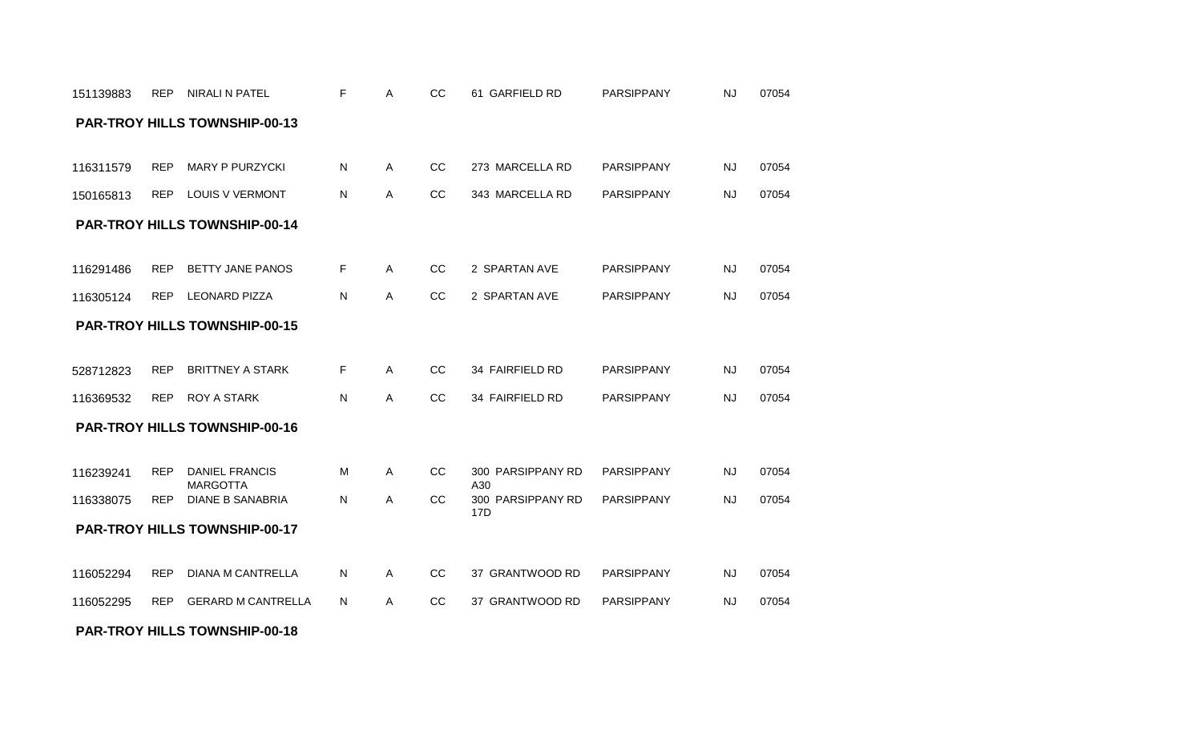| | | | | | | | | | |
|---|---|---|---|---|---|---|---|---|---|
| 151139883 | REP | NIRALI N PATEL | F | A | CC | 61 GARFIELD RD | PARSIPPANY | NJ | 07054 |

**PAR-TROY HILLS TOWNSHIP-00-13**

| | | | | | | | | | |
|---|---|---|---|---|---|---|---|---|---|
| 116311579 | REP | MARY P PURZYCKI | N | A | CC | 273 MARCELLA RD | PARSIPPANY | NJ | 07054 |
| 150165813 | REP | LOUIS V VERMONT | N | A | CC | 343 MARCELLA RD | PARSIPPANY | NJ | 07054 |

**PAR-TROY HILLS TOWNSHIP-00-14**

| | | | | | | | | | |
|---|---|---|---|---|---|---|---|---|---|
| 116291486 | REP | BETTY JANE PANOS | F | A | CC | 2 SPARTAN AVE | PARSIPPANY | NJ | 07054 |
| 116305124 | REP | LEONARD PIZZA | N | A | CC | 2 SPARTAN AVE | PARSIPPANY | NJ | 07054 |

**PAR-TROY HILLS TOWNSHIP-00-15**

| | | | | | | | | | |
|---|---|---|---|---|---|---|---|---|---|
| 528712823 | REP | BRITTNEY A STARK | F | A | CC | 34 FAIRFIELD RD | PARSIPPANY | NJ | 07054 |
| 116369532 | REP | ROY A STARK | N | A | CC | 34 FAIRFIELD RD | PARSIPPANY | NJ | 07054 |

**PAR-TROY HILLS TOWNSHIP-00-16**

| | | | | | | | | | |
|---|---|---|---|---|---|---|---|---|---|
| 116239241 | REP | DANIEL FRANCIS MARGOTTA | M | A | CC | 300 PARSIPPANY RD A30 | PARSIPPANY | NJ | 07054 |
| 116338075 | REP | DIANE B SANABRIA | N | A | CC | 300 PARSIPPANY RD 17D | PARSIPPANY | NJ | 07054 |

**PAR-TROY HILLS TOWNSHIP-00-17**

| | | | | | | | | | |
|---|---|---|---|---|---|---|---|---|---|
| 116052294 | REP | DIANA M CANTRELLA | N | A | CC | 37 GRANTWOOD RD | PARSIPPANY | NJ | 07054 |
| 116052295 | REP | GERARD M CANTRELLA | N | A | CC | 37 GRANTWOOD RD | PARSIPPANY | NJ | 07054 |

**PAR-TROY HILLS TOWNSHIP-00-18**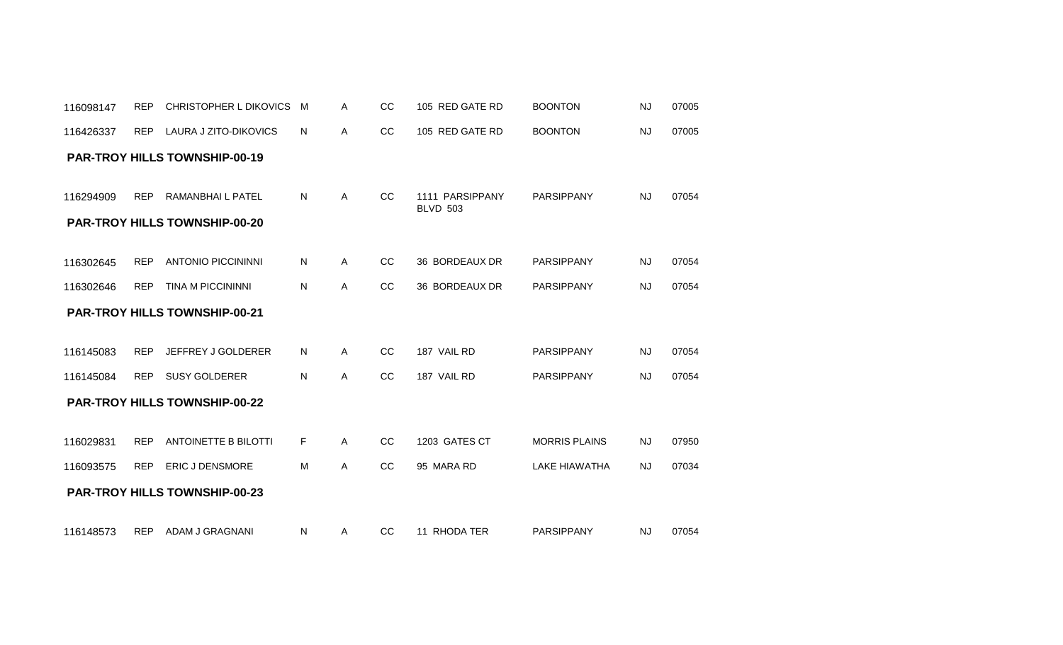| | | | | | | | | | |
|---|---|---|---|---|---|---|---|---|---|
| 116098147 | REP | CHRISTOPHER L DIKOVICS | M | A | CC | 105 RED GATE RD | BOONTON | NJ | 07005 |
| 116426337 | REP | LAURA J ZITO-DIKOVICS | N | A | CC | 105 RED GATE RD | BOONTON | NJ | 07005 |

**PAR-TROY HILLS TOWNSHIP-00-19**

| | | | | | | | | | |
|---|---|---|---|---|---|---|---|---|---|
| 116294909 | REP | RAMANBHAI L PATEL | N | A | CC | 1111 PARSIPPANY BLVD 503 | PARSIPPANY | NJ | 07054 |

**PAR-TROY HILLS TOWNSHIP-00-20**

| | | | | | | | | | |
|---|---|---|---|---|---|---|---|---|---|
| 116302645 | REP | ANTONIO PICCININNI | N | A | CC | 36 BORDEAUX DR | PARSIPPANY | NJ | 07054 |
| 116302646 | REP | TINA M PICCININNI | N | A | CC | 36 BORDEAUX DR | PARSIPPANY | NJ | 07054 |

**PAR-TROY HILLS TOWNSHIP-00-21**

| | | | | | | | | | |
|---|---|---|---|---|---|---|---|---|---|
| 116145083 | REP | JEFFREY J GOLDERER | N | A | CC | 187 VAIL RD | PARSIPPANY | NJ | 07054 |
| 116145084 | REP | SUSY GOLDERER | N | A | CC | 187 VAIL RD | PARSIPPANY | NJ | 07054 |

**PAR-TROY HILLS TOWNSHIP-00-22**

| | | | | | | | | | |
|---|---|---|---|---|---|---|---|---|---|
| 116029831 | REP | ANTOINETTE B BILOTTI | F | A | CC | 1203 GATES CT | MORRIS PLAINS | NJ | 07950 |
| 116093575 | REP | ERIC J DENSMORE | M | A | CC | 95 MARA RD | LAKE HIAWATHA | NJ | 07034 |

**PAR-TROY HILLS TOWNSHIP-00-23**

| | | | | | | | | | |
|---|---|---|---|---|---|---|---|---|---|
| 116148573 | REP | ADAM J GRAGNANI | N | A | CC | 11 RHODA TER | PARSIPPANY | NJ | 07054 |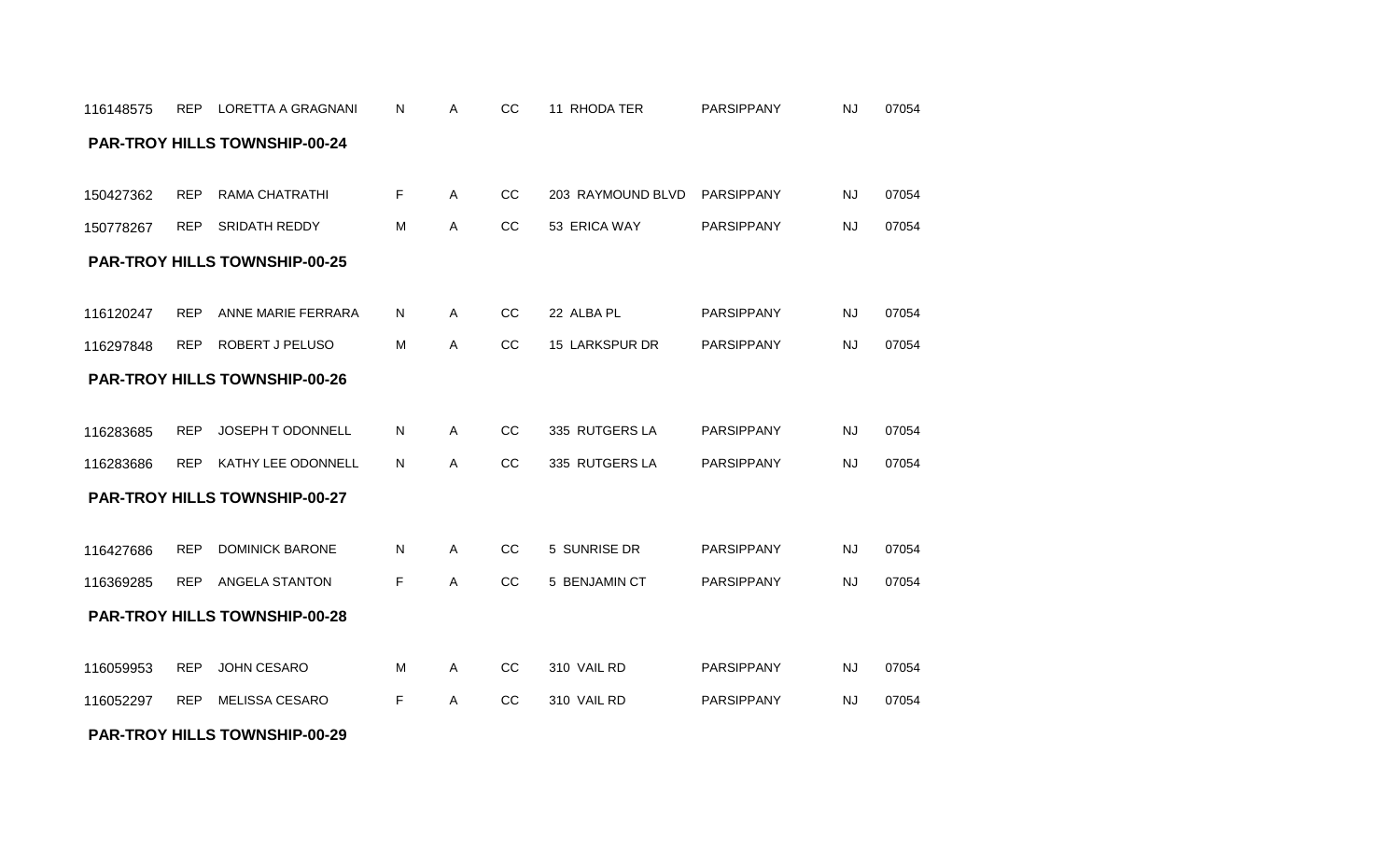| | | | | | | | | | |
|---|---|---|---|---|---|---|---|---|---|
| 116148575 | REP | LORETTA A GRAGNANI | N | A | CC | 11 RHODA TER | PARSIPPANY | NJ | 07054 |

**PAR-TROY HILLS TOWNSHIP-00-24**

| | | | | | | | | | |
|---|---|---|---|---|---|---|---|---|---|
| 150427362 | REP | RAMA CHATRATHI | F | A | CC | 203 RAYMOUND BLVD | PARSIPPANY | NJ | 07054 |
| 150778267 | REP | SRIDATH REDDY | M | A | CC | 53 ERICA WAY | PARSIPPANY | NJ | 07054 |

**PAR-TROY HILLS TOWNSHIP-00-25**

| | | | | | | | | | |
|---|---|---|---|---|---|---|---|---|---|
| 116120247 | REP | ANNE MARIE FERRARA | N | A | CC | 22 ALBA PL | PARSIPPANY | NJ | 07054 |
| 116297848 | REP | ROBERT J PELUSO | M | A | CC | 15 LARKSPUR DR | PARSIPPANY | NJ | 07054 |

**PAR-TROY HILLS TOWNSHIP-00-26**

| | | | | | | | | | |
|---|---|---|---|---|---|---|---|---|---|
| 116283685 | REP | JOSEPH T ODONNELL | N | A | CC | 335 RUTGERS LA | PARSIPPANY | NJ | 07054 |
| 116283686 | REP | KATHY LEE ODONNELL | N | A | CC | 335 RUTGERS LA | PARSIPPANY | NJ | 07054 |

**PAR-TROY HILLS TOWNSHIP-00-27**

| | | | | | | | | | |
|---|---|---|---|---|---|---|---|---|---|
| 116427686 | REP | DOMINICK BARONE | N | A | CC | 5 SUNRISE DR | PARSIPPANY | NJ | 07054 |
| 116369285 | REP | ANGELA STANTON | F | A | CC | 5 BENJAMIN CT | PARSIPPANY | NJ | 07054 |

**PAR-TROY HILLS TOWNSHIP-00-28**

| | | | | | | | | | |
|---|---|---|---|---|---|---|---|---|---|
| 116059953 | REP | JOHN CESARO | M | A | CC | 310 VAIL RD | PARSIPPANY | NJ | 07054 |
| 116052297 | REP | MELISSA CESARO | F | A | CC | 310 VAIL RD | PARSIPPANY | NJ | 07054 |

**PAR-TROY HILLS TOWNSHIP-00-29**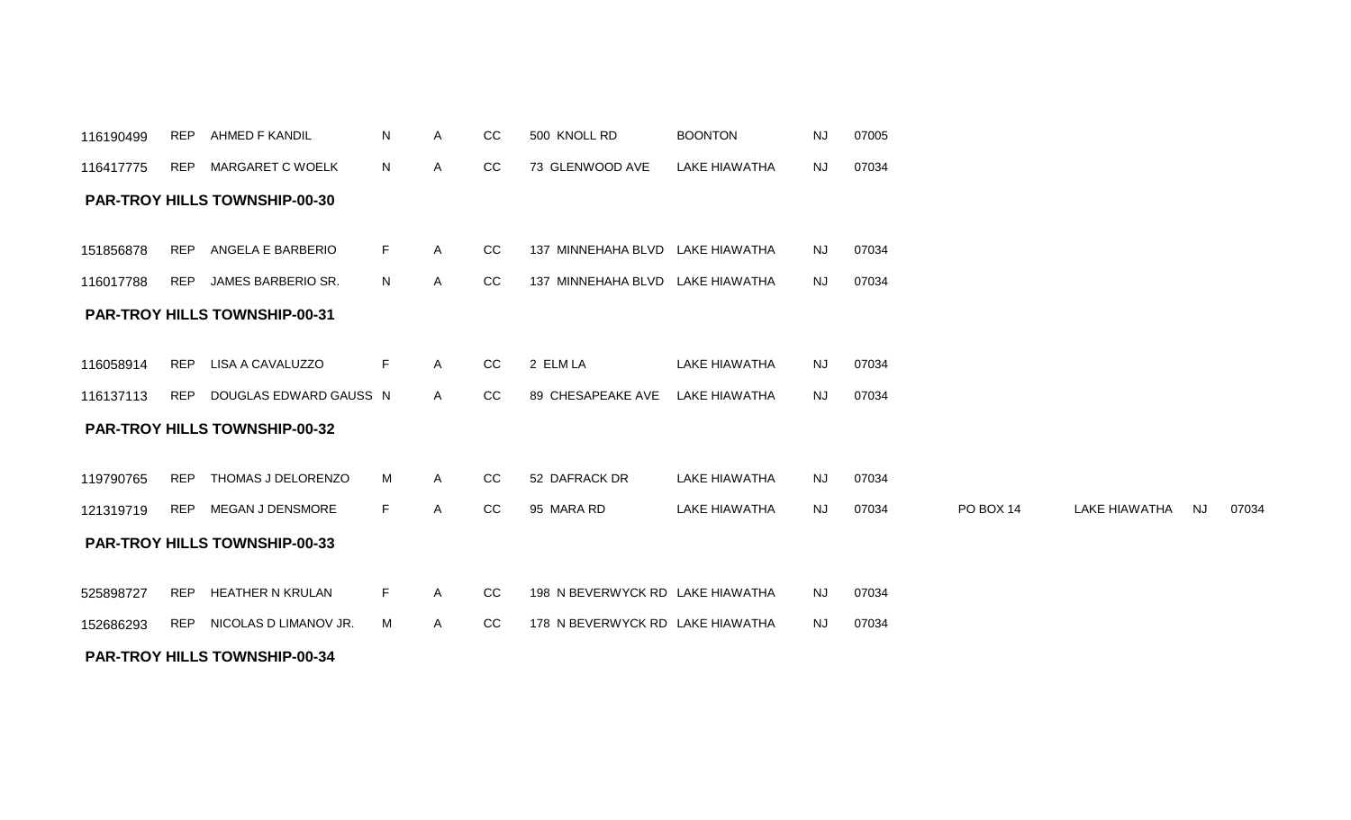| | | | | | | | | | | | | | |
|---|---|---|---|---|---|---|---|---|---|---|---|---|---|
| 116190499 | REP | AHMED F KANDIL | N | A | CC | 500 KNOLL RD | BOONTON | NJ | 07005 | | | | |
| 116417775 | REP | MARGARET C WOELK | N | A | CC | 73 GLENWOOD AVE | LAKE HIAWATHA | NJ | 07034 | | | | |

**PAR-TROY HILLS TOWNSHIP-00-30**

| | | | | | | | | | | | | | |
|---|---|---|---|---|---|---|---|---|---|---|---|---|---|
| 151856878 | REP | ANGELA E BARBERIO | F | A | CC | 137 MINNEHAHA BLVD | LAKE HIAWATHA | NJ | 07034 | | | | |
| 116017788 | REP | JAMES BARBERIO SR. | N | A | CC | 137 MINNEHAHA BLVD | LAKE HIAWATHA | NJ | 07034 | | | | |

**PAR-TROY HILLS TOWNSHIP-00-31**

| | | | | | | | | | | | | | |
|---|---|---|---|---|---|---|---|---|---|---|---|---|---|
| 116058914 | REP | LISA A CAVALUZZO | F | A | CC | 2 ELM LA | LAKE HIAWATHA | NJ | 07034 | | | | |
| 116137113 | REP | DOUGLAS EDWARD GAUSS | N | A | CC | 89 CHESAPEAKE AVE | LAKE HIAWATHA | NJ | 07034 | | | | |

**PAR-TROY HILLS TOWNSHIP-00-32**

| | | | | | | | | | | | | | |
|---|---|---|---|---|---|---|---|---|---|---|---|---|---|
| 119790765 | REP | THOMAS J DELORENZO | M | A | CC | 52 DAFRACK DR | LAKE HIAWATHA | NJ | 07034 | | | | |
| 121319719 | REP | MEGAN J DENSMORE | F | A | CC | 95 MARA RD | LAKE HIAWATHA | NJ | 07034 | PO BOX 14 | LAKE HIAWATHA | NJ | 07034 |

**PAR-TROY HILLS TOWNSHIP-00-33**

| | | | | | | | | | | | | | |
|---|---|---|---|---|---|---|---|---|---|---|---|---|---|
| 525898727 | REP | HEATHER N KRULAN | F | A | CC | 198 N BEVERWYCK RD | LAKE HIAWATHA | NJ | 07034 | | | | |
| 152686293 | REP | NICOLAS D LIMANOV JR. | M | A | CC | 178 N BEVERWYCK RD | LAKE HIAWATHA | NJ | 07034 | | | | |

**PAR-TROY HILLS TOWNSHIP-00-34**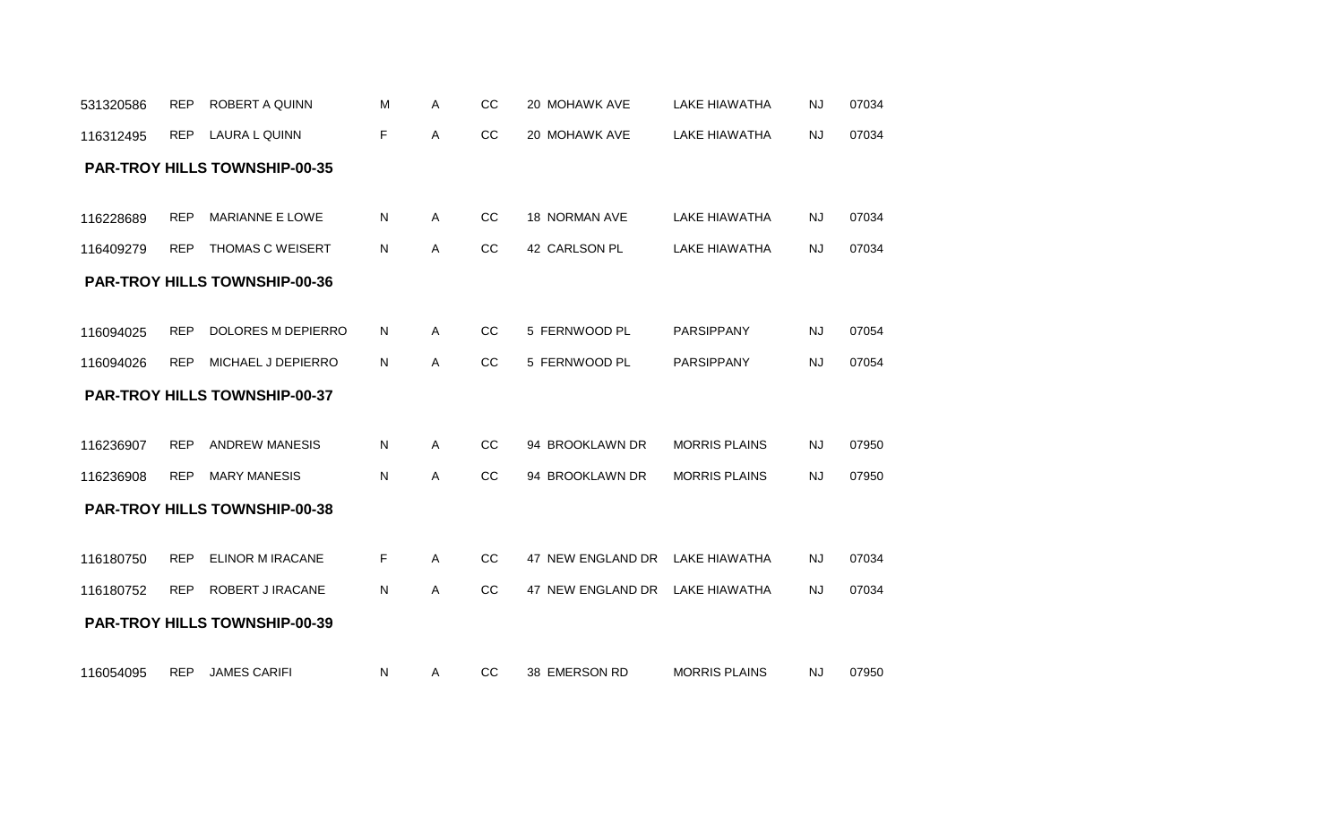| | | | | | | | | | |
|---|---|---|---|---|---|---|---|---|---|
| 531320586 | REP | ROBERT A QUINN | M | A | CC | 20 MOHAWK AVE | LAKE HIAWATHA | NJ | 07034 |
| 116312495 | REP | LAURA L QUINN | F | A | CC | 20 MOHAWK AVE | LAKE HIAWATHA | NJ | 07034 |

**PAR-TROY HILLS TOWNSHIP-00-35**

| | | | | | | | | | |
|---|---|---|---|---|---|---|---|---|---|
| 116228689 | REP | MARIANNE E LOWE | N | A | CC | 18 NORMAN AVE | LAKE HIAWATHA | NJ | 07034 |
| 116409279 | REP | THOMAS C WEISERT | N | A | CC | 42 CARLSON PL | LAKE HIAWATHA | NJ | 07034 |

**PAR-TROY HILLS TOWNSHIP-00-36**

| | | | | | | | | | |
|---|---|---|---|---|---|---|---|---|---|
| 116094025 | REP | DOLORES M DEPIERRO | N | A | CC | 5 FERNWOOD PL | PARSIPPANY | NJ | 07054 |
| 116094026 | REP | MICHAEL J DEPIERRO | N | A | CC | 5 FERNWOOD PL | PARSIPPANY | NJ | 07054 |

**PAR-TROY HILLS TOWNSHIP-00-37**

| | | | | | | | | | |
|---|---|---|---|---|---|---|---|---|---|
| 116236907 | REP | ANDREW MANESIS | N | A | CC | 94 BROOKLAWN DR | MORRIS PLAINS | NJ | 07950 |
| 116236908 | REP | MARY MANESIS | N | A | CC | 94 BROOKLAWN DR | MORRIS PLAINS | NJ | 07950 |

**PAR-TROY HILLS TOWNSHIP-00-38**

| | | | | | | | | | |
|---|---|---|---|---|---|---|---|---|---|
| 116180750 | REP | ELINOR M IRACANE | F | A | CC | 47 NEW ENGLAND DR | LAKE HIAWATHA | NJ | 07034 |
| 116180752 | REP | ROBERT J IRACANE | N | A | CC | 47 NEW ENGLAND DR | LAKE HIAWATHA | NJ | 07034 |

**PAR-TROY HILLS TOWNSHIP-00-39**

| | | | | | | | | | |
|---|---|---|---|---|---|---|---|---|---|
| 116054095 | REP | JAMES CARIFI | N | A | CC | 38 EMERSON RD | MORRIS PLAINS | NJ | 07950 |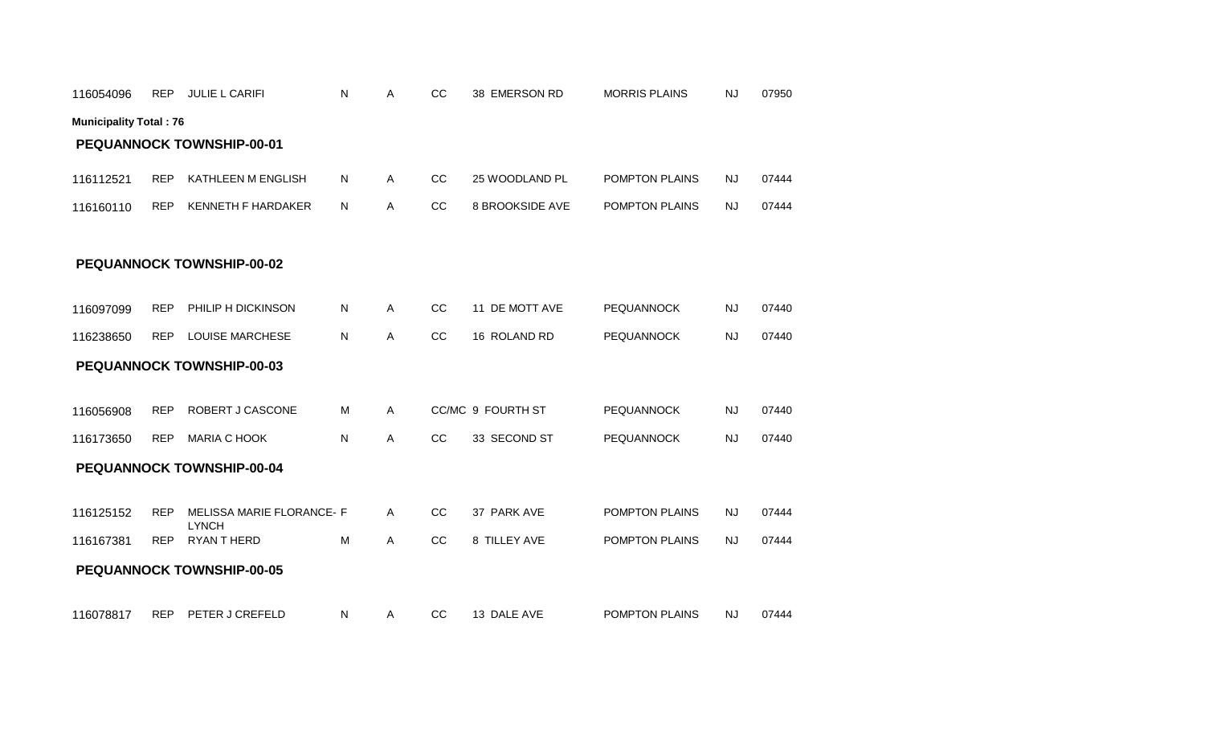| | | | | | | | | | |
|---|---|---|---|---|---|---|---|---|---|
| 116054096 | REP | JULIE L CARIFI | N | A | CC | 38 EMERSON RD | MORRIS PLAINS | NJ | 07950 |

**Municipality Total : 76**

### PEQUANNOCK TOWNSHIP-00-01

| | | | | | | | | | |
|---|---|---|---|---|---|---|---|---|---|
| 116112521 | REP | KATHLEEN M ENGLISH | N | A | CC | 25 WOODLAND PL | POMPTON PLAINS | NJ | 07444 |
| 116160110 | REP | KENNETH F HARDAKER | N | A | CC | 8 BROOKSIDE AVE | POMPTON PLAINS | NJ | 07444 |

### PEQUANNOCK TOWNSHIP-00-02

| | | | | | | | | | |
|---|---|---|---|---|---|---|---|---|---|
| 116097099 | REP | PHILIP H DICKINSON | N | A | CC | 11 DE MOTT AVE | PEQUANNOCK | NJ | 07440 |
| 116238650 | REP | LOUISE MARCHESE | N | A | CC | 16 ROLAND RD | PEQUANNOCK | NJ | 07440 |

### PEQUANNOCK TOWNSHIP-00-03

| | | | | | | | | | |
|---|---|---|---|---|---|---|---|---|---|
| 116056908 | REP | ROBERT J CASCONE | M | A | CC/MC | 9 FOURTH ST | PEQUANNOCK | NJ | 07440 |
| 116173650 | REP | MARIA C HOOK | N | A | CC | 33 SECOND ST | PEQUANNOCK | NJ | 07440 |

### PEQUANNOCK TOWNSHIP-00-04

| | | | | | | | | | |
|---|---|---|---|---|---|---|---|---|---|
| 116125152 | REP | MELISSA MARIE FLORANCE-LYNCH | F | A | CC | 37 PARK AVE | POMPTON PLAINS | NJ | 07444 |
| 116167381 | REP | RYAN T HERD | M | A | CC | 8 TILLEY AVE | POMPTON PLAINS | NJ | 07444 |

### PEQUANNOCK TOWNSHIP-00-05

| | | | | | | | | | |
|---|---|---|---|---|---|---|---|---|---|
| 116078817 | REP | PETER J CREFELD | N | A | CC | 13 DALE AVE | POMPTON PLAINS | NJ | 07444 |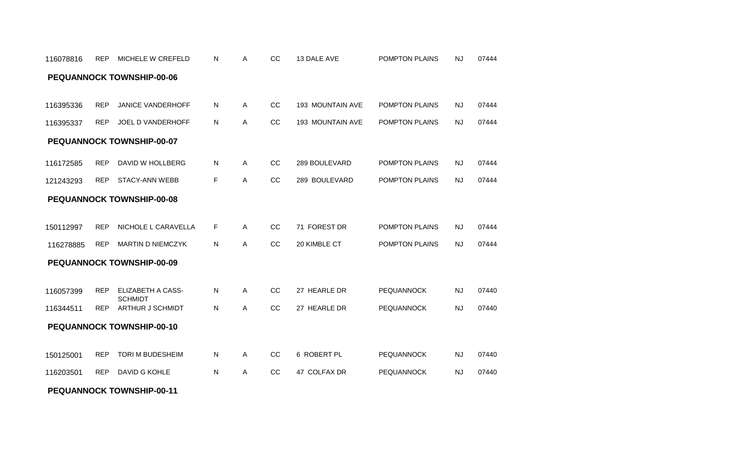| | | | | | | | | | |
|---|---|---|---|---|---|---|---|---|---|
| 116078816 | REP | MICHELE W CREFELD | N | A | CC | 13 DALE AVE | POMPTON PLAINS | NJ | 07444 |

**PEQUANNOCK TOWNSHIP-00-06**

| | | | | | | | | | |
|---|---|---|---|---|---|---|---|---|---|
| 116395336 | REP | JANICE VANDERHOFF | N | A | CC | 193 MOUNTAIN AVE | POMPTON PLAINS | NJ | 07444 |
| 116395337 | REP | JOEL D VANDERHOFF | N | A | CC | 193 MOUNTAIN AVE | POMPTON PLAINS | NJ | 07444 |

**PEQUANNOCK TOWNSHIP-00-07**

| | | | | | | | | | |
|---|---|---|---|---|---|---|---|---|---|
| 116172585 | REP | DAVID W HOLLBERG | N | A | CC | 289 BOULEVARD | POMPTON PLAINS | NJ | 07444 |
| 121243293 | REP | STACY-ANN WEBB | F | A | CC | 289 BOULEVARD | POMPTON PLAINS | NJ | 07444 |

**PEQUANNOCK TOWNSHIP-00-08**

| | | | | | | | | | |
|---|---|---|---|---|---|---|---|---|---|
| 150112997 | REP | NICHOLE L CARAVELLA | F | A | CC | 71 FOREST DR | POMPTON PLAINS | NJ | 07444 |
| 116278885 | REP | MARTIN D NIEMCZYK | N | A | CC | 20 KIMBLE CT | POMPTON PLAINS | NJ | 07444 |

**PEQUANNOCK TOWNSHIP-00-09**

| | | | | | | | | | |
|---|---|---|---|---|---|---|---|---|---|
| 116057399 | REP | ELIZABETH A CASS-SCHMIDT | N | A | CC | 27 HEARLE DR | PEQUANNOCK | NJ | 07440 |
| 116344511 | REP | ARTHUR J SCHMIDT | N | A | CC | 27 HEARLE DR | PEQUANNOCK | NJ | 07440 |

**PEQUANNOCK TOWNSHIP-00-10**

| | | | | | | | | | |
|---|---|---|---|---|---|---|---|---|---|
| 150125001 | REP | TORI M BUDESHEIM | N | A | CC | 6 ROBERT PL | PEQUANNOCK | NJ | 07440 |
| 116203501 | REP | DAVID G KOHLE | N | A | CC | 47 COLFAX DR | PEQUANNOCK | NJ | 07440 |

**PEQUANNOCK TOWNSHIP-00-11**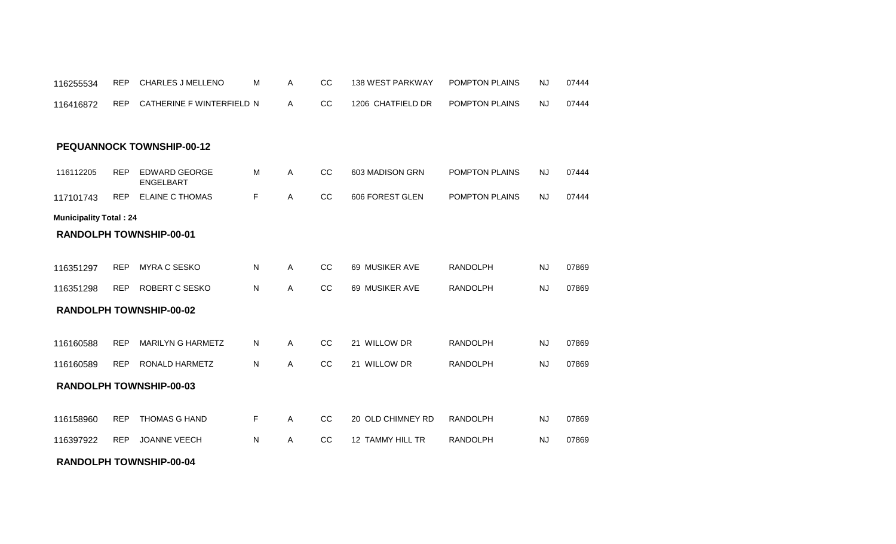| | | | | | | | | | |
|---|---|---|---|---|---|---|---|---|---|
| 116255534 | REP | CHARLES J MELLENO | M | A | CC | 138 WEST PARKWAY | POMPTON PLAINS | NJ | 07444 |
| 116416872 | REP | CATHERINE F WINTERFIELD | N | A | CC | 1206 CHATFIELD DR | POMPTON PLAINS | NJ | 07444 |

**PEQUANNOCK TOWNSHIP-00-12**

| | | | | | | | | | |
|---|---|---|---|---|---|---|---|---|---|
| 116112205 | REP | EDWARD GEORGE ENGELBART | M | A | CC | 603 MADISON GRN | POMPTON PLAINS | NJ | 07444 |
| 117101743 | REP | ELAINE C THOMAS | F | A | CC | 606 FOREST GLEN | POMPTON PLAINS | NJ | 07444 |

**Municipality Total : 24**

**RANDOLPH TOWNSHIP-00-01**

| | | | | | | | | | |
|---|---|---|---|---|---|---|---|---|---|
| 116351297 | REP | MYRA C SESKO | N | A | CC | 69 MUSIKER AVE | RANDOLPH | NJ | 07869 |
| 116351298 | REP | ROBERT C SESKO | N | A | CC | 69 MUSIKER AVE | RANDOLPH | NJ | 07869 |

**RANDOLPH TOWNSHIP-00-02**

| | | | | | | | | | |
|---|---|---|---|---|---|---|---|---|---|
| 116160588 | REP | MARILYN G HARMETZ | N | A | CC | 21 WILLOW DR | RANDOLPH | NJ | 07869 |
| 116160589 | REP | RONALD HARMETZ | N | A | CC | 21 WILLOW DR | RANDOLPH | NJ | 07869 |

**RANDOLPH TOWNSHIP-00-03**

| | | | | | | | | | |
|---|---|---|---|---|---|---|---|---|---|
| 116158960 | REP | THOMAS G HAND | F | A | CC | 20 OLD CHIMNEY RD | RANDOLPH | NJ | 07869 |
| 116397922 | REP | JOANNE VEECH | N | A | CC | 12 TAMMY HILL TR | RANDOLPH | NJ | 07869 |

**RANDOLPH TOWNSHIP-00-04**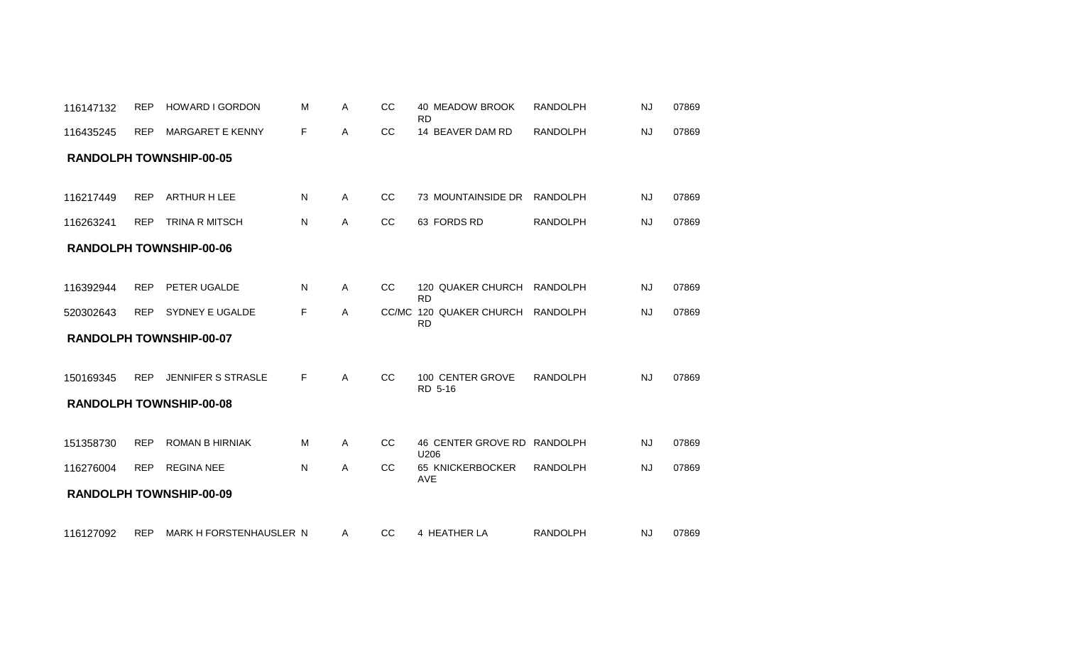| | | | | | | | | | |
|---|---|---|---|---|---|---|---|---|---|
| 116147132 | REP | HOWARD I GORDON | M | A | CC | 40 MEADOW BROOK RD | RANDOLPH | NJ | 07869 |
| 116435245 | REP | MARGARET E KENNY | F | A | CC | 14 BEAVER DAM RD | RANDOLPH | NJ | 07869 |

**RANDOLPH TOWNSHIP-00-05**

| | | | | | | | | | |
|---|---|---|---|---|---|---|---|---|---|
| 116217449 | REP | ARTHUR H LEE | N | A | CC | 73 MOUNTAINSIDE DR | RANDOLPH | NJ | 07869 |
| 116263241 | REP | TRINA R MITSCH | N | A | CC | 63 FORDS RD | RANDOLPH | NJ | 07869 |

**RANDOLPH TOWNSHIP-00-06**

| | | | | | | | | | |
|---|---|---|---|---|---|---|---|---|---|
| 116392944 | REP | PETER UGALDE | N | A | CC | 120 QUAKER CHURCH RD | RANDOLPH | NJ | 07869 |
| 520302643 | REP | SYDNEY E UGALDE | F | A | CC/MC | 120 QUAKER CHURCH RD | RANDOLPH | NJ | 07869 |

**RANDOLPH TOWNSHIP-00-07**

| | | | | | | | | | |
|---|---|---|---|---|---|---|---|---|---|
| 150169345 | REP | JENNIFER S STRASLE | F | A | CC | 100 CENTER GROVE RD 5-16 | RANDOLPH | NJ | 07869 |

**RANDOLPH TOWNSHIP-00-08**

| | | | | | | | | | |
|---|---|---|---|---|---|---|---|---|---|
| 151358730 | REP | ROMAN B HIRNIAK | M | A | CC | 46 CENTER GROVE RD U206 | RANDOLPH | NJ | 07869 |
| 116276004 | REP | REGINA NEE | N | A | CC | 65 KNICKERBOCKER AVE | RANDOLPH | NJ | 07869 |

**RANDOLPH TOWNSHIP-00-09**

| | | | | | | | | | |
|---|---|---|---|---|---|---|---|---|---|
| 116127092 | REP | MARK H FORSTENHAUSLER | N | A | CC | 4 HEATHER LA | RANDOLPH | NJ | 07869 |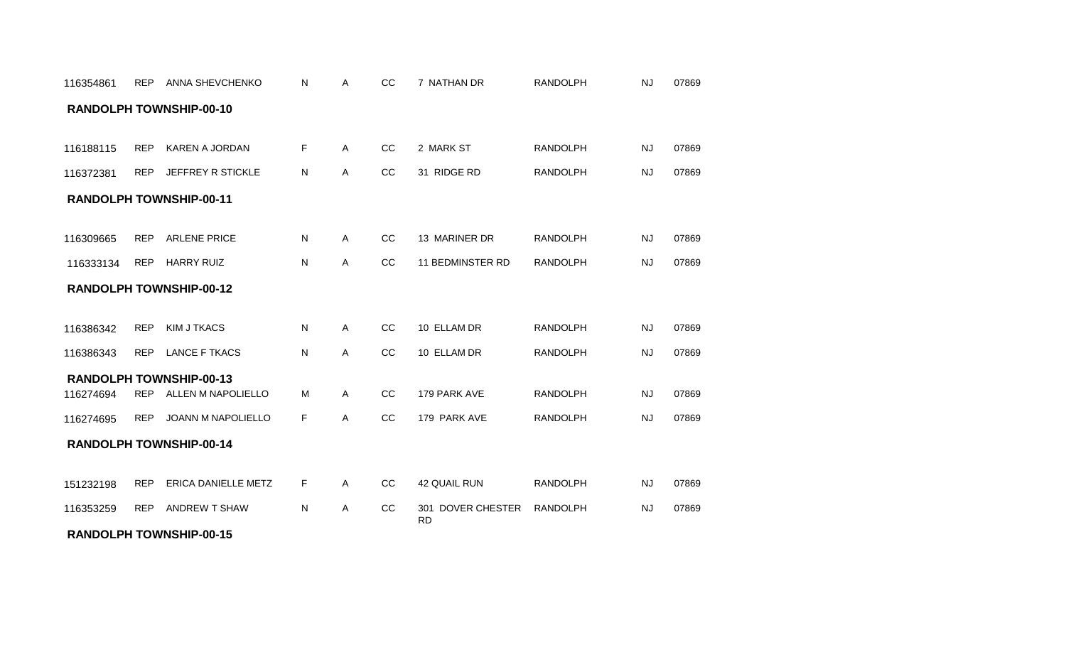| | | | | | | | | | |
|---|---|---|---|---|---|---|---|---|---|
| 116354861 | REP | ANNA SHEVCHENKO | N | A | CC | 7 NATHAN DR | RANDOLPH | NJ | 07869 |

**RANDOLPH TOWNSHIP-00-10**

| | | | | | | | | | |
|---|---|---|---|---|---|---|---|---|---|
| 116188115 | REP | KAREN A JORDAN | F | A | CC | 2 MARK ST | RANDOLPH | NJ | 07869 |
| 116372381 | REP | JEFFREY R STICKLE | N | A | CC | 31 RIDGE RD | RANDOLPH | NJ | 07869 |

**RANDOLPH TOWNSHIP-00-11**

| | | | | | | | | | |
|---|---|---|---|---|---|---|---|---|---|
| 116309665 | REP | ARLENE PRICE | N | A | CC | 13 MARINER DR | RANDOLPH | NJ | 07869 |
| 116333134 | REP | HARRY RUIZ | N | A | CC | 11 BEDMINSTER RD | RANDOLPH | NJ | 07869 |

**RANDOLPH TOWNSHIP-00-12**

| | | | | | | | | | |
|---|---|---|---|---|---|---|---|---|---|
| 116386342 | REP | KIM J TKACS | N | A | CC | 10 ELLAM DR | RANDOLPH | NJ | 07869 |
| 116386343 | REP | LANCE F TKACS | N | A | CC | 10 ELLAM DR | RANDOLPH | NJ | 07869 |

**RANDOLPH TOWNSHIP-00-13**

| | | | | | | | | | |
|---|---|---|---|---|---|---|---|---|---|
| 116274694 | REP | ALLEN M NAPOLIELLO | M | A | CC | 179 PARK AVE | RANDOLPH | NJ | 07869 |
| 116274695 | REP | JOANN M NAPOLIELLO | F | A | CC | 179 PARK AVE | RANDOLPH | NJ | 07869 |

**RANDOLPH TOWNSHIP-00-14**

| | | | | | | | | | |
|---|---|---|---|---|---|---|---|---|---|
| 151232198 | REP | ERICA DANIELLE METZ | F | A | CC | 42 QUAIL RUN | RANDOLPH | NJ | 07869 |
| 116353259 | REP | ANDREW T SHAW | N | A | CC | 301 DOVER CHESTER RD | RANDOLPH | NJ | 07869 |

**RANDOLPH TOWNSHIP-00-15**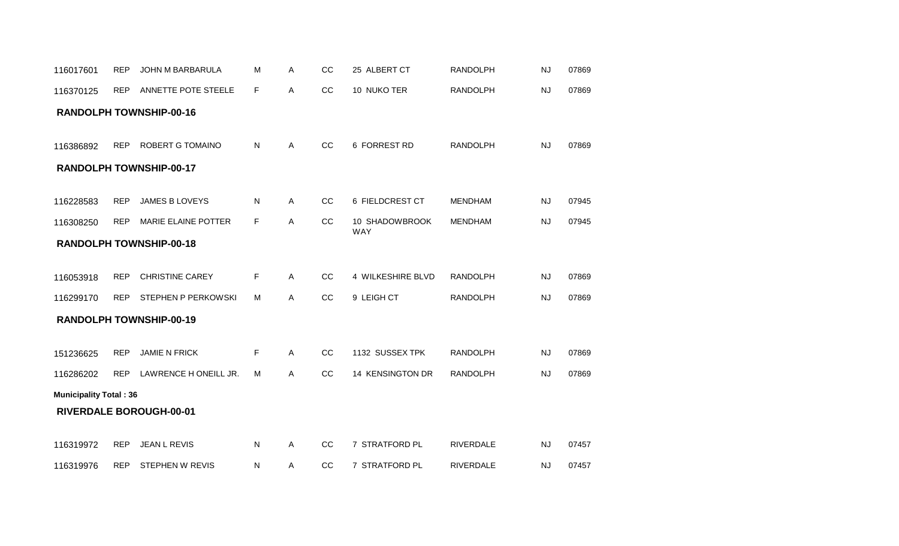| | | | | | | | | | |
|---|---|---|---|---|---|---|---|---|---|
| 116017601 | REP | JOHN M BARBARULA | M | A | CC | 25 ALBERT CT | RANDOLPH | NJ | 07869 |
| 116370125 | REP | ANNETTE POTE STEELE | F | A | CC | 10 NUKO TER | RANDOLPH | NJ | 07869 |

**RANDOLPH TOWNSHIP-00-16**

| | | | | | | | | | |
|---|---|---|---|---|---|---|---|---|---|
| 116386892 | REP | ROBERT G TOMAINO | N | A | CC | 6 FORREST RD | RANDOLPH | NJ | 07869 |

**RANDOLPH TOWNSHIP-00-17**

| | | | | | | | | | |
|---|---|---|---|---|---|---|---|---|---|
| 116228583 | REP | JAMES B LOVEYS | N | A | CC | 6 FIELDCREST CT | MENDHAM | NJ | 07945 |
| 116308250 | REP | MARIE ELAINE POTTER | F | A | CC | 10 SHADOWBROOK WAY | MENDHAM | NJ | 07945 |

**RANDOLPH TOWNSHIP-00-18**

| | | | | | | | | | |
|---|---|---|---|---|---|---|---|---|---|
| 116053918 | REP | CHRISTINE CAREY | F | A | CC | 4 WILKESHIRE BLVD | RANDOLPH | NJ | 07869 |
| 116299170 | REP | STEPHEN P PERKOWSKI | M | A | CC | 9 LEIGH CT | RANDOLPH | NJ | 07869 |

**RANDOLPH TOWNSHIP-00-19**

| | | | | | | | | | |
|---|---|---|---|---|---|---|---|---|---|
| 151236625 | REP | JAMIE N FRICK | F | A | CC | 1132 SUSSEX TPK | RANDOLPH | NJ | 07869 |
| 116286202 | REP | LAWRENCE H ONEILL JR. | M | A | CC | 14 KENSINGTON DR | RANDOLPH | NJ | 07869 |

**Municipality Total : 36**

**RIVERDALE BOROUGH-00-01**

| | | | | | | | | | |
|---|---|---|---|---|---|---|---|---|---|
| 116319972 | REP | JEAN L REVIS | N | A | CC | 7 STRATFORD PL | RIVERDALE | NJ | 07457 |
| 116319976 | REP | STEPHEN W REVIS | N | A | CC | 7 STRATFORD PL | RIVERDALE | NJ | 07457 |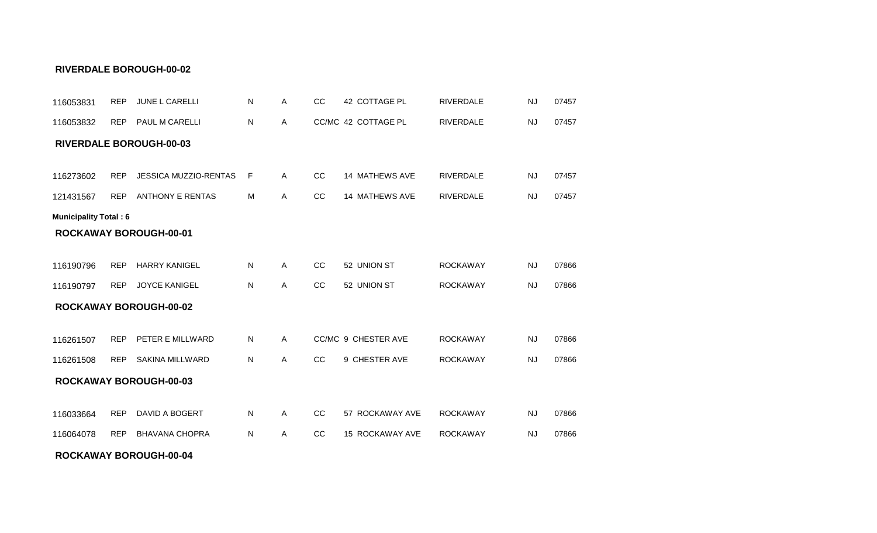**RIVERDALE BOROUGH-00-02**

| | | | | | | | | | |
|---|---|---|---|---|---|---|---|---|---|
| 116053831 | REP | JUNE L CARELLI | N | A | CC | 42 COTTAGE PL | RIVERDALE | NJ | 07457 |
| 116053832 | REP | PAUL M CARELLI | N | A | CC/MC | 42 COTTAGE PL | RIVERDALE | NJ | 07457 |

**RIVERDALE BOROUGH-00-03**

| | | | | | | | | | |
|---|---|---|---|---|---|---|---|---|---|
| 116273602 | REP | JESSICA MUZZIO-RENTAS | F | A | CC | 14 MATHEWS AVE | RIVERDALE | NJ | 07457 |
| 121431567 | REP | ANTHONY E RENTAS | M | A | CC | 14 MATHEWS AVE | RIVERDALE | NJ | 07457 |

**Municipality Total : 6**

**ROCKAWAY BOROUGH-00-01**

| | | | | | | | | | |
|---|---|---|---|---|---|---|---|---|---|
| 116190796 | REP | HARRY KANIGEL | N | A | CC | 52 UNION ST | ROCKAWAY | NJ | 07866 |
| 116190797 | REP | JOYCE KANIGEL | N | A | CC | 52 UNION ST | ROCKAWAY | NJ | 07866 |

**ROCKAWAY BOROUGH-00-02**

| | | | | | | | | | |
|---|---|---|---|---|---|---|---|---|---|
| 116261507 | REP | PETER E MILLWARD | N | A | CC/MC | 9 CHESTER AVE | ROCKAWAY | NJ | 07866 |
| 116261508 | REP | SAKINA MILLWARD | N | A | CC | 9 CHESTER AVE | ROCKAWAY | NJ | 07866 |

**ROCKAWAY BOROUGH-00-03**

| | | | | | | | | | |
|---|---|---|---|---|---|---|---|---|---|
| 116033664 | REP | DAVID A BOGERT | N | A | CC | 57 ROCKAWAY AVE | ROCKAWAY | NJ | 07866 |
| 116064078 | REP | BHAVANA CHOPRA | N | A | CC | 15 ROCKAWAY AVE | ROCKAWAY | NJ | 07866 |

**ROCKAWAY BOROUGH-00-04**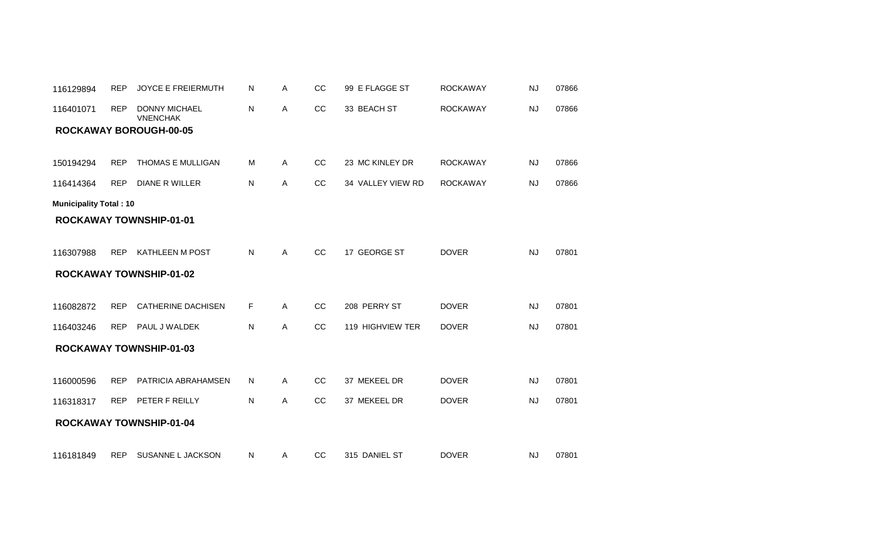| | | | | | | | | | |
|---|---|---|---|---|---|---|---|---|---|
| 116129894 | REP | JOYCE E FREIERMUTH | N | A | CC | 99 E FLAGGE ST | ROCKAWAY | NJ | 07866 |
| 116401071 | REP | DONNY MICHAEL VNENCHAK | N | A | CC | 33 BEACH ST | ROCKAWAY | NJ | 07866 |

**ROCKAWAY BOROUGH-00-05**

| | | | | | | | | | |
|---|---|---|---|---|---|---|---|---|---|
| 150194294 | REP | THOMAS E MULLIGAN | M | A | CC | 23 MC KINLEY DR | ROCKAWAY | NJ | 07866 |
| 116414364 | REP | DIANE R WILLER | N | A | CC | 34 VALLEY VIEW RD | ROCKAWAY | NJ | 07866 |

**Municipality Total : 10**

**ROCKAWAY TOWNSHIP-01-01**

| | | | | | | | | | |
|---|---|---|---|---|---|---|---|---|---|
| 116307988 | REP | KATHLEEN M POST | N | A | CC | 17 GEORGE ST | DOVER | NJ | 07801 |

**ROCKAWAY TOWNSHIP-01-02**

| | | | | | | | | | |
|---|---|---|---|---|---|---|---|---|---|
| 116082872 | REP | CATHERINE DACHISEN | F | A | CC | 208 PERRY ST | DOVER | NJ | 07801 |
| 116403246 | REP | PAUL J WALDEK | N | A | CC | 119 HIGHVIEW TER | DOVER | NJ | 07801 |

**ROCKAWAY TOWNSHIP-01-03**

| | | | | | | | | | |
|---|---|---|---|---|---|---|---|---|---|
| 116000596 | REP | PATRICIA ABRAHAMSEN | N | A | CC | 37 MEKEEL DR | DOVER | NJ | 07801 |
| 116318317 | REP | PETER F REILLY | N | A | CC | 37 MEKEEL DR | DOVER | NJ | 07801 |

**ROCKAWAY TOWNSHIP-01-04**

| | | | | | | | | | |
|---|---|---|---|---|---|---|---|---|---|
| 116181849 | REP | SUSANNE L JACKSON | N | A | CC | 315 DANIEL ST | DOVER | NJ | 07801 |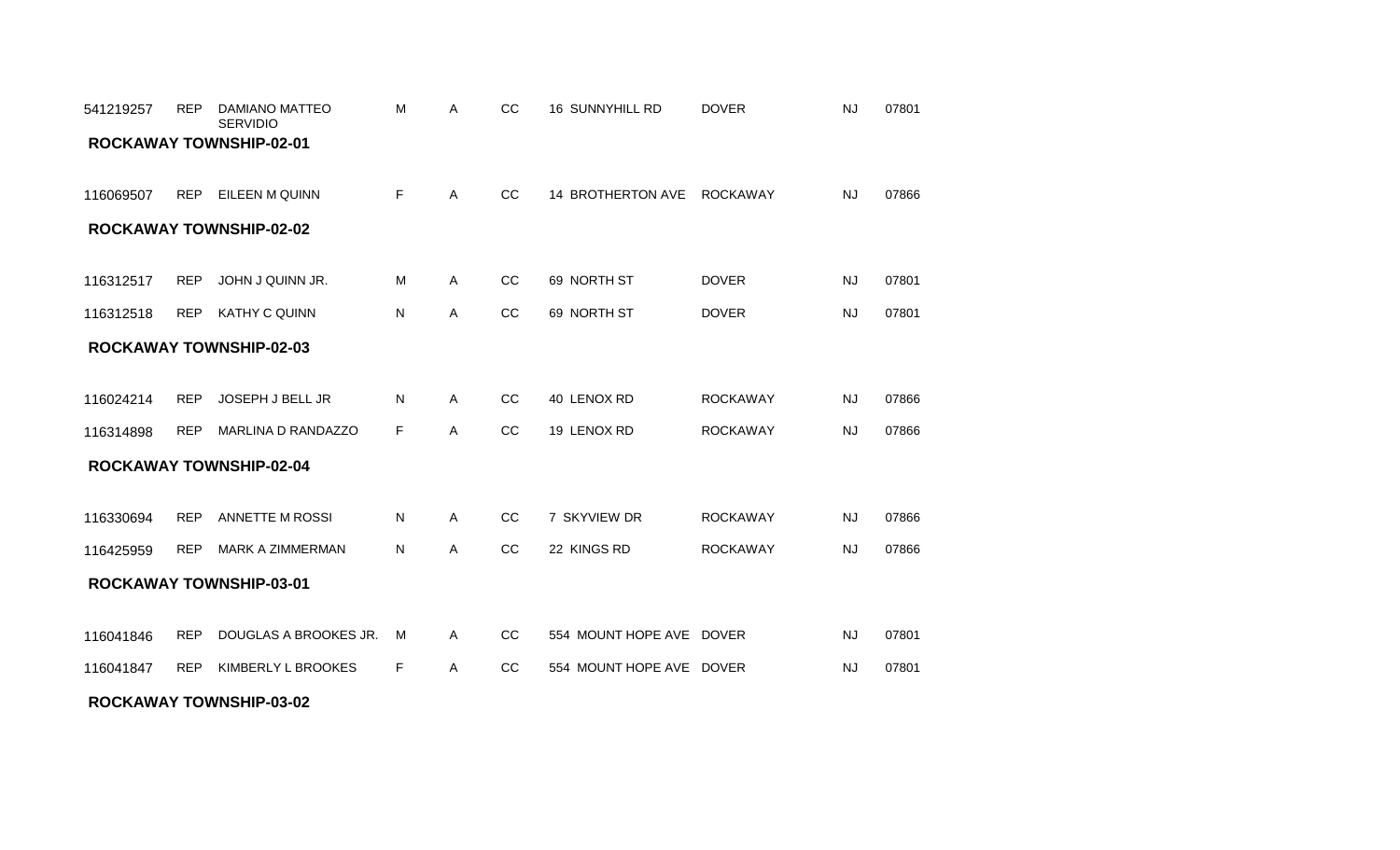| | | | | | | | | | |
|---|---|---|---|---|---|---|---|---|---|
| 541219257 | REP | DAMIANO MATTEO SERVIDIO | M | A | CC | 16 SUNNYHILL RD | DOVER | NJ | 07801 |

**ROCKAWAY TOWNSHIP-02-01**

| | | | | | | | | | |
|---|---|---|---|---|---|---|---|---|---|
| 116069507 | REP | EILEEN M QUINN | F | A | CC | 14 BROTHERTON AVE | ROCKAWAY | NJ | 07866 |

**ROCKAWAY TOWNSHIP-02-02**

| | | | | | | | | | |
|---|---|---|---|---|---|---|---|---|---|
| 116312517 | REP | JOHN J QUINN JR. | M | A | CC | 69 NORTH ST | DOVER | NJ | 07801 |
| 116312518 | REP | KATHY C QUINN | N | A | CC | 69 NORTH ST | DOVER | NJ | 07801 |

**ROCKAWAY TOWNSHIP-02-03**

| | | | | | | | | | |
|---|---|---|---|---|---|---|---|---|---|
| 116024214 | REP | JOSEPH J BELL JR | N | A | CC | 40 LENOX RD | ROCKAWAY | NJ | 07866 |
| 116314898 | REP | MARLINA D RANDAZZO | F | A | CC | 19 LENOX RD | ROCKAWAY | NJ | 07866 |

**ROCKAWAY TOWNSHIP-02-04**

| | | | | | | | | | |
|---|---|---|---|---|---|---|---|---|---|
| 116330694 | REP | ANNETTE M ROSSI | N | A | CC | 7 SKYVIEW DR | ROCKAWAY | NJ | 07866 |
| 116425959 | REP | MARK A ZIMMERMAN | N | A | CC | 22 KINGS RD | ROCKAWAY | NJ | 07866 |

**ROCKAWAY TOWNSHIP-03-01**

| | | | | | | | | | |
|---|---|---|---|---|---|---|---|---|---|
| 116041846 | REP | DOUGLAS A BROOKES JR. | M | A | CC | 554 MOUNT HOPE AVE | DOVER | NJ | 07801 |
| 116041847 | REP | KIMBERLY L BROOKES | F | A | CC | 554 MOUNT HOPE AVE | DOVER | NJ | 07801 |

**ROCKAWAY TOWNSHIP-03-02**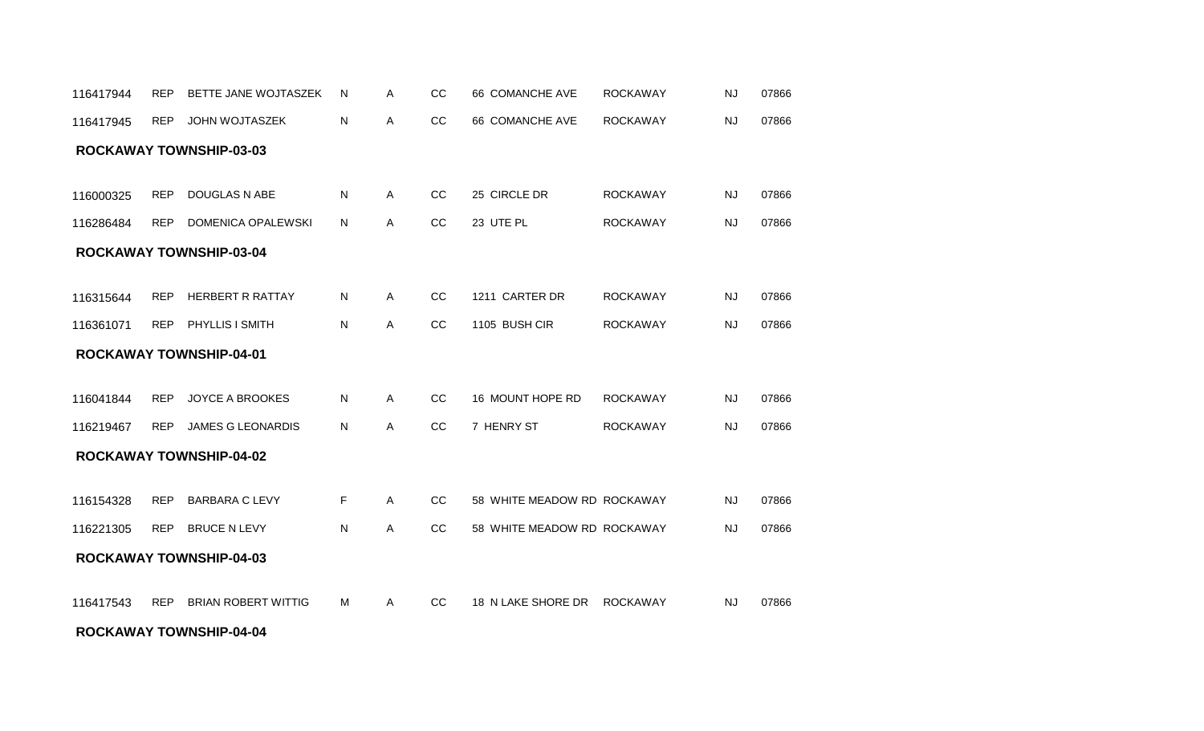| | | | | | | | | | |
|---|---|---|---|---|---|---|---|---|---|
| 116417944 | REP | BETTE JANE WOJTASZEK | N | A | CC | 66 COMANCHE AVE | ROCKAWAY | NJ | 07866 |
| 116417945 | REP | JOHN WOJTASZEK | N | A | CC | 66 COMANCHE AVE | ROCKAWAY | NJ | 07866 |

**ROCKAWAY TOWNSHIP-03-03**

| | | | | | | | | | |
|---|---|---|---|---|---|---|---|---|---|
| 116000325 | REP | DOUGLAS N ABE | N | A | CC | 25 CIRCLE DR | ROCKAWAY | NJ | 07866 |
| 116286484 | REP | DOMENICA OPALEWSKI | N | A | CC | 23 UTE PL | ROCKAWAY | NJ | 07866 |

**ROCKAWAY TOWNSHIP-03-04**

| | | | | | | | | | |
|---|---|---|---|---|---|---|---|---|---|
| 116315644 | REP | HERBERT R RATTAY | N | A | CC | 1211 CARTER DR | ROCKAWAY | NJ | 07866 |
| 116361071 | REP | PHYLLIS I SMITH | N | A | CC | 1105 BUSH CIR | ROCKAWAY | NJ | 07866 |

**ROCKAWAY TOWNSHIP-04-01**

| | | | | | | | | | |
|---|---|---|---|---|---|---|---|---|---|
| 116041844 | REP | JOYCE A BROOKES | N | A | CC | 16 MOUNT HOPE RD | ROCKAWAY | NJ | 07866 |
| 116219467 | REP | JAMES G LEONARDIS | N | A | CC | 7 HENRY ST | ROCKAWAY | NJ | 07866 |

**ROCKAWAY TOWNSHIP-04-02**

| | | | | | | | | | |
|---|---|---|---|---|---|---|---|---|---|
| 116154328 | REP | BARBARA C LEVY | F | A | CC | 58 WHITE MEADOW RD | ROCKAWAY | NJ | 07866 |
| 116221305 | REP | BRUCE N LEVY | N | A | CC | 58 WHITE MEADOW RD | ROCKAWAY | NJ | 07866 |

**ROCKAWAY TOWNSHIP-04-03**

| | | | | | | | | | |
|---|---|---|---|---|---|---|---|---|---|
| 116417543 | REP | BRIAN ROBERT WITTIG | M | A | CC | 18 N LAKE SHORE DR | ROCKAWAY | NJ | 07866 |

**ROCKAWAY TOWNSHIP-04-04**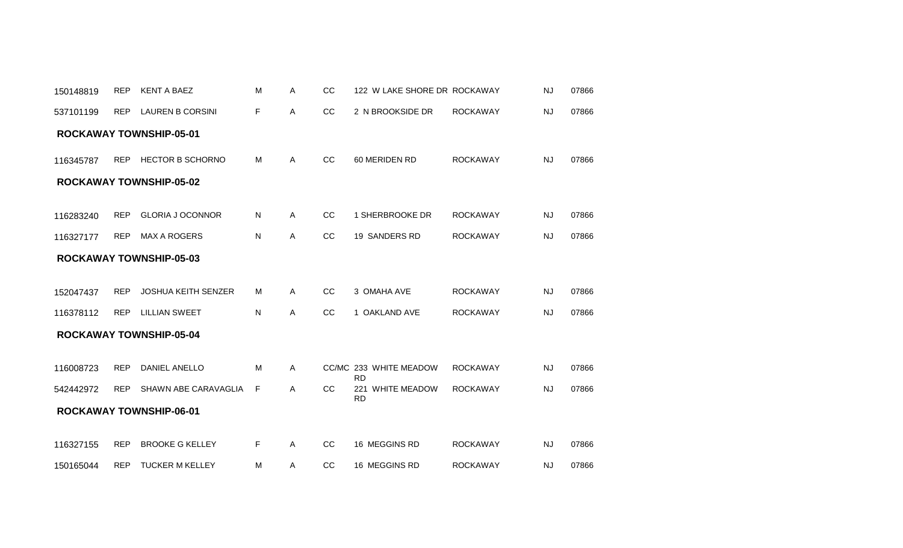| | | | | | | | | | |
|---|---|---|---|---|---|---|---|---|---|
| 150148819 | REP | KENT A BAEZ | M | A | CC | 122 W LAKE SHORE DR | ROCKAWAY | NJ | 07866 |
| 537101199 | REP | LAUREN B CORSINI | F | A | CC | 2 N BROOKSIDE DR | ROCKAWAY | NJ | 07866 |

**ROCKAWAY TOWNSHIP-05-01**

| | | | | | | | | | |
|---|---|---|---|---|---|---|---|---|---|
| 116345787 | REP | HECTOR B SCHORNO | M | A | CC | 60 MERIDEN RD | ROCKAWAY | NJ | 07866 |

**ROCKAWAY TOWNSHIP-05-02**

| | | | | | | | | | |
|---|---|---|---|---|---|---|---|---|---|
| 116283240 | REP | GLORIA J OCONNOR | N | A | CC | 1 SHERBROOKE DR | ROCKAWAY | NJ | 07866 |
| 116327177 | REP | MAX A ROGERS | N | A | CC | 19 SANDERS RD | ROCKAWAY | NJ | 07866 |

**ROCKAWAY TOWNSHIP-05-03**

| | | | | | | | | | |
|---|---|---|---|---|---|---|---|---|---|
| 152047437 | REP | JOSHUA KEITH SENZER | M | A | CC | 3 OMAHA AVE | ROCKAWAY | NJ | 07866 |
| 116378112 | REP | LILLIAN SWEET | N | A | CC | 1 OAKLAND AVE | ROCKAWAY | NJ | 07866 |

**ROCKAWAY TOWNSHIP-05-04**

| | | | | | | | | | |
|---|---|---|---|---|---|---|---|---|---|
| 116008723 | REP | DANIEL ANELLO | M | A | CC/MC | 233 WHITE MEADOW RD | ROCKAWAY | NJ | 07866 |
| 542442972 | REP | SHAWN ABE CARAVAGLIA | F | A | CC | 221 WHITE MEADOW RD | ROCKAWAY | NJ | 07866 |

**ROCKAWAY TOWNSHIP-06-01**

| | | | | | | | | | |
|---|---|---|---|---|---|---|---|---|---|
| 116327155 | REP | BROOKE G KELLEY | F | A | CC | 16 MEGGINS RD | ROCKAWAY | NJ | 07866 |
| 150165044 | REP | TUCKER M KELLEY | M | A | CC | 16 MEGGINS RD | ROCKAWAY | NJ | 07866 |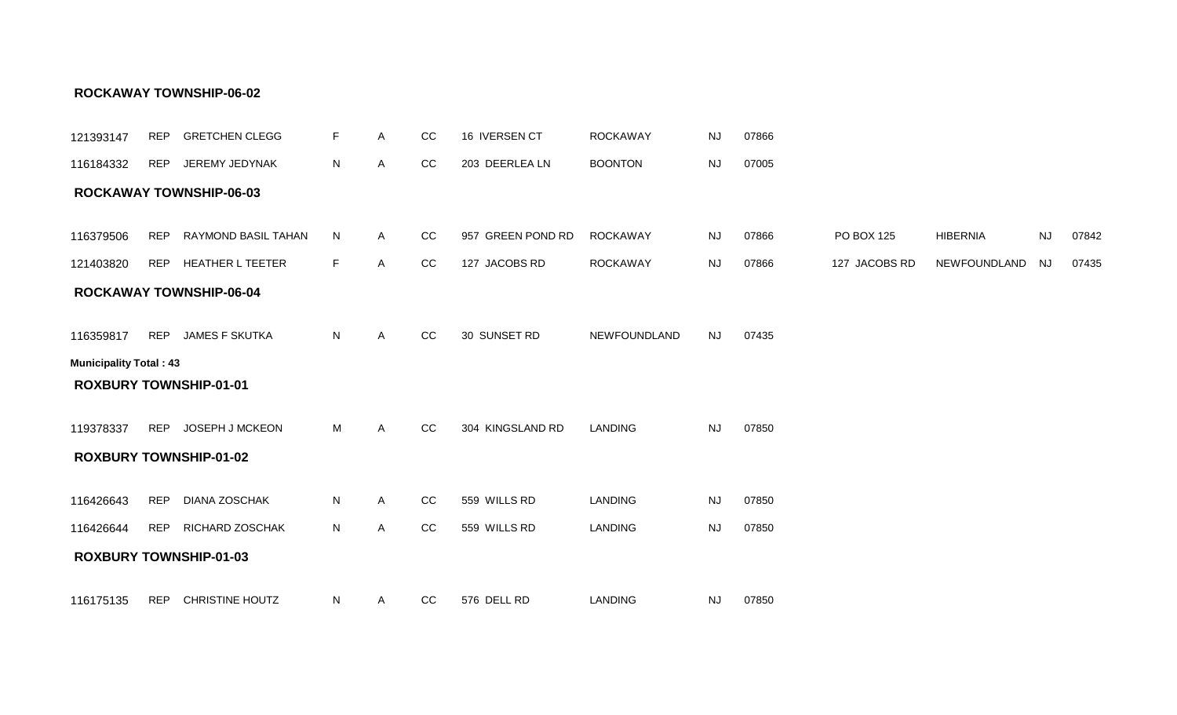**ROCKAWAY TOWNSHIP-06-02**

| | | | | | | | | | | | | | |
|---|---|---|---|---|---|---|---|---|---|---|---|---|---|
| 121393147 | REP | GRETCHEN CLEGG | F | A | CC | 16 IVERSEN CT | ROCKAWAY | NJ | 07866 | | | | |
| 116184332 | REP | JEREMY JEDYNAK | N | A | CC | 203 DEERLEA LN | BOONTON | NJ | 07005 | | | | |

**ROCKAWAY TOWNSHIP-06-03**

| | | | | | | | | | | | | | |
|---|---|---|---|---|---|---|---|---|---|---|---|---|---|
| 116379506 | REP | RAYMOND BASIL TAHAN | N | A | CC | 957 GREEN POND RD | ROCKAWAY | NJ | 07866 | PO BOX 125 | HIBERNIA | NJ | 07842 |
| 121403820 | REP | HEATHER L TEETER | F | A | CC | 127 JACOBS RD | ROCKAWAY | NJ | 07866 | 127 JACOBS RD | NEWFOUNDLAND | NJ | 07435 |

**ROCKAWAY TOWNSHIP-06-04**

| | | | | | | | | | |
|---|---|---|---|---|---|---|---|---|---|
| 116359817 | REP | JAMES F SKUTKA | N | A | CC | 30 SUNSET RD | NEWFOUNDLAND | NJ | 07435 |

**Municipality Total : 43**

**ROXBURY TOWNSHIP-01-01**

| | | | | | | | | | |
|---|---|---|---|---|---|---|---|---|---|
| 119378337 | REP | JOSEPH J MCKEON | M | A | CC | 304 KINGSLAND RD | LANDING | NJ | 07850 |

**ROXBURY TOWNSHIP-01-02**

| | | | | | | | | | |
|---|---|---|---|---|---|---|---|---|---|
| 116426643 | REP | DIANA ZOSCHAK | N | A | CC | 559 WILLS RD | LANDING | NJ | 07850 |
| 116426644 | REP | RICHARD ZOSCHAK | N | A | CC | 559 WILLS RD | LANDING | NJ | 07850 |

**ROXBURY TOWNSHIP-01-03**

| | | | | | | | | | |
|---|---|---|---|---|---|---|---|---|---|
| 116175135 | REP | CHRISTINE HOUTZ | N | A | CC | 576 DELL RD | LANDING | NJ | 07850 |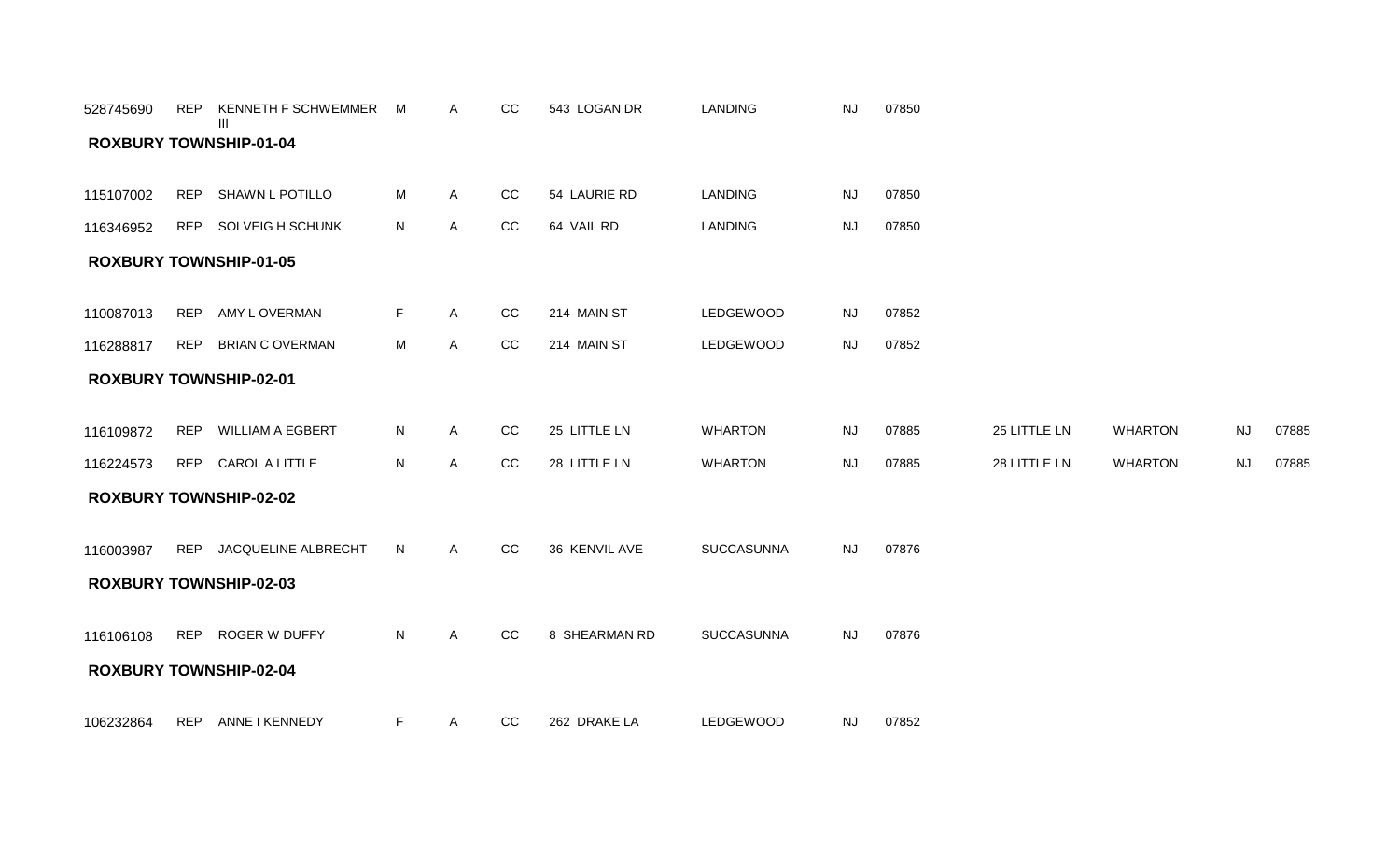| | | | | | | | | | | | | | |
|---|---|---|---|---|---|---|---|---|---|---|---|---|---|
| 528745690 | REP | KENNETH F SCHWEMMER III | M | A | CC | 543 LOGAN DR | LANDING | NJ | 07850 | | | | |

**ROXBURY TOWNSHIP-01-04**

| | | | | | | | | | | | | | |
|---|---|---|---|---|---|---|---|---|---|---|---|---|---|
| 115107002 | REP | SHAWN L POTILLO | M | A | CC | 54 LAURIE RD | LANDING | NJ | 07850 | | | | |
| 116346952 | REP | SOLVEIG H SCHUNK | N | A | CC | 64 VAIL RD | LANDING | NJ | 07850 | | | | |

**ROXBURY TOWNSHIP-01-05**

| | | | | | | | | | | | | | |
|---|---|---|---|---|---|---|---|---|---|---|---|---|---|
| 110087013 | REP | AMY L OVERMAN | F | A | CC | 214 MAIN ST | LEDGEWOOD | NJ | 07852 | | | | |
| 116288817 | REP | BRIAN C OVERMAN | M | A | CC | 214 MAIN ST | LEDGEWOOD | NJ | 07852 | | | | |

**ROXBURY TOWNSHIP-02-01**

| | | | | | | | | | | | | | |
|---|---|---|---|---|---|---|---|---|---|---|---|---|---|
| 116109872 | REP | WILLIAM A EGBERT | N | A | CC | 25 LITTLE LN | WHARTON | NJ | 07885 | 25 LITTLE LN | WHARTON | NJ | 07885 |
| 116224573 | REP | CAROL A LITTLE | N | A | CC | 28 LITTLE LN | WHARTON | NJ | 07885 | 28 LITTLE LN | WHARTON | NJ | 07885 |

**ROXBURY TOWNSHIP-02-02**

| | | | | | | | | | | | | | |
|---|---|---|---|---|---|---|---|---|---|---|---|---|---|
| 116003987 | REP | JACQUELINE ALBRECHT | N | A | CC | 36 KENVIL AVE | SUCCASUNNA | NJ | 07876 | | | | |

**ROXBURY TOWNSHIP-02-03**

| | | | | | | | | | | | | | |
|---|---|---|---|---|---|---|---|---|---|---|---|---|---|
| 116106108 | REP | ROGER W DUFFY | N | A | CC | 8 SHEARMAN RD | SUCCASUNNA | NJ | 07876 | | | | |

**ROXBURY TOWNSHIP-02-04**

| | | | | | | | | | | | | | |
|---|---|---|---|---|---|---|---|---|---|---|---|---|---|
| 106232864 | REP | ANNE I KENNEDY | F | A | CC | 262 DRAKE LA | LEDGEWOOD | NJ | 07852 | | | | |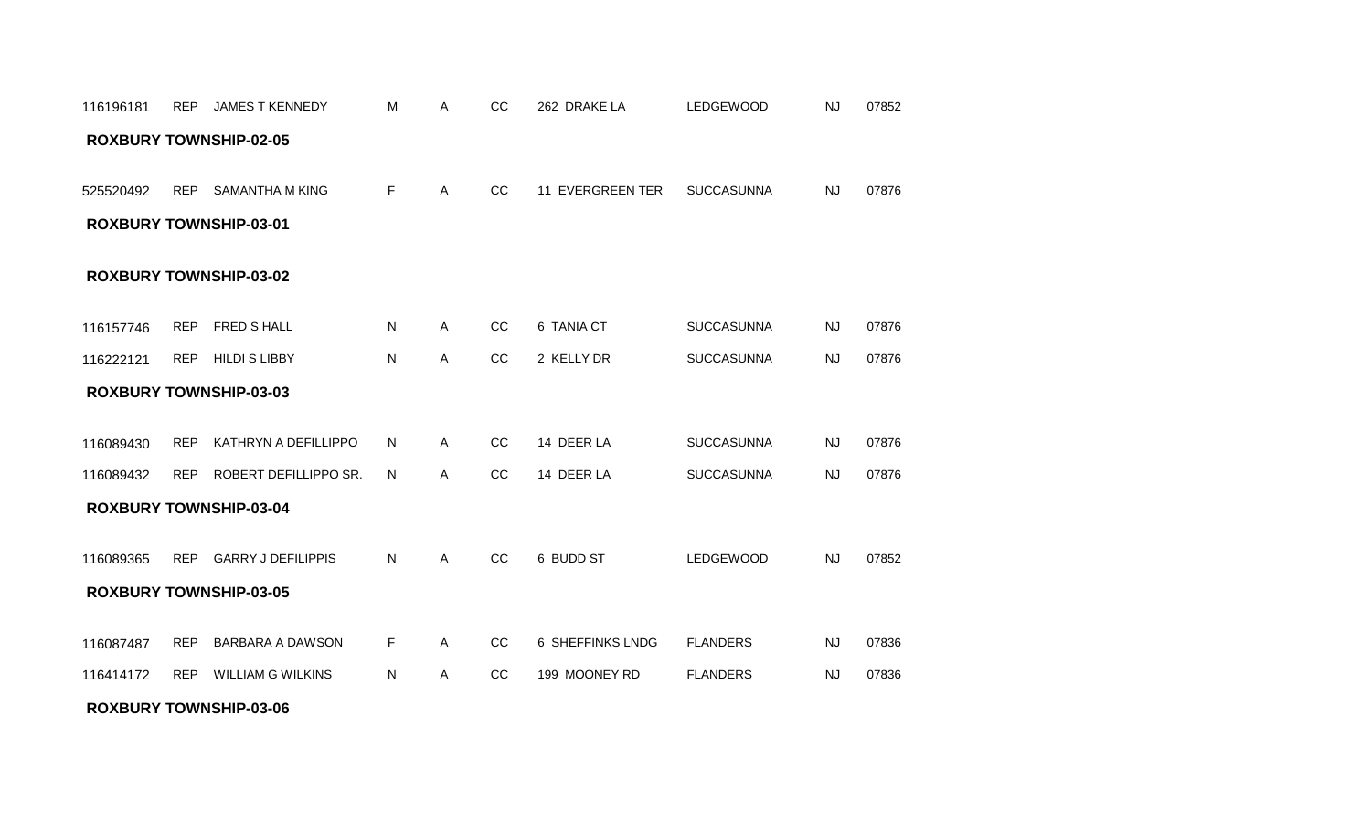| | | | | | | | | | |
|---|---|---|---|---|---|---|---|---|---|
| 116196181 | REP | JAMES T KENNEDY | M | A | CC | 262 DRAKE LA | LEDGEWOOD | NJ | 07852 |

**ROXBURY TOWNSHIP-02-05**

| | | | | | | | | | |
|---|---|---|---|---|---|---|---|---|---|
| 525520492 | REP | SAMANTHA M KING | F | A | CC | 11 EVERGREEN TER | SUCCASUNNA | NJ | 07876 |

**ROXBURY TOWNSHIP-03-01**

**ROXBURY TOWNSHIP-03-02**

| | | | | | | | | | |
|---|---|---|---|---|---|---|---|---|---|
| 116157746 | REP | FRED S HALL | N | A | CC | 6 TANIA CT | SUCCASUNNA | NJ | 07876 |
| 116222121 | REP | HILDI S LIBBY | N | A | CC | 2 KELLY DR | SUCCASUNNA | NJ | 07876 |

**ROXBURY TOWNSHIP-03-03**

| | | | | | | | | | |
|---|---|---|---|---|---|---|---|---|---|
| 116089430 | REP | KATHRYN A DEFILLIPPO | N | A | CC | 14 DEER LA | SUCCASUNNA | NJ | 07876 |
| 116089432 | REP | ROBERT DEFILLIPPO SR. | N | A | CC | 14 DEER LA | SUCCASUNNA | NJ | 07876 |

**ROXBURY TOWNSHIP-03-04**

| | | | | | | | | | |
|---|---|---|---|---|---|---|---|---|---|
| 116089365 | REP | GARRY J DEFILIPPIS | N | A | CC | 6 BUDD ST | LEDGEWOOD | NJ | 07852 |

**ROXBURY TOWNSHIP-03-05**

| | | | | | | | | | |
|---|---|---|---|---|---|---|---|---|---|
| 116087487 | REP | BARBARA A DAWSON | F | A | CC | 6 SHEFFINKS LNDG | FLANDERS | NJ | 07836 |
| 116414172 | REP | WILLIAM G WILKINS | N | A | CC | 199 MOONEY RD | FLANDERS | NJ | 07836 |

**ROXBURY TOWNSHIP-03-06**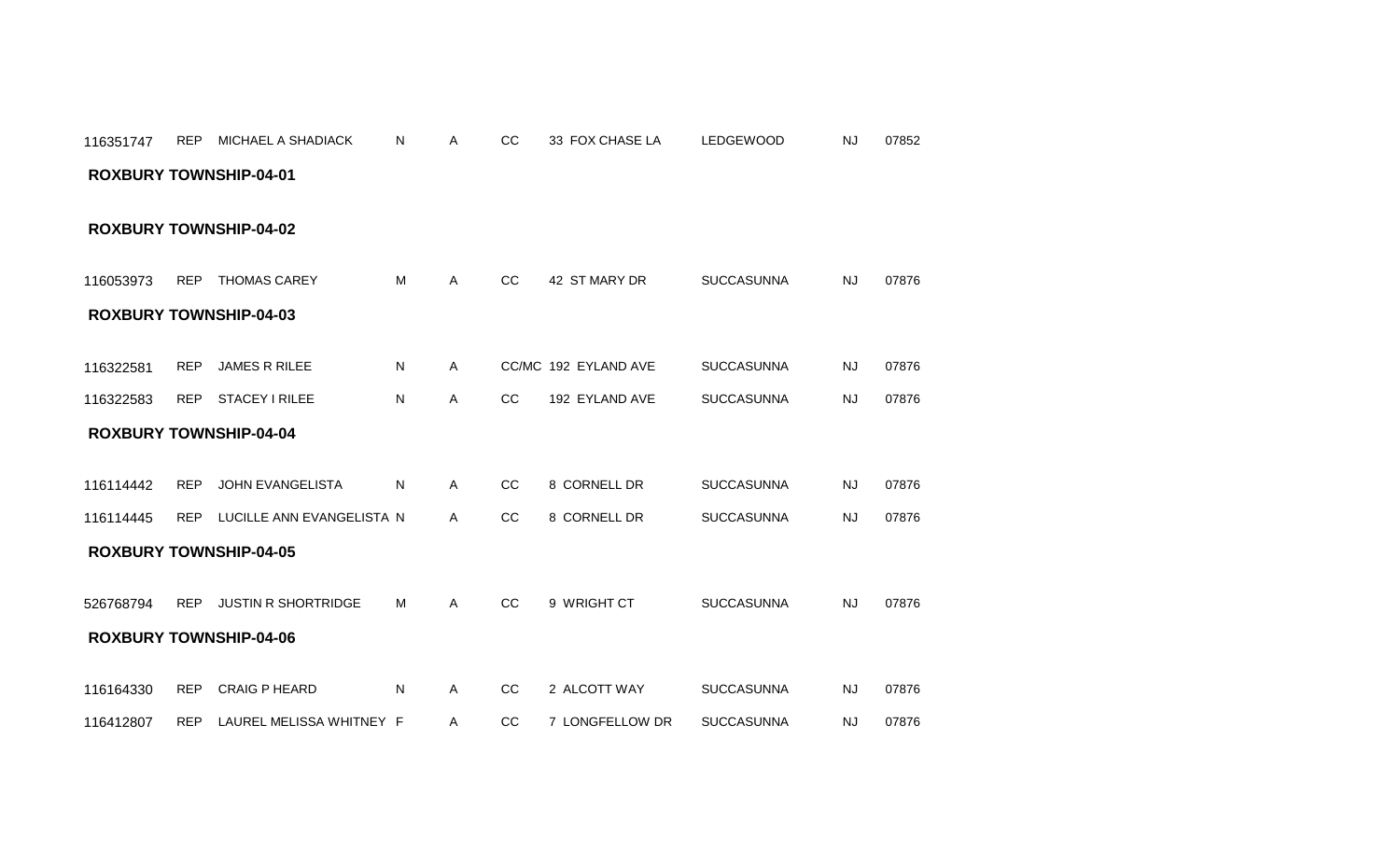| | | | | | | | | | |
|---|---|---|---|---|---|---|---|---|---|
| 116351747 | REP | MICHAEL A SHADIACK | N | A | CC | 33 FOX CHASE LA | LEDGEWOOD | NJ | 07852 |

**ROXBURY TOWNSHIP-04-01**

**ROXBURY TOWNSHIP-04-02**

| | | | | | | | | | |
|---|---|---|---|---|---|---|---|---|---|
| 116053973 | REP | THOMAS CAREY | M | A | CC | 42 ST MARY DR | SUCCASUNNA | NJ | 07876 |

**ROXBURY TOWNSHIP-04-03**

| | | | | | | | | | |
|---|---|---|---|---|---|---|---|---|---|
| 116322581 | REP | JAMES R RILEE | N | A | CC/MC | 192 EYLAND AVE | SUCCASUNNA | NJ | 07876 |
| 116322583 | REP | STACEY I RILEE | N | A | CC | 192 EYLAND AVE | SUCCASUNNA | NJ | 07876 |

**ROXBURY TOWNSHIP-04-04**

| | | | | | | | | | |
|---|---|---|---|---|---|---|---|---|---|
| 116114442 | REP | JOHN EVANGELISTA | N | A | CC | 8 CORNELL DR | SUCCASUNNA | NJ | 07876 |
| 116114445 | REP | LUCILLE ANN EVANGELISTA | N | A | CC | 8 CORNELL DR | SUCCASUNNA | NJ | 07876 |

**ROXBURY TOWNSHIP-04-05**

| | | | | | | | | | |
|---|---|---|---|---|---|---|---|---|---|
| 526768794 | REP | JUSTIN R SHORTRIDGE | M | A | CC | 9 WRIGHT CT | SUCCASUNNA | NJ | 07876 |

**ROXBURY TOWNSHIP-04-06**

| | | | | | | | | | |
|---|---|---|---|---|---|---|---|---|---|
| 116164330 | REP | CRAIG P HEARD | N | A | CC | 2 ALCOTT WAY | SUCCASUNNA | NJ | 07876 |
| 116412807 | REP | LAUREL MELISSA WHITNEY | F | A | CC | 7 LONGFELLOW DR | SUCCASUNNA | NJ | 07876 |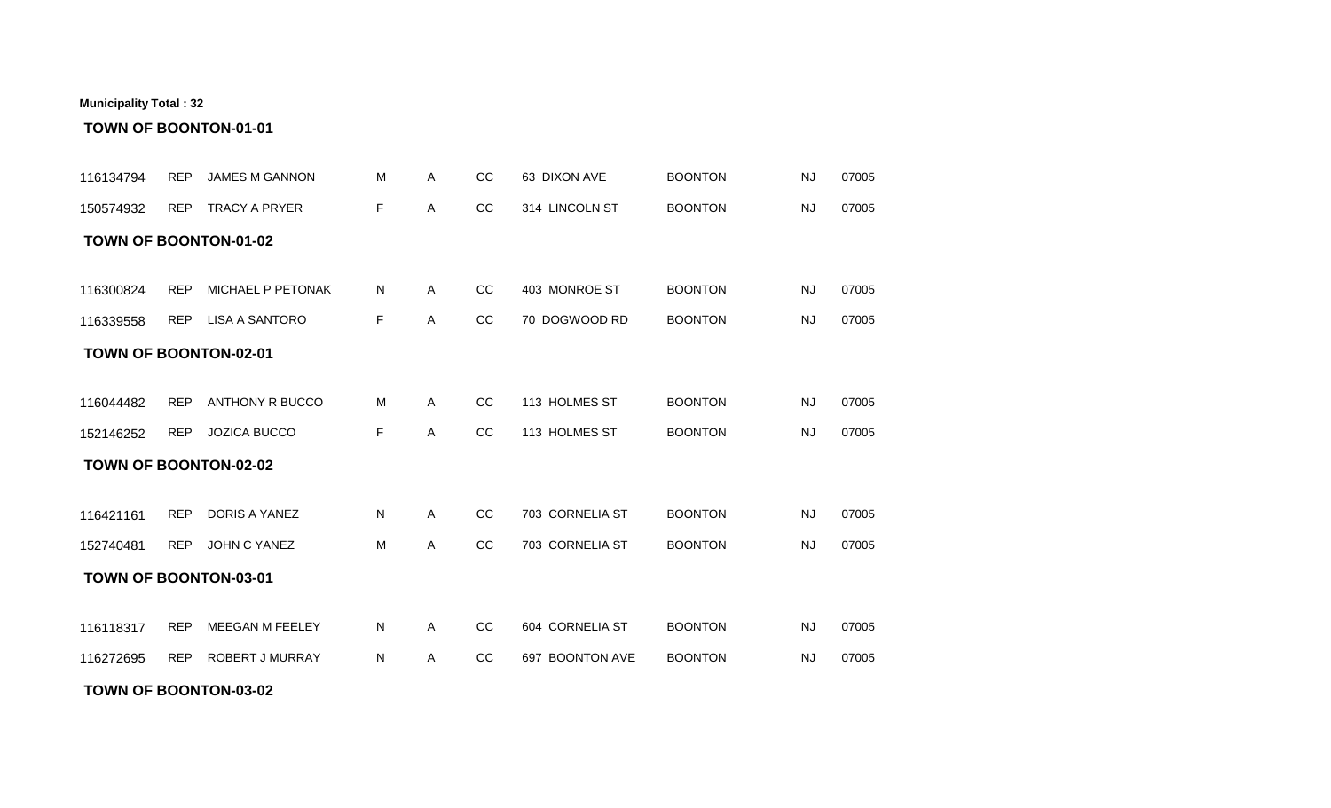**Municipality Total : 32**

**TOWN OF BOONTON-01-01**

| | | | | | | | | | |
|---|---|---|---|---|---|---|---|---|---|
| 116134794 | REP | JAMES M GANNON | M | A | CC | 63 DIXON AVE | BOONTON | NJ | 07005 |
| 150574932 | REP | TRACY A PRYER | F | A | CC | 314 LINCOLN ST | BOONTON | NJ | 07005 |

**TOWN OF BOONTON-01-02**

| | | | | | | | | | |
|---|---|---|---|---|---|---|---|---|---|
| 116300824 | REP | MICHAEL P PETONAK | N | A | CC | 403 MONROE ST | BOONTON | NJ | 07005 |
| 116339558 | REP | LISA A SANTORO | F | A | CC | 70 DOGWOOD RD | BOONTON | NJ | 07005 |

**TOWN OF BOONTON-02-01**

| | | | | | | | | | |
|---|---|---|---|---|---|---|---|---|---|
| 116044482 | REP | ANTHONY R BUCCO | M | A | CC | 113 HOLMES ST | BOONTON | NJ | 07005 |
| 152146252 | REP | JOZICA BUCCO | F | A | CC | 113 HOLMES ST | BOONTON | NJ | 07005 |

**TOWN OF BOONTON-02-02**

| | | | | | | | | | |
|---|---|---|---|---|---|---|---|---|---|
| 116421161 | REP | DORIS A YANEZ | N | A | CC | 703 CORNELIA ST | BOONTON | NJ | 07005 |
| 152740481 | REP | JOHN C YANEZ | M | A | CC | 703 CORNELIA ST | BOONTON | NJ | 07005 |

**TOWN OF BOONTON-03-01**

| | | | | | | | | | |
|---|---|---|---|---|---|---|---|---|---|
| 116118317 | REP | MEEGAN M FEELEY | N | A | CC | 604 CORNELIA ST | BOONTON | NJ | 07005 |
| 116272695 | REP | ROBERT J MURRAY | N | A | CC | 697 BOONTON AVE | BOONTON | NJ | 07005 |

**TOWN OF BOONTON-03-02**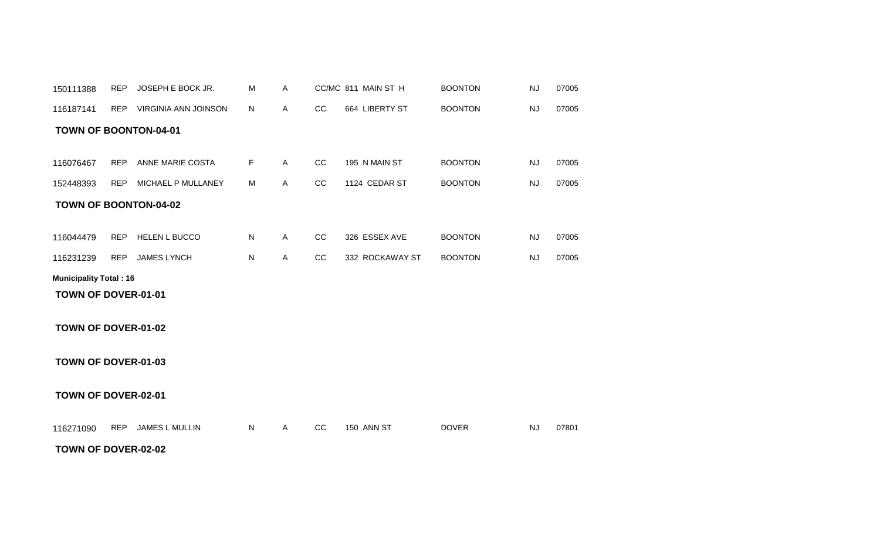| | | | | | | | | | |
|---|---|---|---|---|---|---|---|---|---|
| 150111388 | REP | JOSEPH E BOCK JR. | M | A | CC/MC | 811 MAIN ST H | BOONTON | NJ | 07005 |
| 116187141 | REP | VIRGINIA ANN JOINSON | N | A | CC | 664 LIBERTY ST | BOONTON | NJ | 07005 |

**TOWN OF BOONTON-04-01**

| | | | | | | | | | |
|---|---|---|---|---|---|---|---|---|---|
| 116076467 | REP | ANNE MARIE COSTA | F | A | CC | 195 N MAIN ST | BOONTON | NJ | 07005 |
| 152448393 | REP | MICHAEL P MULLANEY | M | A | CC | 1124 CEDAR ST | BOONTON | NJ | 07005 |

**TOWN OF BOONTON-04-02**

| | | | | | | | | | |
|---|---|---|---|---|---|---|---|---|---|
| 116044479 | REP | HELEN L BUCCO | N | A | CC | 326 ESSEX AVE | BOONTON | NJ | 07005 |
| 116231239 | REP | JAMES LYNCH | N | A | CC | 332 ROCKAWAY ST | BOONTON | NJ | 07005 |

**Municipality Total : 16**

**TOWN OF DOVER-01-01**

**TOWN OF DOVER-01-02**

**TOWN OF DOVER-01-03**

**TOWN OF DOVER-02-01**

| | | | | | | | | | |
|---|---|---|---|---|---|---|---|---|---|
| 116271090 | REP | JAMES L MULLIN | N | A | CC | 150 ANN ST | DOVER | NJ | 07801 |

**TOWN OF DOVER-02-02**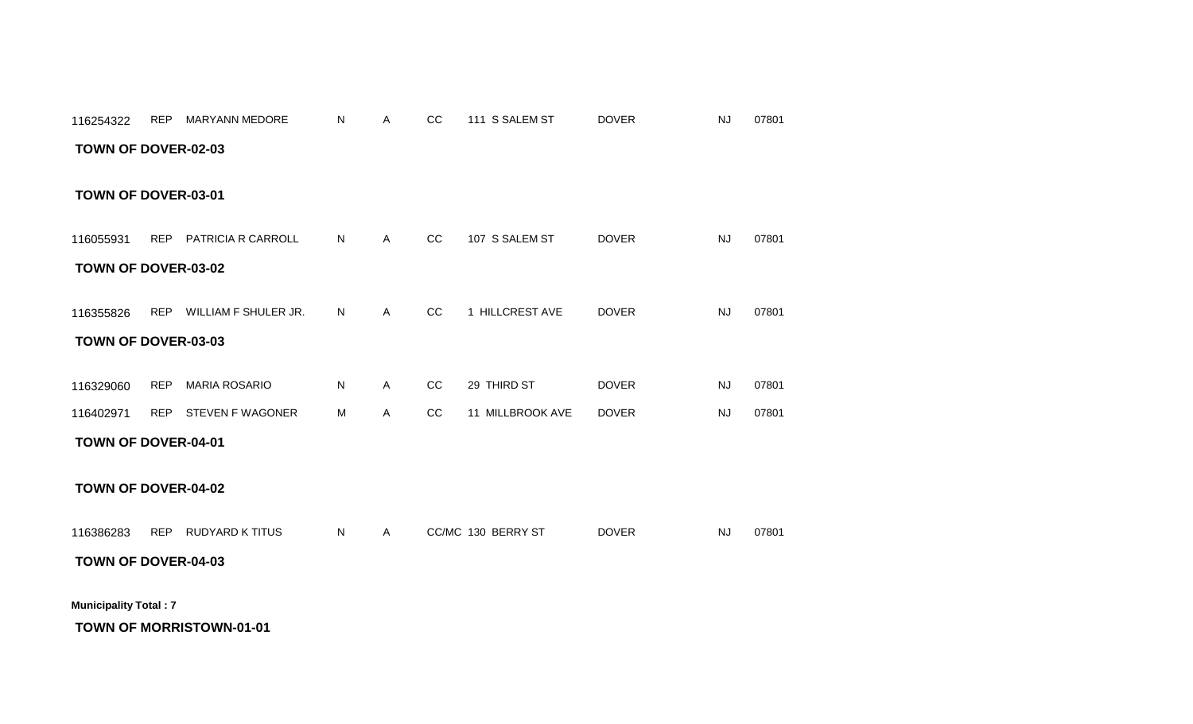| | | | | | | | | | |
|---|---|---|---|---|---|---|---|---|---|
| 116254322 | REP | MARYANN MEDORE | N | A | CC | 111 S SALEM ST | DOVER | NJ | 07801 |

**TOWN OF DOVER-02-03**

**TOWN OF DOVER-03-01**

| | | | | | | | | | |
|---|---|---|---|---|---|---|---|---|---|
| 116055931 | REP | PATRICIA R CARROLL | N | A | CC | 107 S SALEM ST | DOVER | NJ | 07801 |

**TOWN OF DOVER-03-02**

| | | | | | | | | | |
|---|---|---|---|---|---|---|---|---|---|
| 116355826 | REP | WILLIAM F SHULER JR. | N | A | CC | 1 HILLCREST AVE | DOVER | NJ | 07801 |

**TOWN OF DOVER-03-03**

| | | | | | | | | | |
|---|---|---|---|---|---|---|---|---|---|
| 116329060 | REP | MARIA ROSARIO | N | A | CC | 29 THIRD ST | DOVER | NJ | 07801 |
| 116402971 | REP | STEVEN F WAGONER | M | A | CC | 11 MILLBROOK AVE | DOVER | NJ | 07801 |

**TOWN OF DOVER-04-01**

**TOWN OF DOVER-04-02**

| | | | | | | | | | |
|---|---|---|---|---|---|---|---|---|---|
| 116386283 | REP | RUDYARD K TITUS | N | A | CC/MC | 130 BERRY ST | DOVER | NJ | 07801 |

**TOWN OF DOVER-04-03**

**Municipality Total : 7**

**TOWN OF MORRISTOWN-01-01**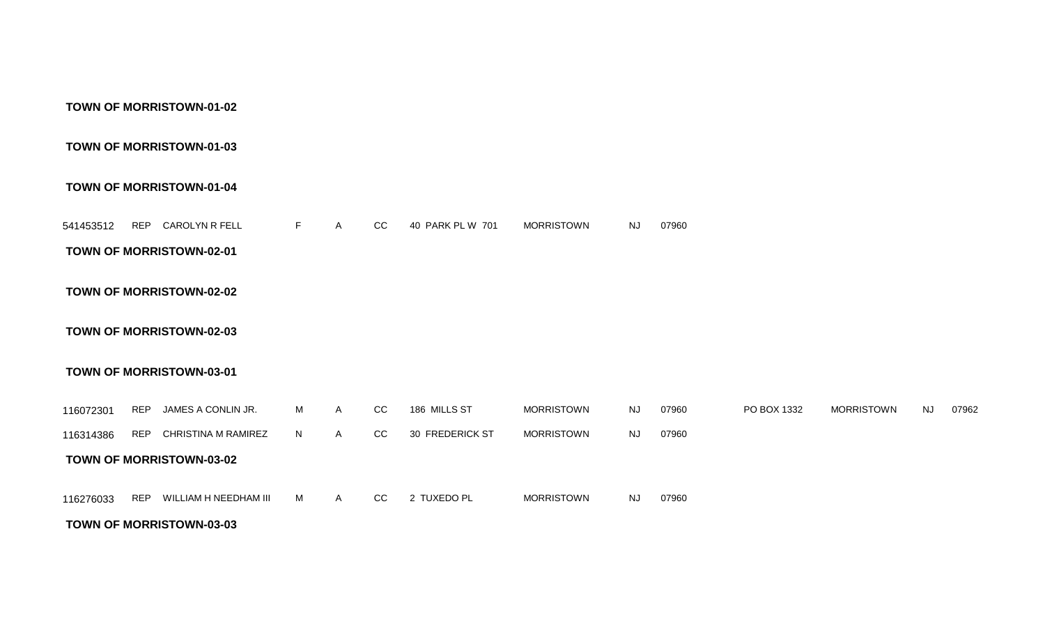**TOWN OF MORRISTOWN-01-02**

**TOWN OF MORRISTOWN-01-03**

**TOWN OF MORRISTOWN-01-04**

| | | | | | | | | | | | | | |
|---|---|---|---|---|---|---|---|---|---|---|---|---|---|
| 541453512 | REP | CAROLYN R FELL | F | A | CC | 40 PARK PL W 701 | MORRISTOWN | NJ | 07960 | | | | |

**TOWN OF MORRISTOWN-02-01**

**TOWN OF MORRISTOWN-02-02**

**TOWN OF MORRISTOWN-02-03**

**TOWN OF MORRISTOWN-03-01**

| | | | | | | | | | | | | | |
|---|---|---|---|---|---|---|---|---|---|---|---|---|---|
| 116072301 | REP | JAMES A CONLIN JR. | M | A | CC | 186 MILLS ST | MORRISTOWN | NJ | 07960 | PO BOX 1332 | MORRISTOWN | NJ | 07962 |
| 116314386 | REP | CHRISTINA M RAMIREZ | N | A | CC | 30 FREDERICK ST | MORRISTOWN | NJ | 07960 | | | | |

**TOWN OF MORRISTOWN-03-02**

| | | | | | | | | | | | | | |
|---|---|---|---|---|---|---|---|---|---|---|---|---|---|
| 116276033 | REP | WILLIAM H NEEDHAM III | M | A | CC | 2 TUXEDO PL | MORRISTOWN | NJ | 07960 | | | | |

**TOWN OF MORRISTOWN-03-03**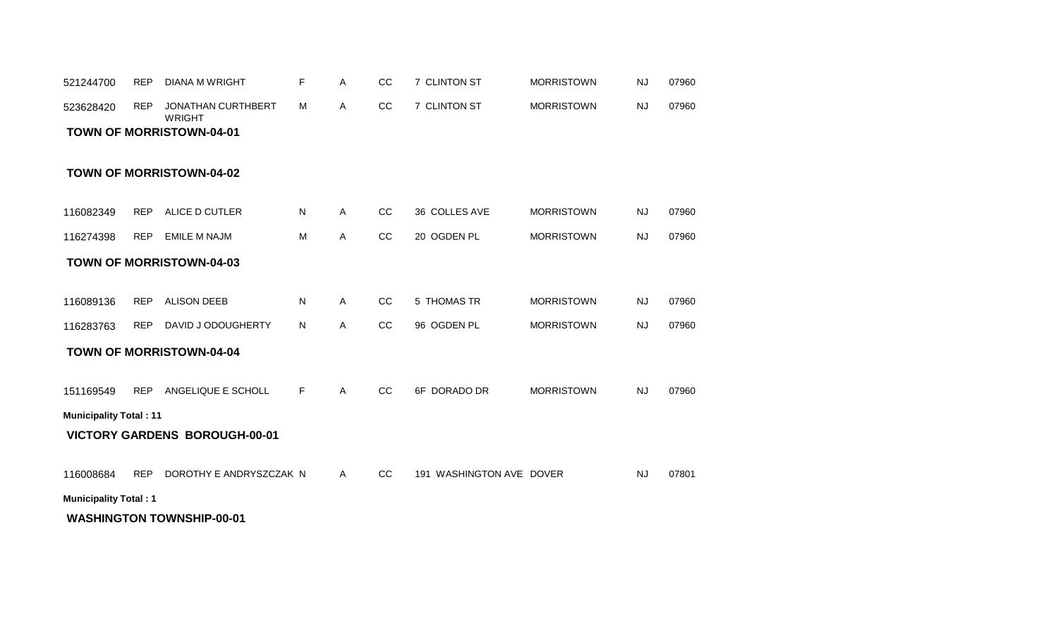| | | | | | | | | | |
|---|---|---|---|---|---|---|---|---|---|
| 521244700 | REP | DIANA M WRIGHT | F | A | CC | 7 CLINTON ST | MORRISTOWN | NJ | 07960 |
| 523628420 | REP | JONATHAN CURTHBERT WRIGHT | M | A | CC | 7 CLINTON ST | MORRISTOWN | NJ | 07960 |

**TOWN OF MORRISTOWN-04-01**

**TOWN OF MORRISTOWN-04-02**

| | | | | | | | | | |
|---|---|---|---|---|---|---|---|---|---|
| 116082349 | REP | ALICE D CUTLER | N | A | CC | 36 COLLES AVE | MORRISTOWN | NJ | 07960 |
| 116274398 | REP | EMILE M NAJM | M | A | CC | 20 OGDEN PL | MORRISTOWN | NJ | 07960 |

**TOWN OF MORRISTOWN-04-03**

| | | | | | | | | | |
|---|---|---|---|---|---|---|---|---|---|
| 116089136 | REP | ALISON DEEB | N | A | CC | 5 THOMAS TR | MORRISTOWN | NJ | 07960 |
| 116283763 | REP | DAVID J ODOUGHERTY | N | A | CC | 96 OGDEN PL | MORRISTOWN | NJ | 07960 |

**TOWN OF MORRISTOWN-04-04**

| | | | | | | | | | |
|---|---|---|---|---|---|---|---|---|---|
| 151169549 | REP | ANGELIQUE E SCHOLL | F | A | CC | 6F DORADO DR | MORRISTOWN | NJ | 07960 |

**Municipality Total : 11**

**VICTORY GARDENS BOROUGH-00-01**

| | | | | | | | | | |
|---|---|---|---|---|---|---|---|---|---|
| 116008684 | REP | DOROTHY E ANDRYSZCZAK | N | A | CC | 191 WASHINGTON AVE | DOVER | NJ | 07801 |

**Municipality Total : 1**

**WASHINGTON TOWNSHIP-00-01**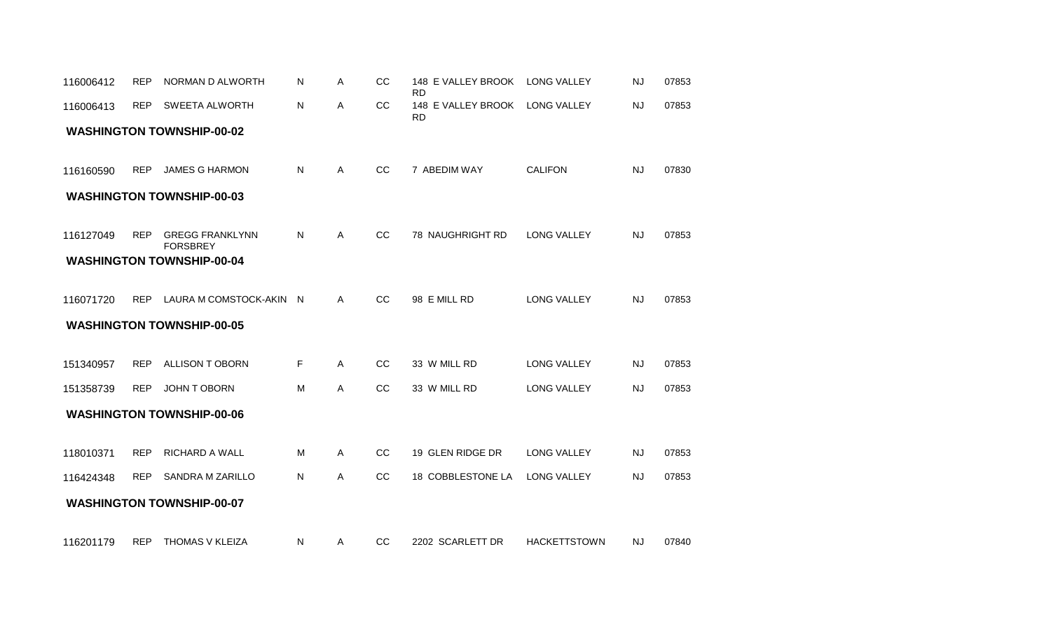| | | | | | | | | | |
|---|---|---|---|---|---|---|---|---|---|
| 116006412 | REP | NORMAN D ALWORTH | N | A | CC | 148 E VALLEY BROOK RD | LONG VALLEY | NJ | 07853 |
| 116006413 | REP | SWEETA ALWORTH | N | A | CC | 148 E VALLEY BROOK RD | LONG VALLEY | NJ | 07853 |

**WASHINGTON TOWNSHIP-00-02**

| | | | | | | | | | |
|---|---|---|---|---|---|---|---|---|---|
| 116160590 | REP | JAMES G HARMON | N | A | CC | 7 ABEDIM WAY | CALIFON | NJ | 07830 |

**WASHINGTON TOWNSHIP-00-03**

| | | | | | | | | | |
|---|---|---|---|---|---|---|---|---|---|
| 116127049 | REP | GREGG FRANKLYNN FORSBREY | N | A | CC | 78 NAUGHRIGHT RD | LONG VALLEY | NJ | 07853 |

**WASHINGTON TOWNSHIP-00-04**

| | | | | | | | | | |
|---|---|---|---|---|---|---|---|---|---|
| 116071720 | REP | LAURA M COMSTOCK-AKIN | N | A | CC | 98 E MILL RD | LONG VALLEY | NJ | 07853 |

**WASHINGTON TOWNSHIP-00-05**

| | | | | | | | | | |
|---|---|---|---|---|---|---|---|---|---|
| 151340957 | REP | ALLISON T OBORN | F | A | CC | 33 W MILL RD | LONG VALLEY | NJ | 07853 |
| 151358739 | REP | JOHN T OBORN | M | A | CC | 33 W MILL RD | LONG VALLEY | NJ | 07853 |

**WASHINGTON TOWNSHIP-00-06**

| | | | | | | | | | |
|---|---|---|---|---|---|---|---|---|---|
| 118010371 | REP | RICHARD A WALL | M | A | CC | 19 GLEN RIDGE DR | LONG VALLEY | NJ | 07853 |
| 116424348 | REP | SANDRA M ZARILLO | N | A | CC | 18 COBBLESTONE LA | LONG VALLEY | NJ | 07853 |

**WASHINGTON TOWNSHIP-00-07**

| | | | | | | | | | |
|---|---|---|---|---|---|---|---|---|---|
| 116201179 | REP | THOMAS V KLEIZA | N | A | CC | 2202 SCARLETT DR | HACKETTSTOWN | NJ | 07840 |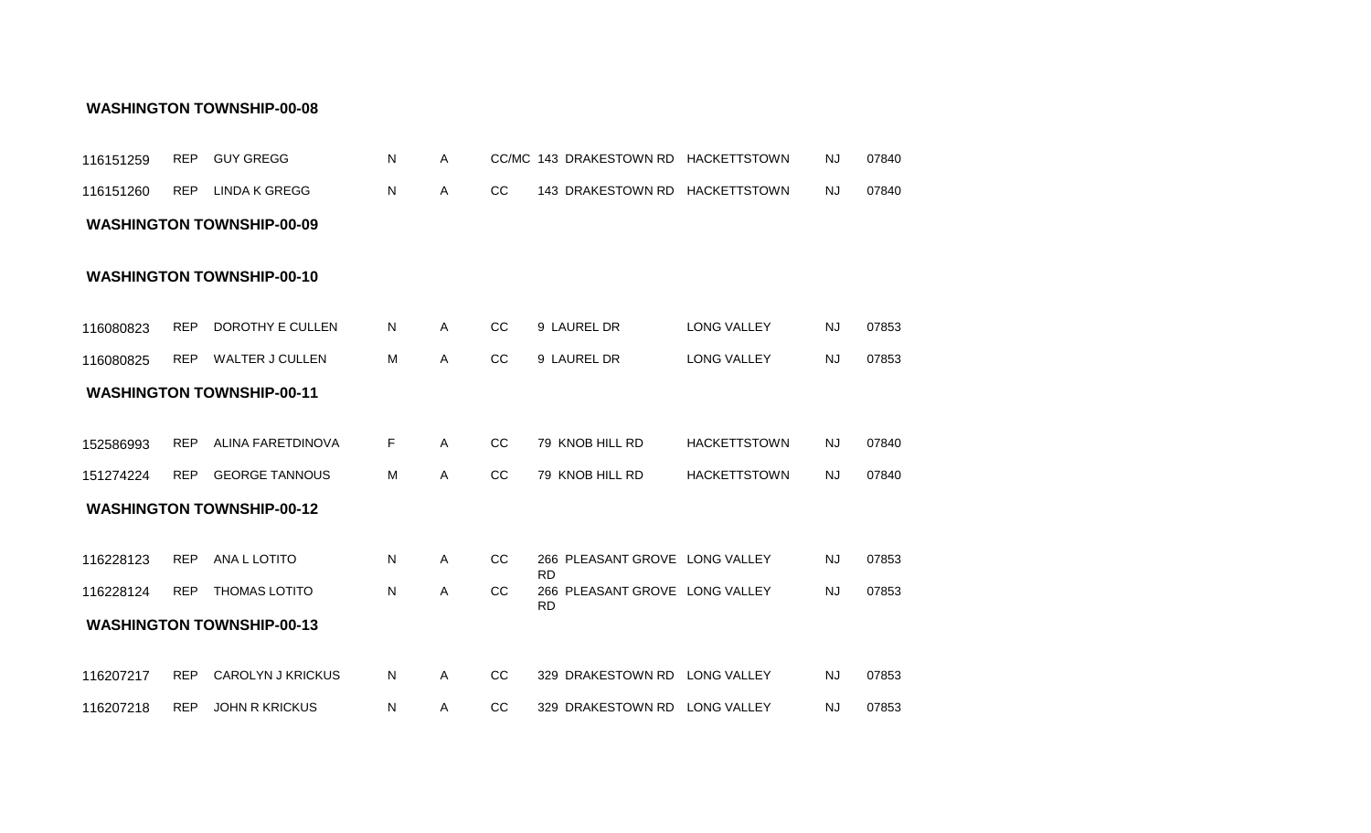**WASHINGTON TOWNSHIP-00-08**

| | | | | | | | | | |
|---|---|---|---|---|---|---|---|---|---|
| 116151259 | REP | GUY GREGG | N | A | CC/MC | 143 DRAKESTOWN RD | HACKETTSTOWN | NJ | 07840 |
| 116151260 | REP | LINDA K GREGG | N | A | CC | 143 DRAKESTOWN RD | HACKETTSTOWN | NJ | 07840 |

**WASHINGTON TOWNSHIP-00-09**

**WASHINGTON TOWNSHIP-00-10**

| | | | | | | | | | |
|---|---|---|---|---|---|---|---|---|---|
| 116080823 | REP | DOROTHY E CULLEN | N | A | CC | 9 LAUREL DR | LONG VALLEY | NJ | 07853 |
| 116080825 | REP | WALTER J CULLEN | M | A | CC | 9 LAUREL DR | LONG VALLEY | NJ | 07853 |

**WASHINGTON TOWNSHIP-00-11**

| | | | | | | | | | |
|---|---|---|---|---|---|---|---|---|---|
| 152586993 | REP | ALINA FARETDINOVA | F | A | CC | 79 KNOB HILL RD | HACKETTSTOWN | NJ | 07840 |
| 151274224 | REP | GEORGE TANNOUS | M | A | CC | 79 KNOB HILL RD | HACKETTSTOWN | NJ | 07840 |

**WASHINGTON TOWNSHIP-00-12**

| | | | | | | | | | |
|---|---|---|---|---|---|---|---|---|---|
| 116228123 | REP | ANA L LOTITO | N | A | CC | 266 PLEASANT GROVE RD | LONG VALLEY | NJ | 07853 |
| 116228124 | REP | THOMAS LOTITO | N | A | CC | 266 PLEASANT GROVE RD | LONG VALLEY | NJ | 07853 |

**WASHINGTON TOWNSHIP-00-13**

| | | | | | | | | | |
|---|---|---|---|---|---|---|---|---|---|
| 116207217 | REP | CAROLYN J KRICKUS | N | A | CC | 329 DRAKESTOWN RD | LONG VALLEY | NJ | 07853 |
| 116207218 | REP | JOHN R KRICKUS | N | A | CC | 329 DRAKESTOWN RD | LONG VALLEY | NJ | 07853 |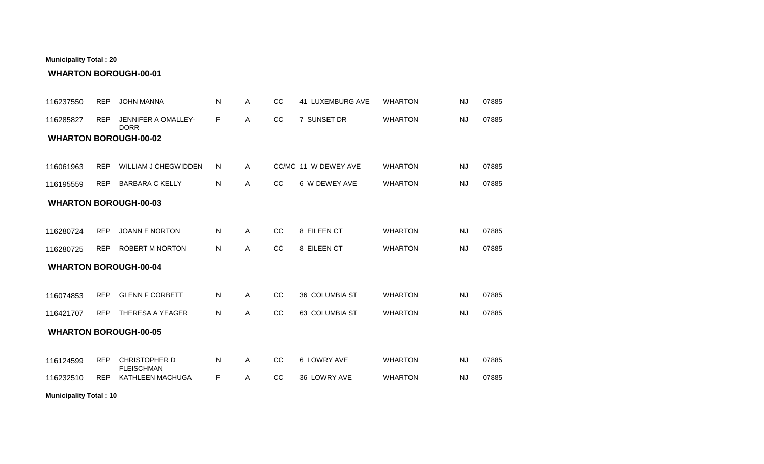**Municipality Total : 20**

**WHARTON BOROUGH-00-01**

| | | | | | | | | | |
|---|---|---|---|---|---|---|---|---|---|
| 116237550 | REP | JOHN MANNA | N | A | CC | 41 LUXEMBURG AVE | WHARTON | NJ | 07885 |
| 116285827 | REP | JENNIFER A OMALLEY-DORR | F | A | CC | 7 SUNSET DR | WHARTON | NJ | 07885 |

**WHARTON BOROUGH-00-02**

| | | | | | | | | | |
|---|---|---|---|---|---|---|---|---|---|
| 116061963 | REP | WILLIAM J CHEGWIDDEN | N | A | CC/MC | 11 W DEWEY AVE | WHARTON | NJ | 07885 |
| 116195559 | REP | BARBARA C KELLY | N | A | CC | 6 W DEWEY AVE | WHARTON | NJ | 07885 |

**WHARTON BOROUGH-00-03**

| | | | | | | | | | |
|---|---|---|---|---|---|---|---|---|---|
| 116280724 | REP | JOANN E NORTON | N | A | CC | 8 EILEEN CT | WHARTON | NJ | 07885 |
| 116280725 | REP | ROBERT M NORTON | N | A | CC | 8 EILEEN CT | WHARTON | NJ | 07885 |

**WHARTON BOROUGH-00-04**

| | | | | | | | | | |
|---|---|---|---|---|---|---|---|---|---|
| 116074853 | REP | GLENN F CORBETT | N | A | CC | 36 COLUMBIA ST | WHARTON | NJ | 07885 |
| 116421707 | REP | THERESA A YEAGER | N | A | CC | 63 COLUMBIA ST | WHARTON | NJ | 07885 |

**WHARTON BOROUGH-00-05**

| | | | | | | | | | |
|---|---|---|---|---|---|---|---|---|---|
| 116124599 | REP | CHRISTOPHER D FLEISCHMAN | N | A | CC | 6 LOWRY AVE | WHARTON | NJ | 07885 |
| 116232510 | REP | KATHLEEN MACHUGA | F | A | CC | 36 LOWRY AVE | WHARTON | NJ | 07885 |

**Municipality Total : 10**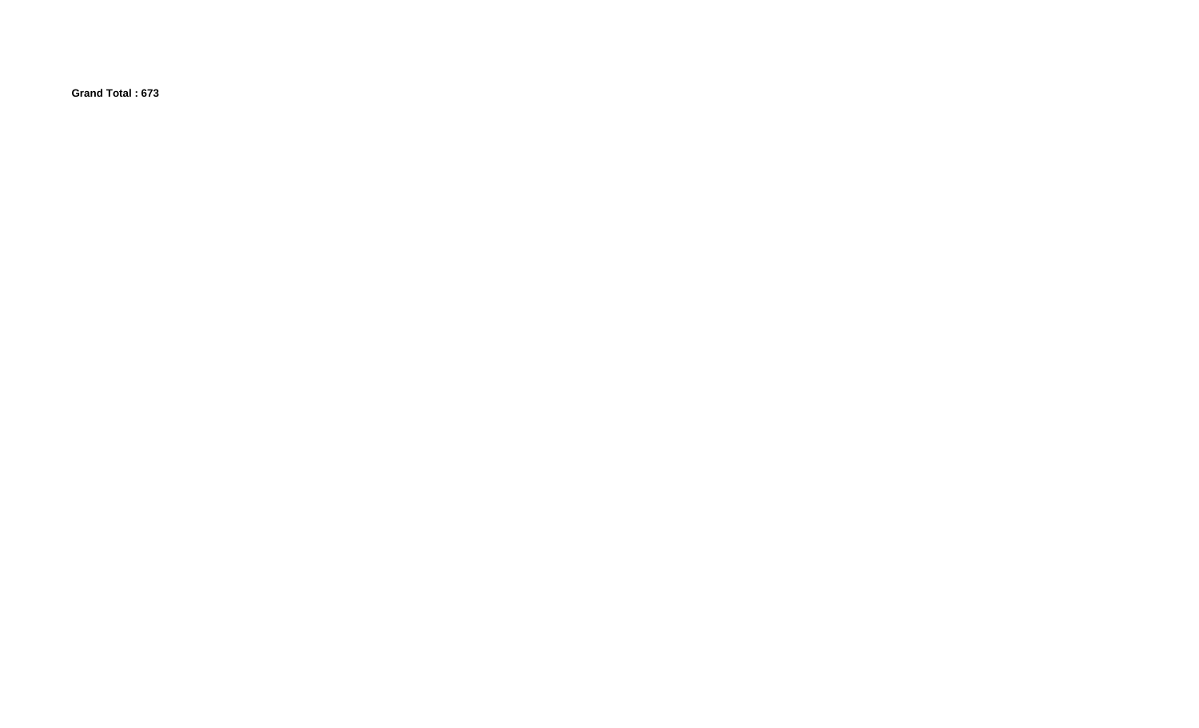**Grand Total : 673**